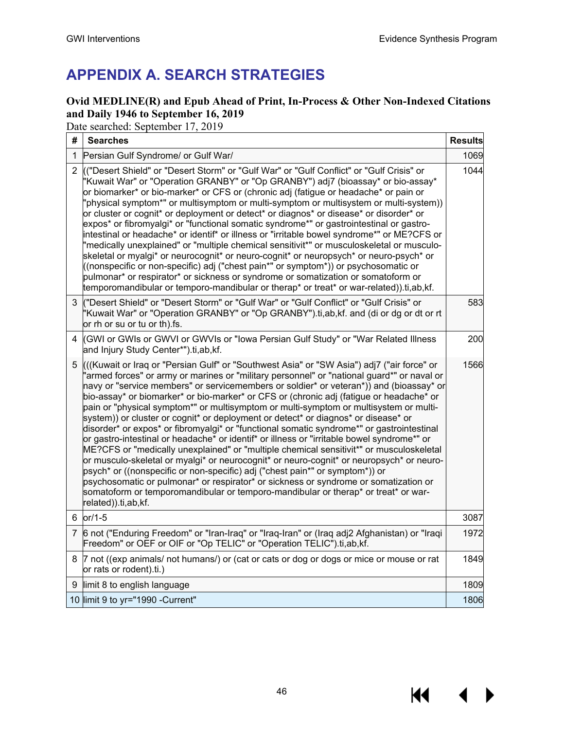# APPENDIX A. SEARCH STRATEGIES

**Ovid MEDLINE(R) and Epub Ahead of Print, In-Process & Other Non-Indexed Citations and Daily 1946 to September 16, 2019**

Date searched: September 17, 2019

| # | Searches | Results |
|---|---|---|
| 1 | Persian Gulf Syndrome/ or Gulf War/ | 1069 |
| 2 | (("Desert Shield" or "Desert Storm" or "Gulf War" or "Gulf Conflict" or "Gulf Crisis" or "Kuwait War" or "Operation GRANBY" or "Op GRANBY") adj7 (bioassay* or bio-assay* or biomarker* or bio-marker* or CFS or (chronic adj (fatigue or headache* or pain or "physical symptom*" or multisymptom or multi-symptom or multisystem or multi-system)) or cluster or cognit* or deployment or detect* or diagnos* or disease* or disorder* or expos* or fibromyalgi* or "functional somatic syndrome*" or gastrointestinal or gastro-intestinal or headache* or identif* or illness or "irritable bowel syndrome*" or ME?CFS or "medically unexplained" or "multiple chemical sensitivit*" or musculoskeletal or musculo-skeletal or myalgi* or neurocognit* or neuro-cognit* or neuropsych* or neuro-psych* or ((nonspecific or non-specific) adj ("chest pain*" or symptom*)) or psychosomatic or pulmonar* or respirator* or sickness or syndrome or somatization or somatoform or temporomandibular or temporo-mandibular or therap* or treat* or war-related)).ti,ab,kf. | 1044 |
| 3 | ("Desert Shield" or "Desert Storm" or "Gulf War" or "Gulf Conflict" or "Gulf Crisis" or "Kuwait War" or "Operation GRANBY" or "Op GRANBY").ti,ab,kf. and (di or dg or dt or rt or rh or su or tu or th).fs. | 583 |
| 4 | (GWI or GWIs or GWVI or GWVIs or "Iowa Persian Gulf Study" or "War Related Illness and Injury Study Center*").ti,ab,kf. | 200 |
| 5 | (((Kuwait or Iraq or "Persian Gulf" or "Southwest Asia" or "SW Asia") adj7 ("air force" or "armed forces" or army or marines or "military personnel" or "national guard*" or naval or navy or "service members" or servicemembers or soldier* or veteran*)) and (bioassay* or bio-assay* or biomarker* or bio-marker* or CFS or (chronic adj (fatigue or headache* or pain or "physical symptom*" or multisymptom or multi-symptom or multisystem or multi-system)) or cluster or cognit* or deployment or detect* or diagnos* or disease* or disorder* or expos* or fibromyalgi* or "functional somatic syndrome*" or gastrointestinal or gastro-intestinal or headache* or identif* or illness or "irritable bowel syndrome*" or ME?CFS or "medically unexplained" or "multiple chemical sensitivit*" or musculoskeletal or musculo-skeletal or myalgi* or neurocognit* or neuro-cognit* or neuropsych* or neuro-psych* or ((nonspecific or non-specific) adj ("chest pain*" or symptom*)) or psychosomatic or pulmonar* or respirator* or sickness or syndrome or somatization or somatoform or temporomandibular or temporo-mandibular or therap* or treat* or war-related)).ti,ab,kf. | 1566 |
| 6 | or/1-5 | 3087 |
| 7 | 6 not ("Enduring Freedom" or "Iran-Iraq" or "Iraq-Iran" or (Iraq adj2 Afghanistan) or "Iraqi Freedom" or OEF or OIF or "Op TELIC" or "Operation TELIC").ti,ab,kf. | 1972 |
| 8 | 7 not ((exp animals/ not humans/) or (cat or cats or dog or dogs or mice or mouse or rat or rats or rodent).ti.) | 1849 |
| 9 | limit 8 to english language | 1809 |
| 10 | limit 9 to yr="1990 -Current" | 1806 |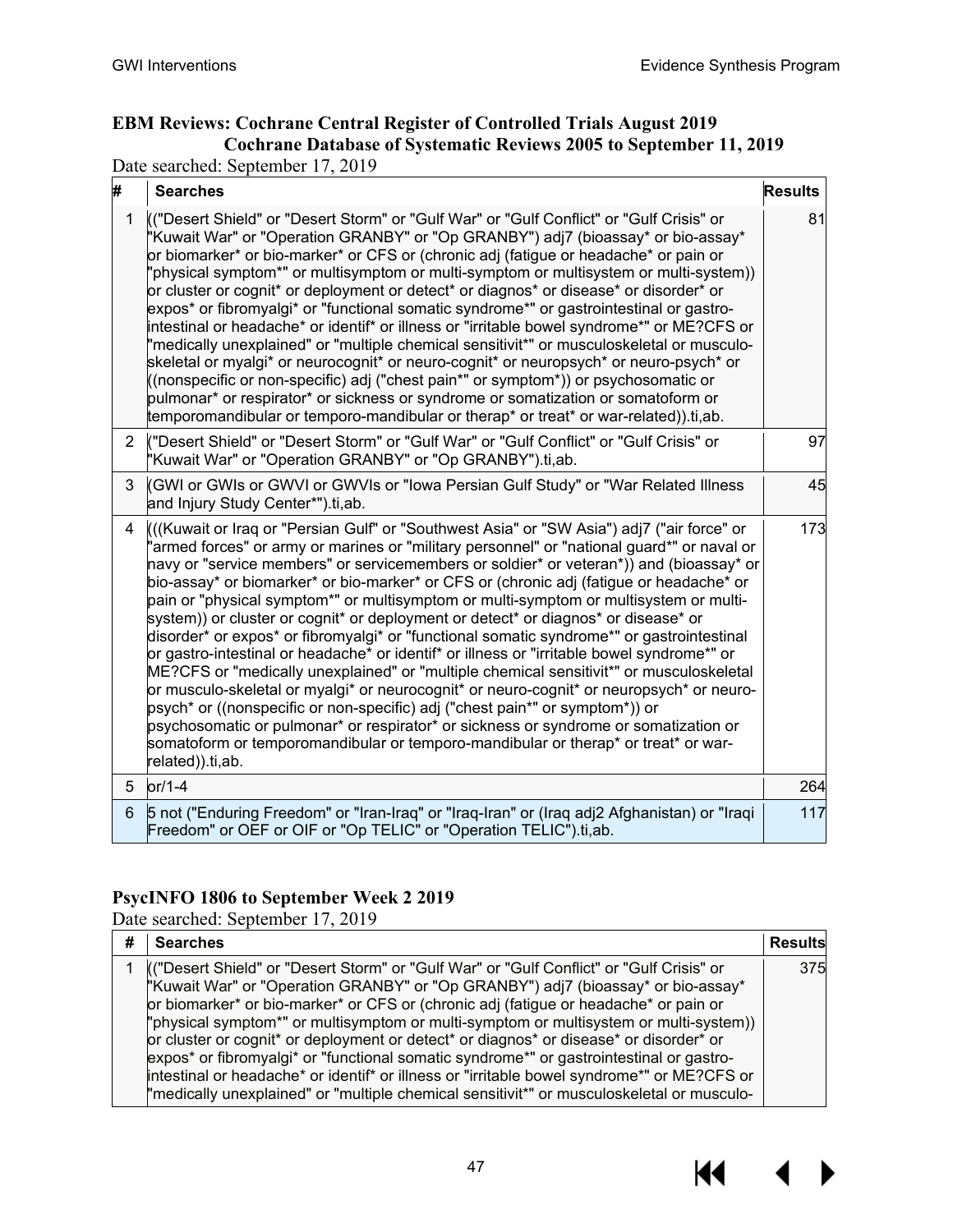**EBM Reviews: Cochrane Central Register of Controlled Trials August 2019**
**Cochrane Database of Systematic Reviews 2005 to September 11, 2019**

Date searched: September 17, 2019

| # | Searches | Results |
|---|---|---|
| 1 | (("Desert Shield" or "Desert Storm" or "Gulf War" or "Gulf Conflict" or "Gulf Crisis" or "Kuwait War" or "Operation GRANBY" or "Op GRANBY") adj7 (bioassay* or bio-assay* or biomarker* or bio-marker* or CFS or (chronic adj (fatigue or headache* or pain or "physical symptom*" or multisymptom or multi-symptom or multisystem or multi-system)) or cluster or cognit* or deployment or detect* or diagnos* or disease* or disorder* or expos* or fibromyalgi* or "functional somatic syndrome*" or gastrointestinal or gastro-intestinal or headache* or identif* or illness or "irritable bowel syndrome*" or ME?CFS or "medically unexplained" or "multiple chemical sensitivit*" or musculoskeletal or musculo-skeletal or myalgi* or neurocognit* or neuro-cognit* or neuropsych* or neuro-psych* or ((nonspecific or non-specific) adj ("chest pain*" or symptom*)) or psychosomatic or pulmonar* or respirator* or sickness or syndrome or somatization or somatoform or temporomandibular or temporo-mandibular or therap* or treat* or war-related)).ti,ab. | 81 |
| 2 | ("Desert Shield" or "Desert Storm" or "Gulf War" or "Gulf Conflict" or "Gulf Crisis" or "Kuwait War" or "Operation GRANBY" or "Op GRANBY").ti,ab. | 97 |
| 3 | (GWI or GWIs or GWVI or GWVIs or "Iowa Persian Gulf Study" or "War Related Illness and Injury Study Center*").ti,ab. | 45 |
| 4 | (((Kuwait or Iraq or "Persian Gulf" or "Southwest Asia" or "SW Asia") adj7 ("air force" or "armed forces" or army or marines or "military personnel" or "national guard*" or naval or navy or "service members" or servicemembers or soldier* or veteran*)) and (bioassay* or bio-assay* or biomarker* or bio-marker* or CFS or (chronic adj (fatigue or headache* or pain or "physical symptom*" or multisymptom or multi-symptom or multisystem or multi-system)) or cluster or cognit* or deployment or detect* or diagnos* or disease* or disorder* or expos* or fibromyalgi* or "functional somatic syndrome*" or gastrointestinal or gastro-intestinal or headache* or identif* or illness or "irritable bowel syndrome*" or ME?CFS or "medically unexplained" or "multiple chemical sensitivit*" or musculoskeletal or musculo-skeletal or myalgi* or neurocognit* or neuro-cognit* or neuropsych* or neuro-psych* or ((nonspecific or non-specific) adj ("chest pain*" or symptom*)) or psychosomatic or pulmonar* or respirator* or sickness or syndrome or somatization or somatoform or temporomandibular or temporo-mandibular or therap* or treat* or war-related)).ti,ab. | 173 |
| 5 | or/1-4 | 264 |
| 6 | 5 not ("Enduring Freedom" or "Iran-Iraq" or "Iraq-Iran" or (Iraq adj2 Afghanistan) or "Iraqi Freedom" or OEF or OIF or "Op TELIC" or "Operation TELIC").ti,ab. | 117 |

**PsycINFO 1806 to September Week 2 2019**

Date searched: September 17, 2019

| # | Searches | Results |
|---|---|---|
| 1 | (("Desert Shield" or "Desert Storm" or "Gulf War" or "Gulf Conflict" or "Gulf Crisis" or "Kuwait War" or "Operation GRANBY" or "Op GRANBY") adj7 (bioassay* or bio-assay* or biomarker* or bio-marker* or CFS or (chronic adj (fatigue or headache* or pain or "physical symptom*" or multisymptom or multi-symptom or multisystem or multi-system)) or cluster or cognit* or deployment or detect* or diagnos* or disease* or disorder* or expos* or fibromyalgi* or "functional somatic syndrome*" or gastrointestinal or gastro-intestinal or headache* or identif* or illness or "irritable bowel syndrome*" or ME?CFS or "medically unexplained" or "multiple chemical sensitivit*" or musculoskeletal or musculo- | 375 |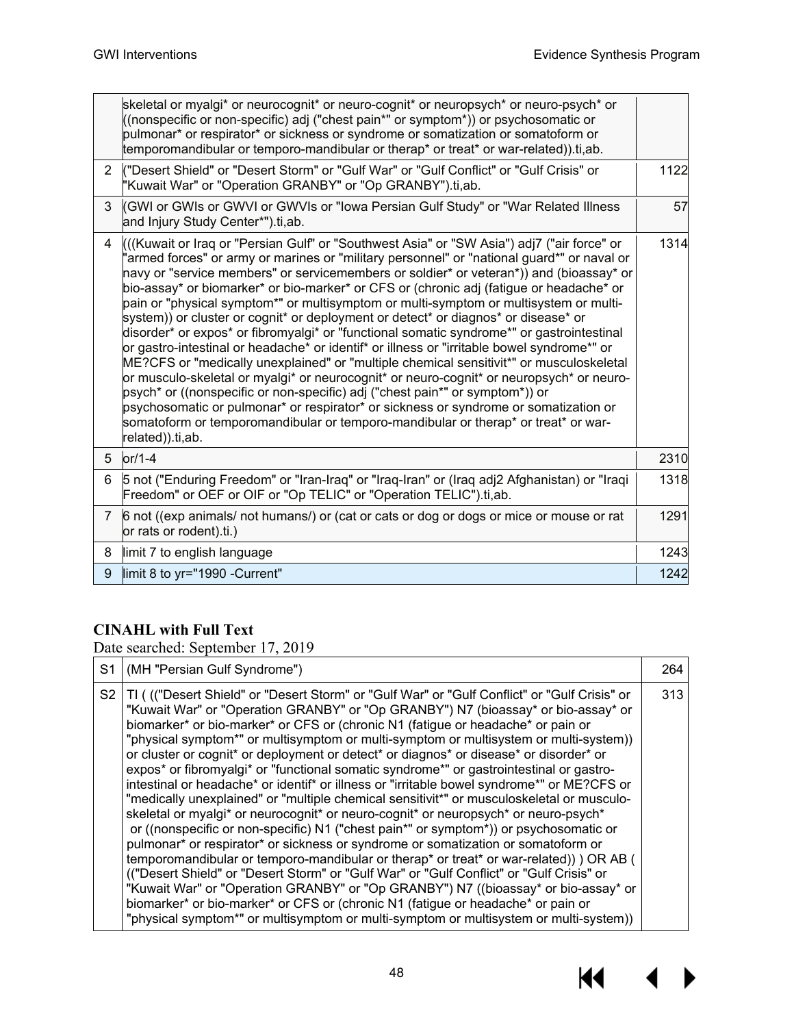| | | |
|---|---|---|
| | skeletal or myalgi* or neurocognit* or neuro-cognit* or neuropsych* or neuro-psych* or ((nonspecific or non-specific) adj ("chest pain*" or symptom*)) or psychosomatic or pulmonar* or respirator* or sickness or syndrome or somatization or somatoform or temporomandibular or temporo-mandibular or therap* or treat* or war-related)).ti,ab. | |
| 2 | ("Desert Shield" or "Desert Storm" or "Gulf War" or "Gulf Conflict" or "Gulf Crisis" or "Kuwait War" or "Operation GRANBY" or "Op GRANBY").ti,ab. | 1122 |
| 3 | (GWI or GWIs or GWVI or GWVIs or "Iowa Persian Gulf Study" or "War Related Illness and Injury Study Center*").ti,ab. | 57 |
| 4 | (((Kuwait or Iraq or "Persian Gulf" or "Southwest Asia" or "SW Asia") adj7 ("air force" or "armed forces" or army or marines or "military personnel" or "national guard*" or naval or navy or "service members" or servicemembers or soldier* or veteran*)) and (bioassay* or bio-assay* or biomarker* or bio-marker* or CFS or (chronic adj (fatigue or headache* or pain or "physical symptom*" or multisymptom or multi-symptom or multisystem or multi-system)) or cluster or cognit* or deployment or detect* or diagnos* or disease* or disorder* or expos* or fibromyalgi* or "functional somatic syndrome*" or gastrointestinal or gastro-intestinal or headache* or identif* or illness or "irritable bowel syndrome*" or ME?CFS or "medically unexplained" or "multiple chemical sensitivit*" or musculoskeletal or musculo-skeletal or myalgi* or neurocognit* or neuro-cognit* or neuropsych* or neuro-psych* or ((nonspecific or non-specific) adj ("chest pain*" or symptom*)) or psychosomatic or pulmonar* or respirator* or sickness or syndrome or somatization or somatoform or temporomandibular or temporo-mandibular or therap* or treat* or war-related)).ti,ab. | 1314 |
| 5 | or/1-4 | 2310 |
| 6 | 5 not ("Enduring Freedom" or "Iran-Iraq" or "Iraq-Iran" or (Iraq adj2 Afghanistan) or "Iraqi Freedom" or OEF or OIF or "Op TELIC" or "Operation TELIC").ti,ab. | 1318 |
| 7 | 6 not ((exp animals/ not humans/) or (cat or cats or dog or dogs or mice or mouse or rat or rats or rodent).ti.) | 1291 |
| 8 | limit 7 to english language | 1243 |
| 9 | limit 8 to yr="1990 -Current" | 1242 |

### CINAHL with Full Text

Date searched: September 17, 2019

| | | |
|---|---|---|
| S1 | (MH "Persian Gulf Syndrome") | 264 |
| S2 | TI ( (("Desert Shield" or "Desert Storm" or "Gulf War" or "Gulf Conflict" or "Gulf Crisis" or "Kuwait War" or "Operation GRANBY" or "Op GRANBY") N7 (bioassay* or bio-assay* or biomarker* or bio-marker* or CFS or (chronic N1 (fatigue or headache* or pain or "physical symptom*" or multisymptom or multi-symptom or multisystem or multi-system)) or cluster or cognit* or deployment or detect* or diagnos* or disease* or disorder* or expos* or fibromyalgi* or "functional somatic syndrome*" or gastrointestinal or gastro-intestinal or headache* or identif* or illness or "irritable bowel syndrome*" or ME?CFS or "medically unexplained" or "multiple chemical sensitivit*" or musculoskeletal or musculo-skeletal or myalgi* or neurocognit* or neuro-cognit* or neuropsych* or neuro-psych* or ((nonspecific or non-specific) N1 ("chest pain*" or symptom*)) or psychosomatic or pulmonar* or respirator* or sickness or syndrome or somatization or somatoform or temporomandibular or temporo-mandibular or therap* or treat* or war-related)) ) OR AB ( (("Desert Shield" or "Desert Storm" or "Gulf War" or "Gulf Conflict" or "Gulf Crisis" or "Kuwait War" or "Operation GRANBY" or "Op GRANBY") N7 ((bioassay* or bio-assay* or biomarker* or bio-marker* or CFS or (chronic N1 (fatigue or headache* or pain or "physical symptom*" or multisymptom or multi-symptom or multisystem or multi-system)) | 313 |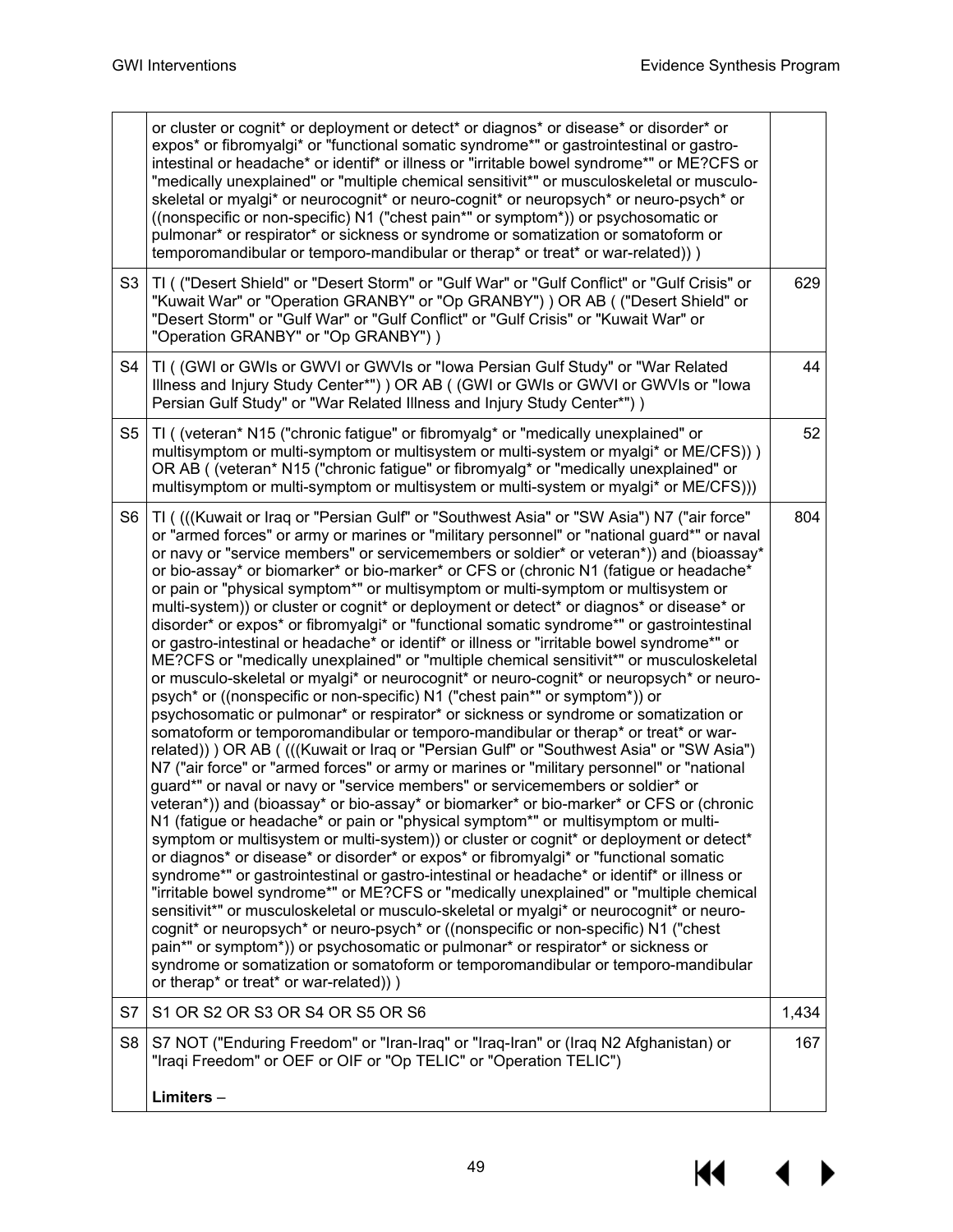| | | |
|---|---|---|
| | or cluster or cognit* or deployment or detect* or diagnos* or disease* or disorder* or expos* or fibromyalgi* or "functional somatic syndrome*" or gastrointestinal or gastro-intestinal or headache* or identif* or illness or "irritable bowel syndrome*" or ME?CFS or "medically unexplained" or "multiple chemical sensitivit*" or musculoskeletal or musculo-skeletal or myalgi* or neurocognit* or neuro-cognit* or neuropsych* or neuro-psych* or ((nonspecific or non-specific) N1 ("chest pain*" or symptom*)) or psychosomatic or pulmonar* or respirator* or sickness or syndrome or somatization or somatoform or temporomandibular or temporo-mandibular or therap* or treat* or war-related)) ) | |
| S3 | TI ( ("Desert Shield" or "Desert Storm" or "Gulf War" or "Gulf Conflict" or "Gulf Crisis" or "Kuwait War" or "Operation GRANBY" or "Op GRANBY") ) OR AB ( ("Desert Shield" or "Desert Storm" or "Gulf War" or "Gulf Conflict" or "Gulf Crisis" or "Kuwait War" or "Operation GRANBY" or "Op GRANBY") ) | 629 |
| S4 | TI ( (GWI or GWIs or GWVI or GWVIs or "Iowa Persian Gulf Study" or "War Related Illness and Injury Study Center*") ) OR AB ( (GWI or GWIs or GWVI or GWVIs or "Iowa Persian Gulf Study" or "War Related Illness and Injury Study Center*") ) | 44 |
| S5 | TI ( (veteran* N15 ("chronic fatigue" or fibromyalg* or "medically unexplained" or multisymptom or multi-symptom or multisystem or multi-system or myalgi* or ME/CFS)) ) OR AB ( (veteran* N15 ("chronic fatigue" or fibromyalg* or "medically unexplained" or multisymptom or multi-symptom or multisystem or multi-system or myalgi* or ME/CFS))) | 52 |
| S6 | TI ( (((Kuwait or Iraq or "Persian Gulf" or "Southwest Asia" or "SW Asia") N7 ("air force" or "armed forces" or army or marines or "military personnel" or "national guard*" or naval or navy or "service members" or servicemembers or soldier* or veteran*)) and (bioassay* or bio-assay* or biomarker* or bio-marker* or CFS or (chronic N1 (fatigue or headache* or pain or "physical symptom*" or multisymptom or multi-symptom or multisystem or multi-system)) or cluster or cognit* or deployment or detect* or diagnos* or disease* or disorder* or expos* or fibromyalgi* or "functional somatic syndrome*" or gastrointestinal or gastro-intestinal or headache* or identif* or illness or "irritable bowel syndrome*" or ME?CFS or "medically unexplained" or "multiple chemical sensitivit*" or musculoskeletal or musculo-skeletal or myalgi* or neurocognit* or neuro-cognit* or neuropsych* or neuro-psych* or ((nonspecific or non-specific) N1 ("chest pain*" or symptom*)) or psychosomatic or pulmonar* or respirator* or sickness or syndrome or somatization or somatoform or temporomandibular or temporo-mandibular or therap* or treat* or war-related)) ) OR AB ( (((Kuwait or Iraq or "Persian Gulf" or "Southwest Asia" or "SW Asia") N7 ("air force" or "armed forces" or army or marines or "military personnel" or "national guard*" or naval or navy or "service members" or servicemembers or soldier* or veteran*)) and (bioassay* or bio-assay* or biomarker* or bio-marker* or CFS or (chronic N1 (fatigue or headache* or pain or "physical symptom*" or multisymptom or multi-symptom or multisystem or multi-system)) or cluster or cognit* or deployment or detect* or diagnos* or disease* or disorder* or expos* or fibromyalgi* or "functional somatic syndrome*" or gastrointestinal or gastro-intestinal or headache* or identif* or illness or "irritable bowel syndrome*" or ME?CFS or "medically unexplained" or "multiple chemical sensitivit*" or musculoskeletal or musculo-skeletal or myalgi* or neurocognit* or neuro-cognit* or neuropsych* or neuro-psych* or ((nonspecific or non-specific) N1 ("chest pain*" or symptom*)) or psychosomatic or pulmonar* or respirator* or sickness or syndrome or somatization or somatoform or temporomandibular or temporo-mandibular or therap* or treat* or war-related)) ) | 804 |
| S7 | S1 OR S2 OR S3 OR S4 OR S5 OR S6 | 1,434 |
| S8 | S7 NOT ("Enduring Freedom" or "Iran-Iraq" or "Iraq-Iran" or (Iraq N2 Afghanistan) or "Iraqi Freedom" or OEF or OIF or "Op TELIC" or "Operation TELIC")<br><br>**Limiters** – | 167 |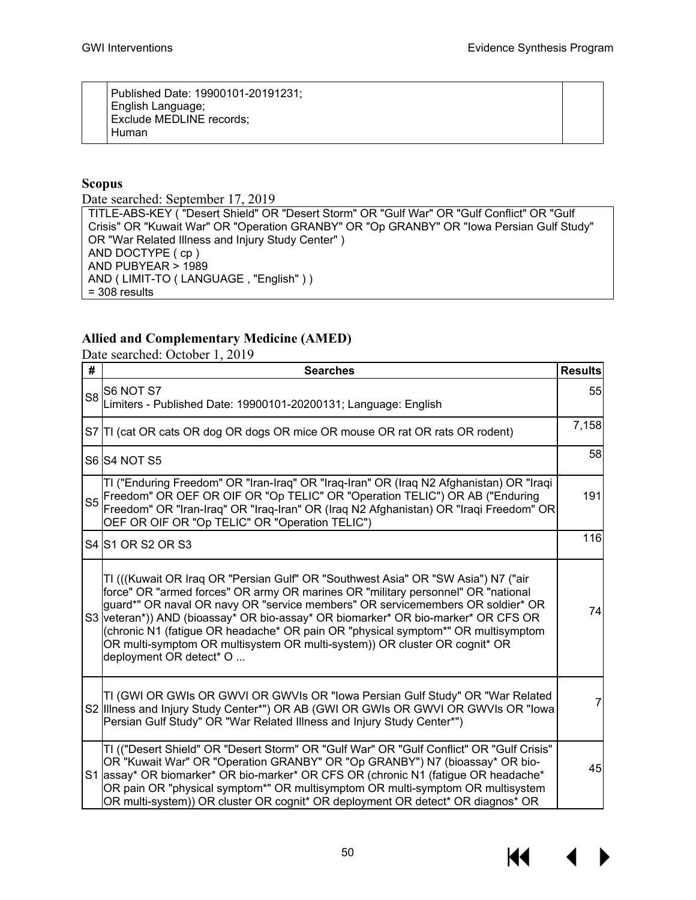| | Published Date: 19900101-20191231;<br>English Language;<br>Exclude MEDLINE records;<br>Human | |
|---|---|---|

### Scopus

Date searched: September 17, 2019

| TITLE-ABS-KEY ( "Desert Shield" OR "Desert Storm" OR "Gulf War" OR "Gulf Conflict" OR "Gulf Crisis" OR "Kuwait War" OR "Operation GRANBY" OR "Op GRANBY" OR "Iowa Persian Gulf Study" OR "War Related Illness and Injury Study Center" )<br>AND DOCTYPE ( cp )<br>AND PUBYEAR > 1989<br>AND ( LIMIT-TO ( LANGUAGE , "English" ) )<br>= 308 results |
|---|

### Allied and Complementary Medicine (AMED)

Date searched: October 1, 2019

| # | Searches | Results |
|---|---|---|
| S8 | S6 NOT S7<br>Limiters - Published Date: 19900101-20200131; Language: English | 55 |
| S7 | TI (cat OR cats OR dog OR dogs OR mice OR mouse OR rat OR rats OR rodent) | 7,158 |
| S6 | S4 NOT S5 | 58 |
| S5 | TI ("Enduring Freedom" OR "Iran-Iraq" OR "Iraq-Iran" OR (Iraq N2 Afghanistan) OR "Iraqi Freedom" OR OEF OR OIF OR "Op TELIC" OR "Operation TELIC") OR AB ("Enduring Freedom" OR "Iran-Iraq" OR "Iraq-Iran" OR (Iraq N2 Afghanistan) OR "Iraqi Freedom" OR OEF OR OIF OR "Op TELIC" OR "Operation TELIC") | 191 |
| S4 | S1 OR S2 OR S3 | 116 |
| S3 | TI (((Kuwait OR Iraq OR "Persian Gulf" OR "Southwest Asia" OR "SW Asia") N7 ("air force" OR "armed forces" OR army OR marines OR "military personnel" OR "national guard*" OR naval OR navy OR "service members" OR servicemembers OR soldier* OR veteran*)) AND (bioassay* OR bio-assay* OR biomarker* OR bio-marker* OR CFS OR (chronic N1 (fatigue OR headache* OR pain OR "physical symptom*" OR multisymptom OR multi-symptom OR multisystem OR multi-system)) OR cluster OR cognit* OR deployment OR detect* O ... | 74 |
| S2 | TI (GWI OR GWIs OR GWVI OR GWVIs OR "Iowa Persian Gulf Study" OR "War Related Illness and Injury Study Center*") OR AB (GWI OR GWIs OR GWVI OR GWVIs OR "Iowa Persian Gulf Study" OR "War Related Illness and Injury Study Center*") | 7 |
| S1 | TI (("Desert Shield" OR "Desert Storm" OR "Gulf War" OR "Gulf Conflict" OR "Gulf Crisis" OR "Kuwait War" OR "Operation GRANBY" OR "Op GRANBY") N7 (bioassay* OR bio-assay* OR biomarker* OR bio-marker* OR CFS OR (chronic N1 (fatigue OR headache* OR pain OR "physical symptom*" OR multisymptom OR multi-symptom OR multisystem OR multi-system)) OR cluster OR cognit* OR deployment OR detect* OR diagnos* OR | 45 |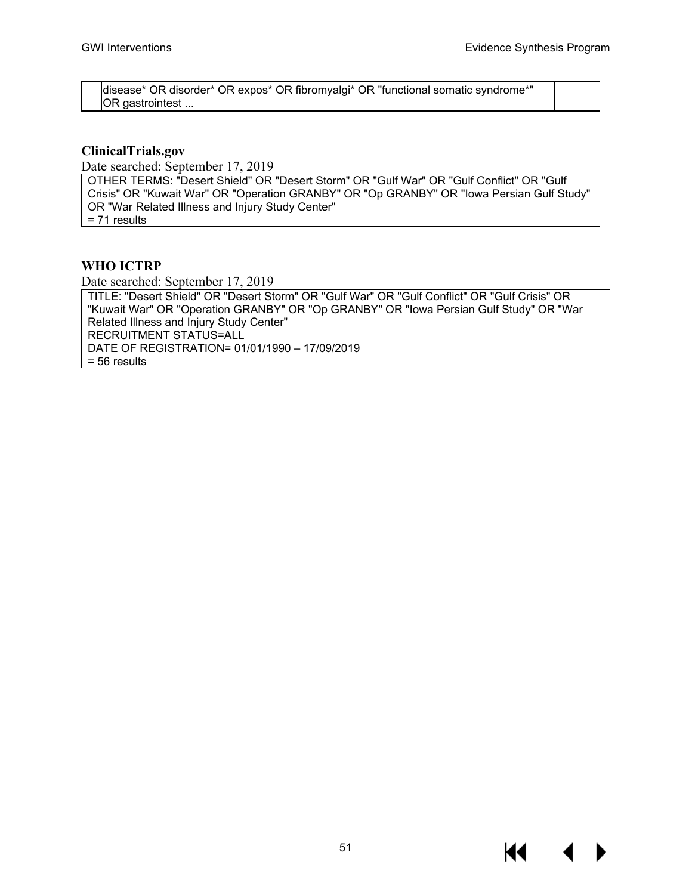| | disease* OR disorder* OR expos* OR fibromyalgi* OR "functional somatic syndrome*" OR gastrointest ... | |
|---|---|---|

**ClinicalTrials.gov**

Date searched: September 17, 2019

| OTHER TERMS: "Desert Shield" OR "Desert Storm" OR "Gulf War" OR "Gulf Conflict" OR "Gulf Crisis" OR "Kuwait War" OR "Operation GRANBY" OR "Op GRANBY" OR "Iowa Persian Gulf Study" OR "War Related Illness and Injury Study Center"<br>= 71 results |
|---|

**WHO ICTRP**

Date searched: September 17, 2019

| TITLE: "Desert Shield" OR "Desert Storm" OR "Gulf War" OR "Gulf Conflict" OR "Gulf Crisis" OR "Kuwait War" OR "Operation GRANBY" OR "Op GRANBY" OR "Iowa Persian Gulf Study" OR "War Related Illness and Injury Study Center"<br>RECRUITMENT STATUS=ALL<br>DATE OF REGISTRATION= 01/01/1990 – 17/09/2019<br>= 56 results |
|---|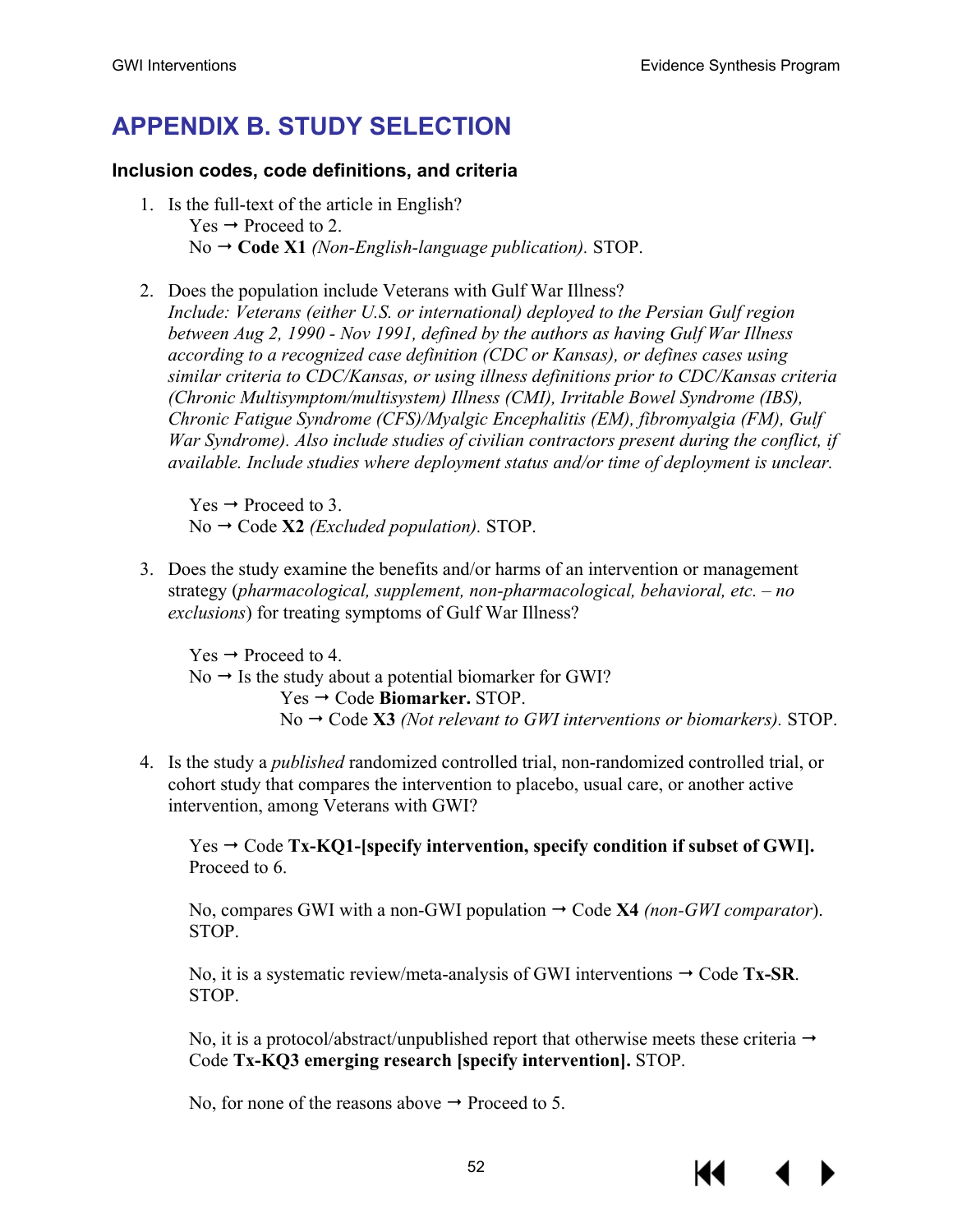# APPENDIX B. STUDY SELECTION

### Inclusion codes, code definitions, and criteria

1. Is the full-text of the article in English?
   Yes → Proceed to 2.
   No → **Code X1** *(Non-English-language publication).* STOP.

2. Does the population include Veterans with Gulf War Illness?
   *Include: Veterans (either U.S. or international) deployed to the Persian Gulf region between Aug 2, 1990 - Nov 1991, defined by the authors as having Gulf War Illness according to a recognized case definition (CDC or Kansas), or defines cases using similar criteria to CDC/Kansas, or using illness definitions prior to CDC/Kansas criteria (Chronic Multisymptom/multisystem) Illness (CMI), Irritable Bowel Syndrome (IBS), Chronic Fatigue Syndrome (CFS)/Myalgic Encephalitis (EM), fibromyalgia (FM), Gulf War Syndrome). Also include studies of civilian contractors present during the conflict, if available. Include studies where deployment status and/or time of deployment is unclear.*

   Yes → Proceed to 3.
   No → Code **X2** *(Excluded population).* STOP.

3. Does the study examine the benefits and/or harms of an intervention or management strategy (*pharmacological, supplement, non-pharmacological, behavioral, etc. – no exclusions*) for treating symptoms of Gulf War Illness?

   Yes → Proceed to 4.
   No → Is the study about a potential biomarker for GWI?
      Yes → Code **Biomarker.** STOP.
      No → Code **X3** *(Not relevant to GWI interventions or biomarkers).* STOP.

4. Is the study a *published* randomized controlled trial, non-randomized controlled trial, or cohort study that compares the intervention to placebo, usual care, or another active intervention, among Veterans with GWI?

   Yes → Code **Tx-KQ1-[specify intervention, specify condition if subset of GWI].** Proceed to 6.

   No, compares GWI with a non-GWI population → Code **X4** *(non-GWI comparator*). STOP.

   No, it is a systematic review/meta-analysis of GWI interventions → Code **Tx-SR**. STOP.

   No, it is a protocol/abstract/unpublished report that otherwise meets these criteria → Code **Tx-KQ3 emerging research [specify intervention].** STOP.

   No, for none of the reasons above → Proceed to 5.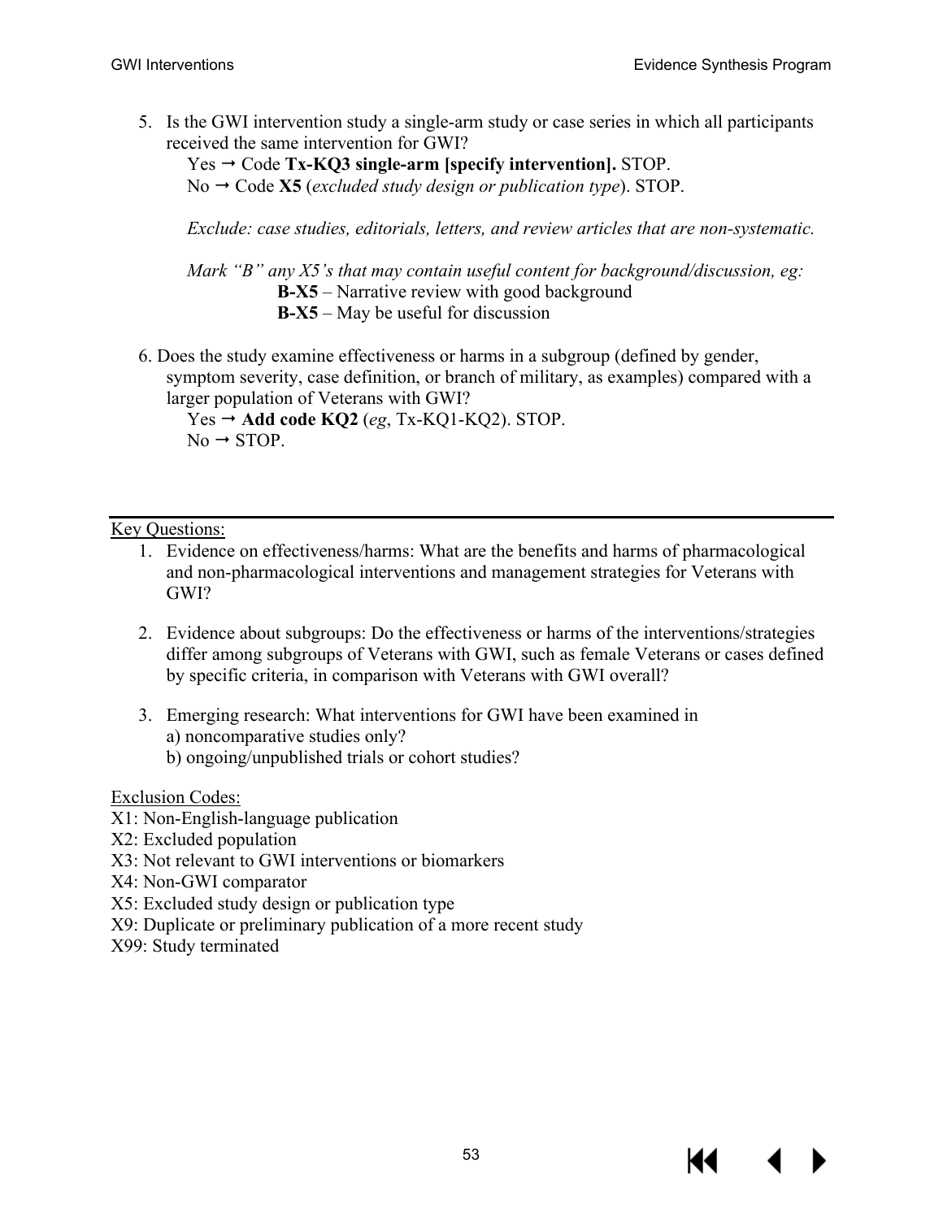5. Is the GWI intervention study a single-arm study or case series in which all participants received the same intervention for GWI?

   Yes → Code **Tx-KQ3 single-arm [specify intervention].** STOP.
   No → Code **X5** (*excluded study design or publication type*). STOP.

   *Exclude: case studies, editorials, letters, and review articles that are non-systematic.*

   *Mark "B" any X5's that may contain useful content for background/discussion, eg:*
   - **B-X5** – Narrative review with good background
   - **B-X5** – May be useful for discussion

6. Does the study examine effectiveness or harms in a subgroup (defined by gender, symptom severity, case definition, or branch of military, as examples) compared with a larger population of Veterans with GWI?

   Yes → **Add code KQ2** (*eg*, Tx-KQ1-KQ2). STOP.
   No → STOP.

---

Key Questions:

1. Evidence on effectiveness/harms: What are the benefits and harms of pharmacological and non-pharmacological interventions and management strategies for Veterans with GWI?

2. Evidence about subgroups: Do the effectiveness or harms of the interventions/strategies differ among subgroups of Veterans with GWI, such as female Veterans or cases defined by specific criteria, in comparison with Veterans with GWI overall?

3. Emerging research: What interventions for GWI have been examined in
   a) noncomparative studies only?
   b) ongoing/unpublished trials or cohort studies?

Exclusion Codes:
X1: Non-English-language publication
X2: Excluded population
X3: Not relevant to GWI interventions or biomarkers
X4: Non-GWI comparator
X5: Excluded study design or publication type
X9: Duplicate or preliminary publication of a more recent study
X99: Study terminated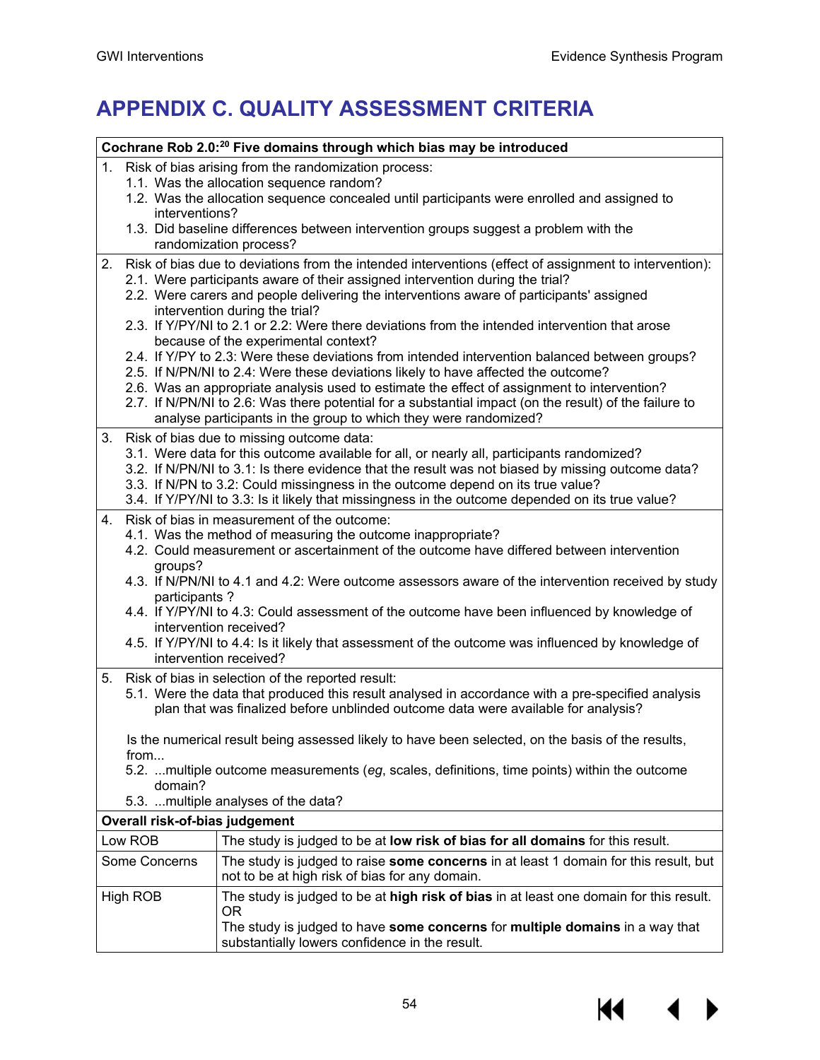# APPENDIX C. QUALITY ASSESSMENT CRITERIA

**Cochrane Rob 2.0:[20] Five domains through which bias may be introduced**

1. Risk of bias arising from the randomization process:
   - 1.1. Was the allocation sequence random?
   - 1.2. Was the allocation sequence concealed until participants were enrolled and assigned to interventions?
   - 1.3. Did baseline differences between intervention groups suggest a problem with the randomization process?
2. Risk of bias due to deviations from the intended interventions (effect of assignment to intervention):
   - 2.1. Were participants aware of their assigned intervention during the trial?
   - 2.2. Were carers and people delivering the interventions aware of participants' assigned intervention during the trial?
   - 2.3. If Y/PY/NI to 2.1 or 2.2: Were there deviations from the intended intervention that arose because of the experimental context?
   - 2.4. If Y/PY to 2.3: Were these deviations from intended intervention balanced between groups?
   - 2.5. If N/PN/NI to 2.4: Were these deviations likely to have affected the outcome?
   - 2.6. Was an appropriate analysis used to estimate the effect of assignment to intervention?
   - 2.7. If N/PN/NI to 2.6: Was there potential for a substantial impact (on the result) of the failure to analyse participants in the group to which they were randomized?
3. Risk of bias due to missing outcome data:
   - 3.1. Were data for this outcome available for all, or nearly all, participants randomized?
   - 3.2. If N/PN/NI to 3.1: Is there evidence that the result was not biased by missing outcome data?
   - 3.3. If N/PN to 3.2: Could missingness in the outcome depend on its true value?
   - 3.4. If Y/PY/NI to 3.3: Is it likely that missingness in the outcome depended on its true value?
4. Risk of bias in measurement of the outcome:
   - 4.1. Was the method of measuring the outcome inappropriate?
   - 4.2. Could measurement or ascertainment of the outcome have differed between intervention groups?
   - 4.3. If N/PN/NI to 4.1 and 4.2: Were outcome assessors aware of the intervention received by study participants ?
   - 4.4. If Y/PY/NI to 4.3: Could assessment of the outcome have been influenced by knowledge of intervention received?
   - 4.5. If Y/PY/NI to 4.4: Is it likely that assessment of the outcome was influenced by knowledge of intervention received?
5. Risk of bias in selection of the reported result:
   - 5.1. Were the data that produced this result analysed in accordance with a pre-specified analysis plan that was finalized before unblinded outcome data were available for analysis?

   Is the numerical result being assessed likely to have been selected, on the basis of the results, from...
   - 5.2. ...multiple outcome measurements (*eg*, scales, definitions, time points) within the outcome domain?
   - 5.3. ...multiple analyses of the data?

| **Overall risk-of-bias judgement** | |
|---|---|
| Low ROB | The study is judged to be at **low risk of bias for all domains** for this result. |
| Some Concerns | The study is judged to raise **some concerns** in at least 1 domain for this result, but not to be at high risk of bias for any domain. |
| High ROB | The study is judged to be at **high risk of bias** in at least one domain for this result. OR The study is judged to have **some concerns** for **multiple domains** in a way that substantially lowers confidence in the result. |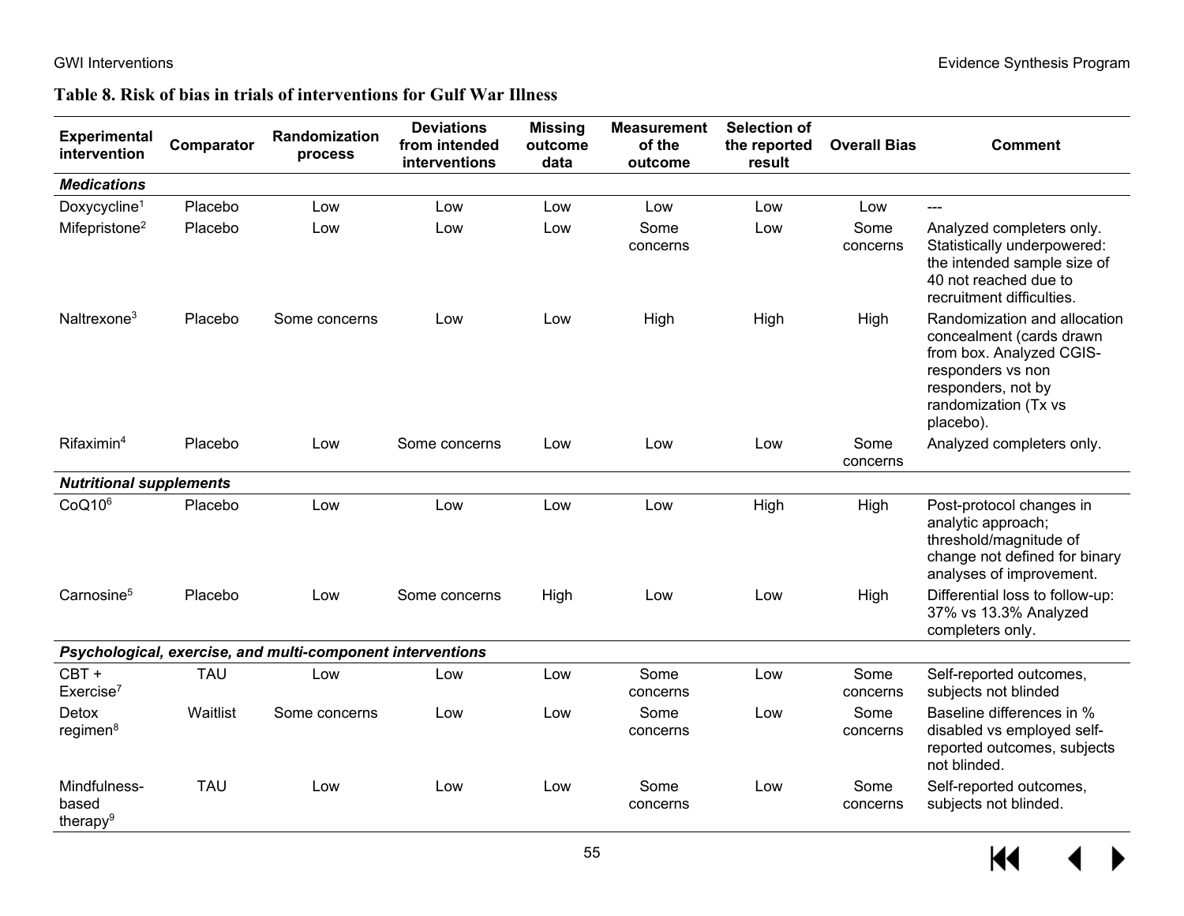**Table 8. Risk of bias in trials of interventions for Gulf War Illness**

| Experimental intervention | Comparator | Randomization process | Deviations from intended interventions | Missing outcome data | Measurement of the outcome | Selection of the reported result | Overall Bias | Comment |
|---|---|---|---|---|---|---|---|---|
| ***Medications*** | | | | | | | | |
| Doxycycline[1] | Placebo | Low | Low | Low | Low | Low | Low | --- |
| Mifepristone[2] | Placebo | Low | Low | Low | Some concerns | Low | Some concerns | Analyzed completers only. Statistically underpowered: the intended sample size of 40 not reached due to recruitment difficulties. |
| Naltrexone[3] | Placebo | Some concerns | Low | Low | High | High | High | Randomization and allocation concealment (cards drawn from box. Analyzed CGIS-responders vs non responders, not by randomization (Tx vs placebo). |
| Rifaximin[4] | Placebo | Low | Some concerns | Low | Low | Low | Some concerns | Analyzed completers only. |
| ***Nutritional supplements*** | | | | | | | | |
| CoQ10[6] | Placebo | Low | Low | Low | Low | High | High | Post-protocol changes in analytic approach; threshold/magnitude of change not defined for binary analyses of improvement. |
| Carnosine[5] | Placebo | Low | Some concerns | High | Low | Low | High | Differential loss to follow-up: 37% vs 13.3% Analyzed completers only. |
| ***Psychological, exercise, and multi-component interventions*** | | | | | | | | |
| CBT + Exercise[7] | TAU | Low | Low | Low | Some concerns | Low | Some concerns | Self-reported outcomes, subjects not blinded |
| Detox regimen[8] | Waitlist | Some concerns | Low | Low | Some concerns | Low | Some concerns | Baseline differences in % disabled vs employed self-reported outcomes, subjects not blinded. |
| Mindfulness-based therapy[9] | TAU | Low | Low | Low | Some concerns | Low | Some concerns | Self-reported outcomes, subjects not blinded. |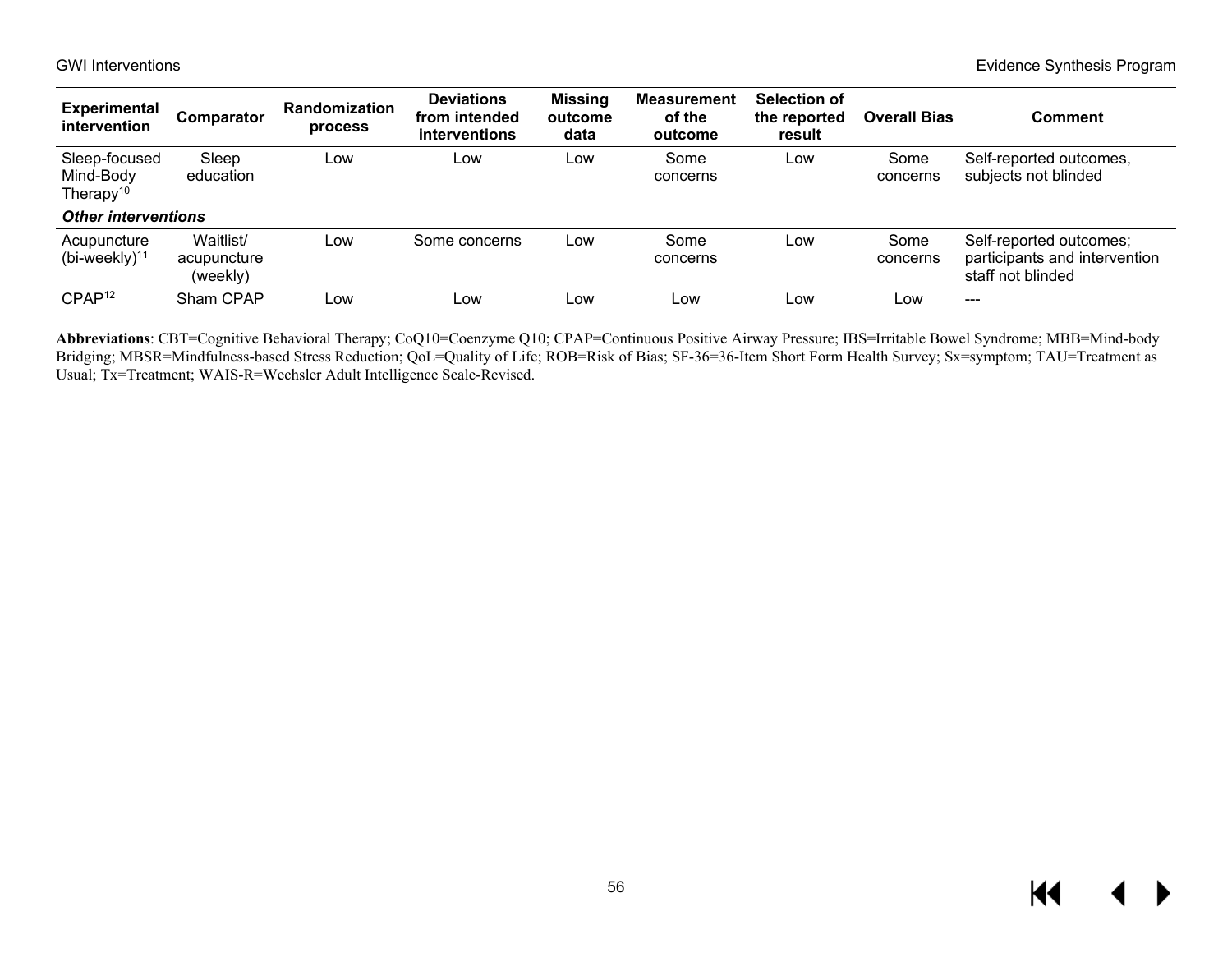| Experimental intervention | Comparator | Randomization process | Deviations from intended interventions | Missing outcome data | Measurement of the outcome | Selection of the reported result | Overall Bias | Comment |
|---|---|---|---|---|---|---|---|---|
| Sleep-focused Mind-Body Therapy[10] | Sleep education | Low | Low | Low | Some concerns | Low | Some concerns | Self-reported outcomes, subjects not blinded |
| ***Other interventions*** | | | | | | | | |
| Acupuncture (bi-weekly)[11] | Waitlist/ acupuncture (weekly) | Low | Some concerns | Low | Some concerns | Low | Some concerns | Self-reported outcomes; participants and intervention staff not blinded |
| CPAP[12] | Sham CPAP | Low | Low | Low | Low | Low | Low | --- |

**Abbreviations**: CBT=Cognitive Behavioral Therapy; CoQ10=Coenzyme Q10; CPAP=Continuous Positive Airway Pressure; IBS=Irritable Bowel Syndrome; MBB=Mind-body Bridging; MBSR=Mindfulness-based Stress Reduction; QoL=Quality of Life; ROB=Risk of Bias; SF-36=36-Item Short Form Health Survey; Sx=symptom; TAU=Treatment as Usual; Tx=Treatment; WAIS-R=Wechsler Adult Intelligence Scale-Revised.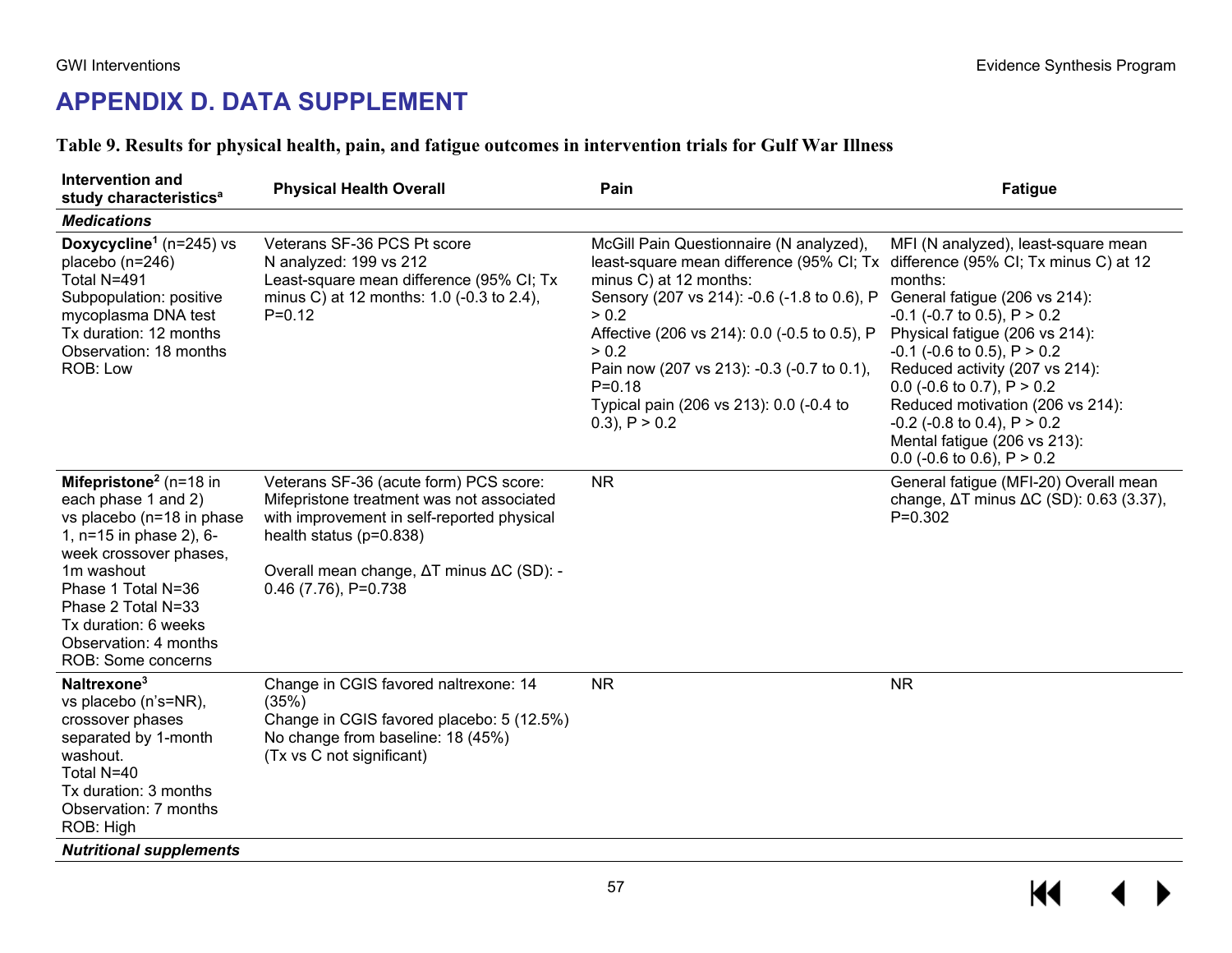## APPENDIX D. DATA SUPPLEMENT

**Table 9. Results for physical health, pain, and fatigue outcomes in intervention trials for Gulf War Illness**

| Intervention and study characteristics[a] | Physical Health Overall | Pain | Fatigue |
|---|---|---|---|
| ***Medications*** | | | |
| **Doxycycline[1]** (n=245) vs placebo (n=246)<br>Total N=491<br>Subpopulation: positive mycoplasma DNA test<br>Tx duration: 12 months<br>Observation: 18 months<br>ROB: Low | Veterans SF-36 PCS Pt score<br>N analyzed: 199 vs 212<br>Least-square mean difference (95% CI; Tx minus C) at 12 months: 1.0 (-0.3 to 2.4), P=0.12 | McGill Pain Questionnaire (N analyzed), least-square mean difference (95% CI; Tx minus C) at 12 months:<br>Sensory (207 vs 214): -0.6 (-1.8 to 0.6), P > 0.2<br>Affective (206 vs 214): 0.0 (-0.5 to 0.5), P > 0.2<br>Pain now (207 vs 213): -0.3 (-0.7 to 0.1), P=0.18<br>Typical pain (206 vs 213): 0.0 (-0.4 to 0.3), P > 0.2 | MFI (N analyzed), least-square mean difference (95% CI; Tx minus C) at 12 months:<br>General fatigue (206 vs 214): -0.1 (-0.7 to 0.5), P > 0.2<br>Physical fatigue (206 vs 214): -0.1 (-0.6 to 0.5), P > 0.2<br>Reduced activity (207 vs 214): 0.0 (-0.6 to 0.7), P > 0.2<br>Reduced motivation (206 vs 214): -0.2 (-0.8 to 0.4), P > 0.2<br>Mental fatigue (206 vs 213): 0.0 (-0.6 to 0.6), P > 0.2 |
| **Mifepristone[2]** (n=18 in each phase 1 and 2) vs placebo (n=18 in phase 1, n=15 in phase 2), 6-week crossover phases, 1m washout<br>Phase 1 Total N=36<br>Phase 2 Total N=33<br>Tx duration: 6 weeks<br>Observation: 4 months<br>ROB: Some concerns | Veterans SF-36 (acute form) PCS score: Mifepristone treatment was not associated with improvement in self-reported physical health status (p=0.838)<br><br>Overall mean change, ΔT minus ΔC (SD): -0.46 (7.76), P=0.738 | NR | General fatigue (MFI-20) Overall mean change, ΔT minus ΔC (SD): 0.63 (3.37), P=0.302 |
| **Naltrexone[3]**<br>vs placebo (n's=NR), crossover phases separated by 1-month washout.<br>Total N=40<br>Tx duration: 3 months<br>Observation: 7 months<br>ROB: High | Change in CGIS favored naltrexone: 14 (35%)<br>Change in CGIS favored placebo: 5 (12.5%)<br>No change from baseline: 18 (45%)<br>(Tx vs C not significant) | NR | NR |
| ***Nutritional supplements*** | | | |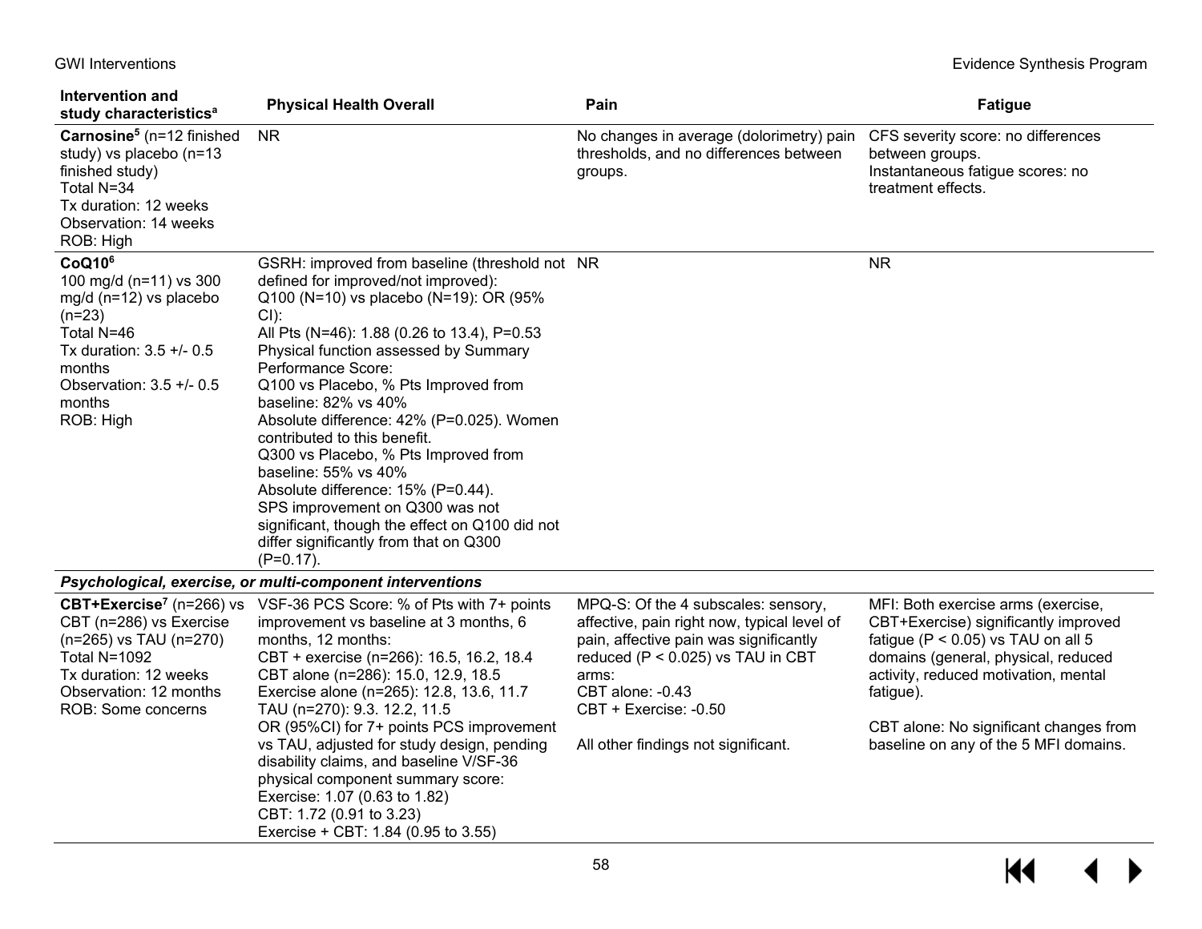| Intervention and study characteristics[a] | Physical Health Overall | Pain | Fatigue |
|---|---|---|---|
| **Carnosine**[5] (n=12 finished study) vs placebo (n=13 finished study)<br>Total N=34<br>Tx duration: 12 weeks<br>Observation: 14 weeks<br>ROB: High | NR | No changes in average (dolorimetry) pain thresholds, and no differences between groups. | CFS severity score: no differences between groups.<br>Instantaneous fatigue scores: no treatment effects. |
| **CoQ10**[6]<br>100 mg/d (n=11) vs 300 mg/d (n=12) vs placebo (n=23)<br>Total N=46<br>Tx duration: 3.5 +/- 0.5 months<br>Observation: 3.5 +/- 0.5 months<br>ROB: High | GSRH: improved from baseline (threshold not defined for improved/not improved):<br>Q100 (N=10) vs placebo (N=19): OR (95% CI):<br>All Pts (N=46): 1.88 (0.26 to 13.4), P=0.53<br>Physical function assessed by Summary Performance Score:<br>Q100 vs Placebo, % Pts Improved from baseline: 82% vs 40%<br>Absolute difference: 42% (P=0.025). Women contributed to this benefit.<br>Q300 vs Placebo, % Pts Improved from baseline: 55% vs 40%<br>Absolute difference: 15% (P=0.44).<br>SPS improvement on Q300 was not significant, though the effect on Q100 did not differ significantly from that on Q300 (P=0.17). | NR | NR |
| ***Psychological, exercise, or multi-component interventions*** | | | |
| **CBT+Exercise**[7] (n=266) vs CBT (n=286) vs Exercise (n=265) vs TAU (n=270)<br>Total N=1092<br>Tx duration: 12 weeks<br>Observation: 12 months<br>ROB: Some concerns | VSF-36 PCS Score: % of Pts with 7+ points improvement vs baseline at 3 months, 6 months, 12 months:<br>CBT + exercise (n=266): 16.5, 16.2, 18.4<br>CBT alone (n=286): 15.0, 12.9, 18.5<br>Exercise alone (n=265): 12.8, 13.6, 11.7<br>TAU (n=270): 9.3. 12.2, 11.5<br>OR (95%CI) for 7+ points PCS improvement vs TAU, adjusted for study design, pending disability claims, and baseline V/SF-36 physical component summary score:<br>Exercise: 1.07 (0.63 to 1.82)<br>CBT: 1.72 (0.91 to 3.23)<br>Exercise + CBT: 1.84 (0.95 to 3.55) | MPQ-S: Of the 4 subscales: sensory, affective, pain right now, typical level of pain, affective pain was significantly reduced (P < 0.025) vs TAU in CBT arms:<br>CBT alone: -0.43<br>CBT + Exercise: -0.50<br><br>All other findings not significant. | MFI: Both exercise arms (exercise, CBT+Exercise) significantly improved fatigue (P < 0.05) vs TAU on all 5 domains (general, physical, reduced activity, reduced motivation, mental fatigue).<br><br>CBT alone: No significant changes from baseline on any of the 5 MFI domains. |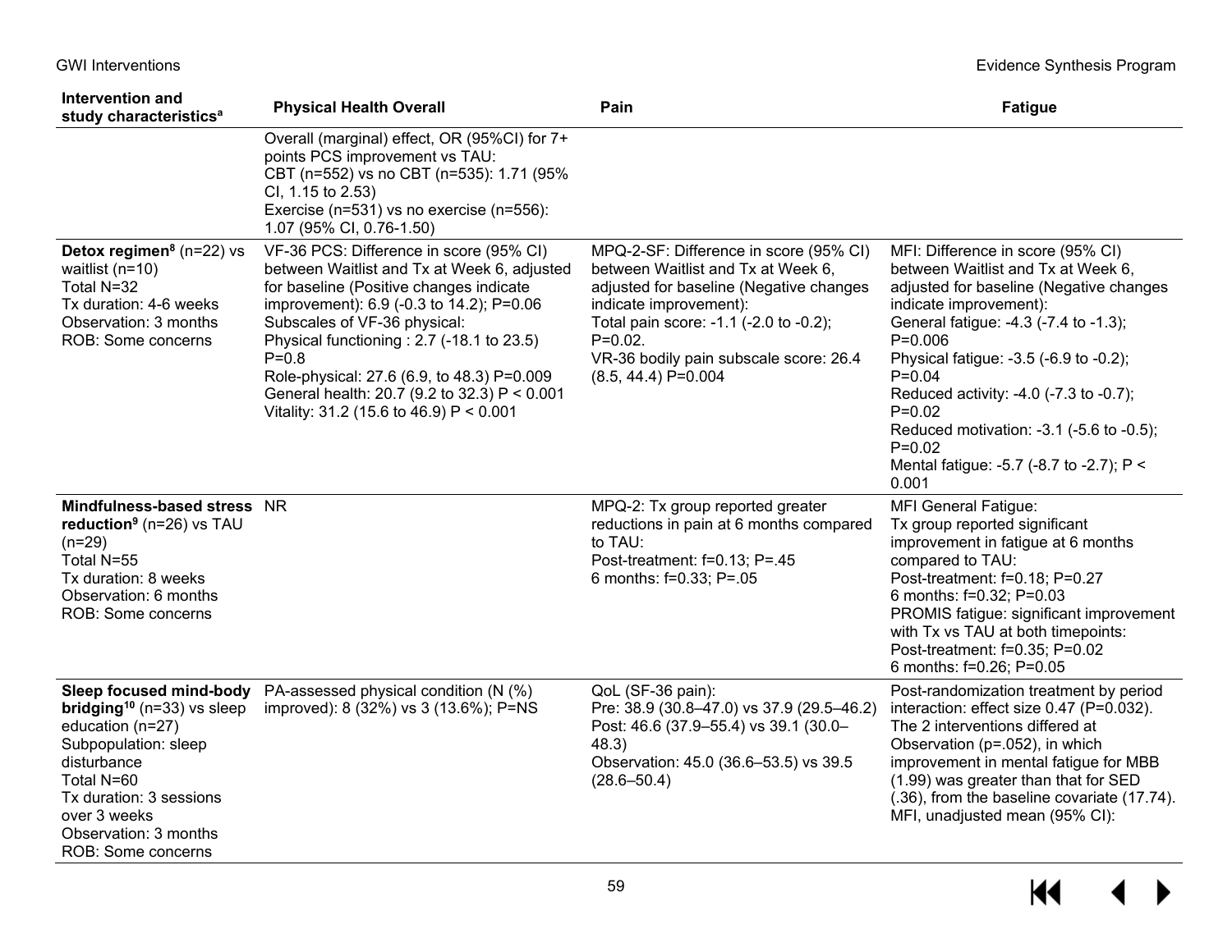| Intervention and study characteristics[a] | Physical Health Overall | Pain | Fatigue |
|---|---|---|---|
| | Overall (marginal) effect, OR (95%CI) for 7+ points PCS improvement vs TAU:<br>CBT (n=552) vs no CBT (n=535): 1.71 (95% CI, 1.15 to 2.53)<br>Exercise (n=531) vs no exercise (n=556): 1.07 (95% CI, 0.76-1.50) | | |
| **Detox regimen[8]** (n=22) vs waitlist (n=10)<br>Total N=32<br>Tx duration: 4-6 weeks<br>Observation: 3 months<br>ROB: Some concerns | VF-36 PCS: Difference in score (95% CI) between Waitlist and Tx at Week 6, adjusted for baseline (Positive changes indicate improvement): 6.9 (-0.3 to 14.2); P=0.06<br>Subscales of VF-36 physical:<br>Physical functioning : 2.7 (-18.1 to 23.5) P=0.8<br>Role-physical: 27.6 (6.9, to 48.3) P=0.009<br>General health: 20.7 (9.2 to 32.3) P < 0.001<br>Vitality: 31.2 (15.6 to 46.9) P < 0.001 | MPQ-2-SF: Difference in score (95% CI) between Waitlist and Tx at Week 6, adjusted for baseline (Negative changes indicate improvement):<br>Total pain score: -1.1 (-2.0 to -0.2); P=0.02.<br>VR-36 bodily pain subscale score: 26.4 (8.5, 44.4) P=0.004 | MFI: Difference in score (95% CI) between Waitlist and Tx at Week 6, adjusted for baseline (Negative changes indicate improvement):<br>General fatigue: -4.3 (-7.4 to -1.3); P=0.006<br>Physical fatigue: -3.5 (-6.9 to -0.2); P=0.04<br>Reduced activity: -4.0 (-7.3 to -0.7); P=0.02<br>Reduced motivation: -3.1 (-5.6 to -0.5); P=0.02<br>Mental fatigue: -5.7 (-8.7 to -2.7); P < 0.001 |
| **Mindfulness-based stress reduction[9]** (n=26) vs TAU (n=29)<br>Total N=55<br>Tx duration: 8 weeks<br>Observation: 6 months<br>ROB: Some concerns | NR | MPQ-2: Tx group reported greater reductions in pain at 6 months compared to TAU:<br>Post-treatment: f=0.13; P=.45<br>6 months: f=0.33; P=.05 | MFI General Fatigue:<br>Tx group reported significant improvement in fatigue at 6 months compared to TAU:<br>Post-treatment: f=0.18; P=0.27<br>6 months: f=0.32; P=0.03<br>PROMIS fatigue: significant improvement with Tx vs TAU at both timepoints:<br>Post-treatment: f=0.35; P=0.02<br>6 months: f=0.26; P=0.05 |
| **Sleep focused mind-body bridging[10]** (n=33) vs sleep education (n=27)<br>Subpopulation: sleep disturbance<br>Total N=60<br>Tx duration: 3 sessions over 3 weeks<br>Observation: 3 months<br>ROB: Some concerns | PA-assessed physical condition (N (%) improved): 8 (32%) vs 3 (13.6%); P=NS | QoL (SF-36 pain):<br>Pre: 38.9 (30.8–47.0) vs 37.9 (29.5–46.2)<br>Post: 46.6 (37.9–55.4) vs 39.1 (30.0–48.3)<br>Observation: 45.0 (36.6–53.5) vs 39.5 (28.6–50.4) | Post-randomization treatment by period interaction: effect size 0.47 (P=0.032). The 2 interventions differed at Observation (p=.052), in which improvement in mental fatigue for MBB (1.99) was greater than that for SED (.36), from the baseline covariate (17.74).<br>MFI, unadjusted mean (95% CI): |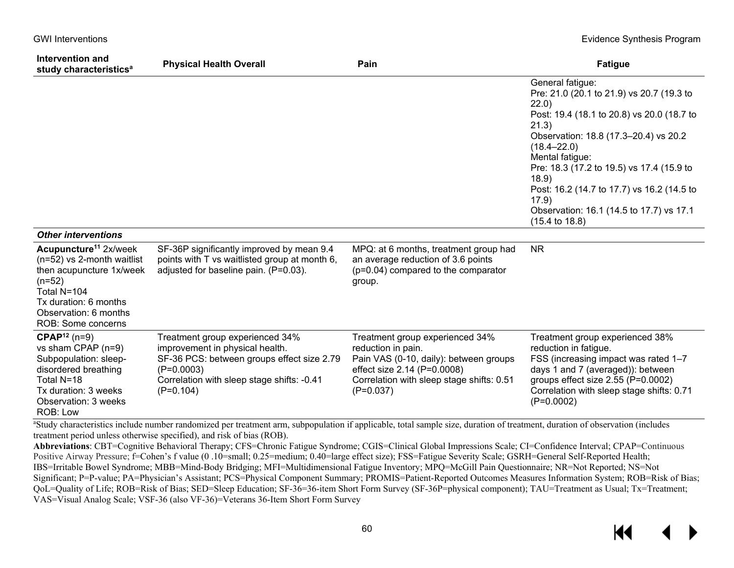| Intervention and study characteristics[a] | Physical Health Overall | Pain | Fatigue |
|---|---|---|---|
| | | | General fatigue:<br>Pre: 21.0 (20.1 to 21.9) vs 20.7 (19.3 to 22.0)<br>Post: 19.4 (18.1 to 20.8) vs 20.0 (18.7 to 21.3)<br>Observation: 18.8 (17.3–20.4) vs 20.2 (18.4–22.0)<br>Mental fatigue:<br>Pre: 18.3 (17.2 to 19.5) vs 17.4 (15.9 to 18.9)<br>Post: 16.2 (14.7 to 17.7) vs 16.2 (14.5 to 17.9)<br>Observation: 16.1 (14.5 to 17.7) vs 17.1 (15.4 to 18.8) |
| ***Other interventions*** | | | |
| **Acupuncture**[11] 2x/week (n=52) vs 2-month waitlist then acupuncture 1x/week (n=52)<br>Total N=104<br>Tx duration: 6 months<br>Observation: 6 months<br>ROB: Some concerns | SF-36P significantly improved by mean 9.4 points with T vs waitlisted group at month 6, adjusted for baseline pain. (P=0.03). | MPQ: at 6 months, treatment group had an average reduction of 3.6 points (p=0.04) compared to the comparator group. | NR |
| **CPAP**[12] (n=9)<br>vs sham CPAP (n=9)<br>Subpopulation: sleep-disordered breathing<br>Total N=18<br>Tx duration: 3 weeks<br>Observation: 3 weeks<br>ROB: Low | Treatment group experienced 34% improvement in physical health.<br>SF-36 PCS: between groups effect size 2.79 (P=0.0003)<br>Correlation with sleep stage shifts: -0.41 (P=0.104) | Treatment group experienced 34% reduction in pain.<br>Pain VAS (0-10, daily): between groups effect size 2.14 (P=0.0008)<br>Correlation with sleep stage shifts: 0.51 (P=0.037) | Treatment group experienced 38% reduction in fatigue.<br>FSS (increasing impact was rated 1–7 days 1 and 7 (averaged)): between groups effect size 2.55 (P=0.0002)<br>Correlation with sleep stage shifts: 0.71 (P=0.0002) |

[a]Study characteristics include number randomized per treatment arm, subpopulation if applicable, total sample size, duration of treatment, duration of observation (includes treatment period unless otherwise specified), and risk of bias (ROB).

**Abbreviations**: CBT=Cognitive Behavioral Therapy; CFS=Chronic Fatigue Syndrome; CGIS=Clinical Global Impressions Scale; CI=Confidence Interval; CPAP=Continuous Positive Airway Pressure; f=Cohen's f value (0 .10=small; 0.25=medium; 0.40=large effect size); FSS=Fatigue Severity Scale; GSRH=General Self-Reported Health; IBS=Irritable Bowel Syndrome; MBB=Mind-Body Bridging; MFI=Multidimensional Fatigue Inventory; MPQ=McGill Pain Questionnaire; NR=Not Reported; NS=Not Significant; P=P-value; PA=Physician's Assistant; PCS=Physical Component Summary; PROMIS=Patient-Reported Outcomes Measures Information System; ROB=Risk of Bias; QoL=Quality of Life; ROB=Risk of Bias; SED=Sleep Education; SF-36=36-item Short Form Survey (SF-36P=physical component); TAU=Treatment as Usual; Tx=Treatment; VAS=Visual Analog Scale; VSF-36 (also VF-36)=Veterans 36-Item Short Form Survey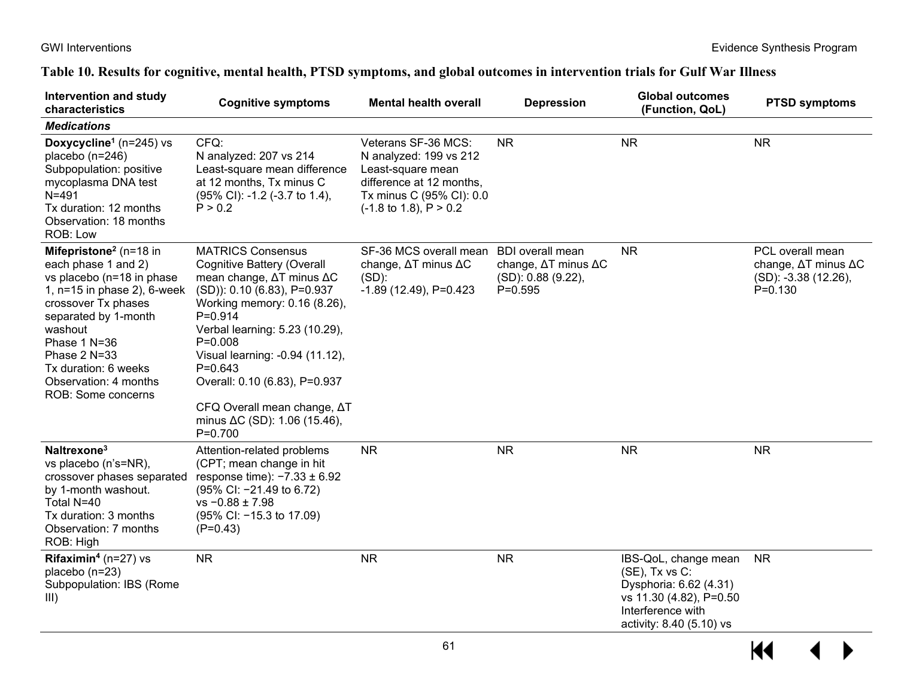**Table 10. Results for cognitive, mental health, PTSD symptoms, and global outcomes in intervention trials for Gulf War Illness**

| Intervention and study characteristics | Cognitive symptoms | Mental health overall | Depression | Global outcomes (Function, QoL) | PTSD symptoms |
|---|---|---|---|---|---|
| ***Medications*** | | | | | |
| **Doxycycline**[1] (n=245) vs placebo (n=246)<br>Subpopulation: positive mycoplasma DNA test<br>N=491<br>Tx duration: 12 months<br>Observation: 18 months<br>ROB: Low | CFQ:<br>N analyzed: 207 vs 214<br>Least-square mean difference at 12 months, Tx minus C (95% CI): -1.2 (-3.7 to 1.4), P > 0.2 | Veterans SF-36 MCS:<br>N analyzed: 199 vs 212<br>Least-square mean difference at 12 months, Tx minus C (95% CI): 0.0 (-1.8 to 1.8), P > 0.2 | NR | NR | NR |
| **Mifepristone**[2] (n=18 in each phase 1 and 2) vs placebo (n=18 in phase 1, n=15 in phase 2), 6-week crossover Tx phases separated by 1-month washout<br>Phase 1 N=36<br>Phase 2 N=33<br>Tx duration: 6 weeks<br>Observation: 4 months<br>ROB: Some concerns | MATRICS Consensus Cognitive Battery (Overall mean change, ΔT minus ΔC (SD)): 0.10 (6.83), P=0.937<br>Working memory: 0.16 (8.26), P=0.914<br>Verbal learning: 5.23 (10.29), P=0.008<br>Visual learning: -0.94 (11.12), P=0.643<br>Overall: 0.10 (6.83), P=0.937<br><br>CFQ Overall mean change, ΔT minus ΔC (SD): 1.06 (15.46), P=0.700 | SF-36 MCS overall mean change, ΔT minus ΔC (SD):<br>-1.89 (12.49), P=0.423 | BDI overall mean change, ΔT minus ΔC (SD): 0.88 (9.22), P=0.595 | NR | PCL overall mean change, ΔT minus ΔC (SD): -3.38 (12.26), P=0.130 |
| **Naltrexone**[3]<br>vs placebo (n's=NR), crossover phases separated by 1-month washout.<br>Total N=40<br>Tx duration: 3 months<br>Observation: 7 months<br>ROB: High | Attention-related problems (CPT; mean change in hit response time): −7.33 ± 6.92 (95% CI: −21.49 to 6.72) vs −0.88 ± 7.98 (95% CI: −15.3 to 17.09) (P=0.43) | NR | NR | NR | NR |
| **Rifaximin**[4] (n=27) vs placebo (n=23)<br>Subpopulation: IBS (Rome III) | NR | NR | NR | IBS-QoL, change mean (SE), Tx vs C:<br>Dysphoria: 6.62 (4.31) vs 11.30 (4.82), P=0.50<br>Interference with activity: 8.40 (5.10) vs | NR |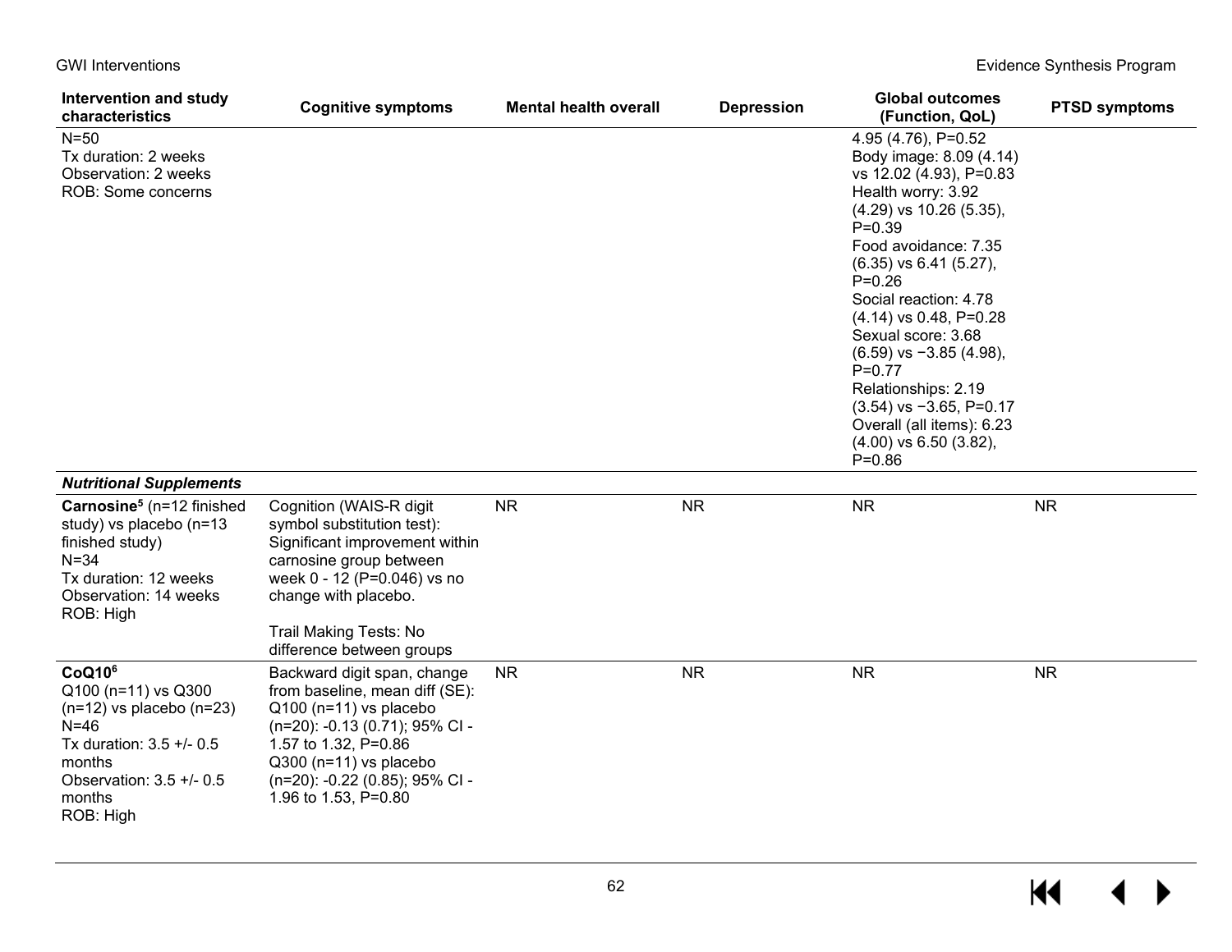| Intervention and study characteristics | Cognitive symptoms | Mental health overall | Depression | Global outcomes (Function, QoL) | PTSD symptoms |
|---|---|---|---|---|---|
| N=50<br>Tx duration: 2 weeks<br>Observation: 2 weeks<br>ROB: Some concerns | | | | 4.95 (4.76), P=0.52<br>Body image: 8.09 (4.14) vs 12.02 (4.93), P=0.83<br>Health worry: 3.92 (4.29) vs 10.26 (5.35), P=0.39<br>Food avoidance: 7.35 (6.35) vs 6.41 (5.27), P=0.26<br>Social reaction: 4.78 (4.14) vs 0.48, P=0.28<br>Sexual score: 3.68 (6.59) vs −3.85 (4.98), P=0.77<br>Relationships: 2.19 (3.54) vs −3.65, P=0.17<br>Overall (all items): 6.23 (4.00) vs 6.50 (3.82), P=0.86 | |
| ***Nutritional Supplements*** | | | | | |
| **Carnosine**[5] (n=12 finished study) vs placebo (n=13 finished study)<br>N=34<br>Tx duration: 12 weeks<br>Observation: 14 weeks<br>ROB: High | Cognition (WAIS-R digit symbol substitution test): Significant improvement within carnosine group between week 0 - 12 (P=0.046) vs no change with placebo.<br><br>Trail Making Tests: No difference between groups | NR | NR | NR | NR |
| **CoQ10**[6]<br>Q100 (n=11) vs Q300 (n=12) vs placebo (n=23)<br>N=46<br>Tx duration: 3.5 +/- 0.5 months<br>Observation: 3.5 +/- 0.5 months<br>ROB: High | Backward digit span, change from baseline, mean diff (SE):<br>Q100 (n=11) vs placebo (n=20): -0.13 (0.71); 95% CI - 1.57 to 1.32, P=0.86<br>Q300 (n=11) vs placebo (n=20): -0.22 (0.85); 95% CI - 1.96 to 1.53, P=0.80 | NR | NR | NR | NR |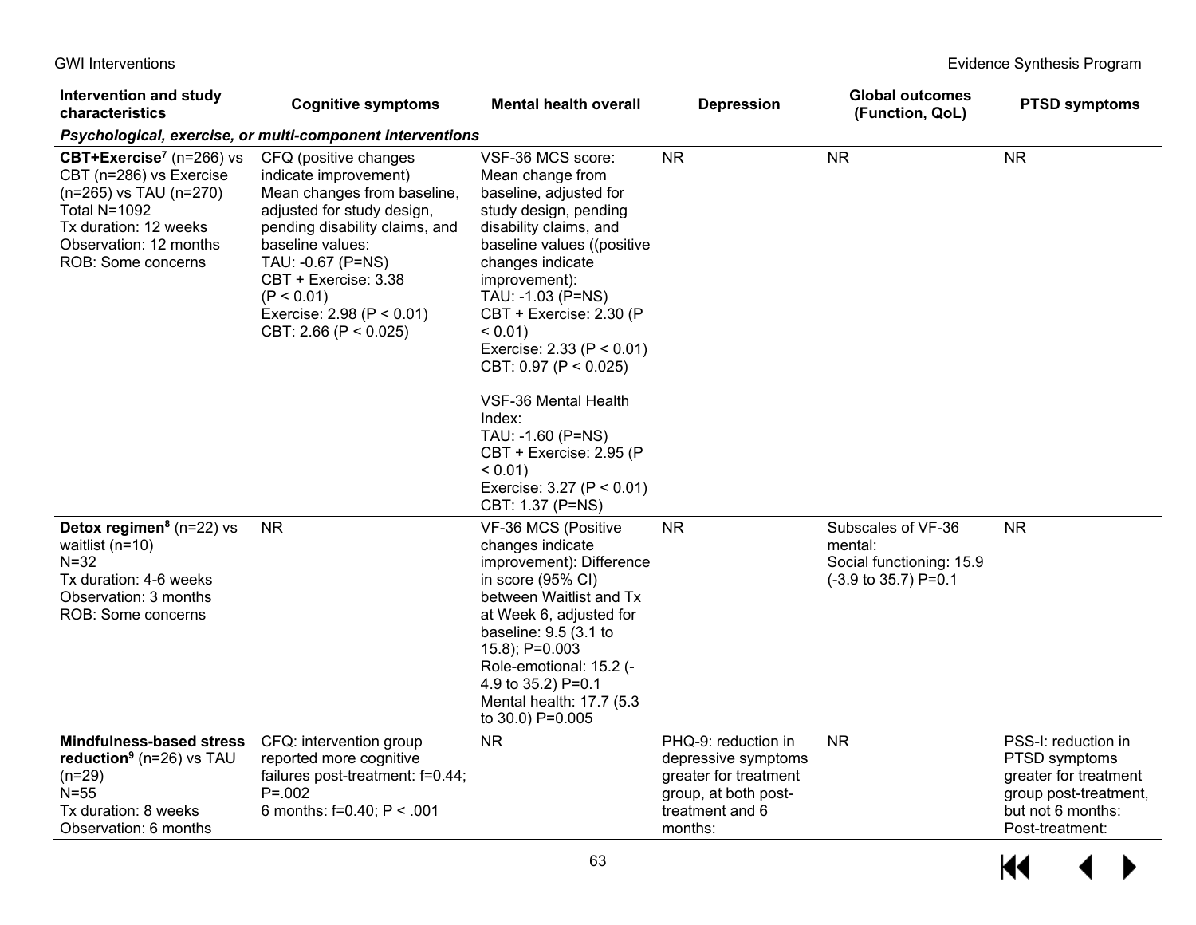| Intervention and study characteristics | Cognitive symptoms | Mental health overall | Depression | Global outcomes (Function, QoL) | PTSD symptoms |
|---|---|---|---|---|---|
| ***Psychological, exercise, or multi-component interventions*** | | | | | |
| **CBT+Exercise**[7] (n=266) vs CBT (n=286) vs Exercise (n=265) vs TAU (n=270)<br>Total N=1092<br>Tx duration: 12 weeks<br>Observation: 12 months<br>ROB: Some concerns | CFQ (positive changes indicate improvement)<br>Mean changes from baseline, adjusted for study design, pending disability claims, and baseline values:<br>TAU: -0.67 (P=NS)<br>CBT + Exercise: 3.38 (P < 0.01)<br>Exercise: 2.98 (P < 0.01)<br>CBT: 2.66 (P < 0.025) | VSF-36 MCS score: Mean change from baseline, adjusted for study design, pending disability claims, and baseline values ((positive changes indicate improvement):<br>TAU: -1.03 (P=NS)<br>CBT + Exercise: 2.30 (P < 0.01)<br>Exercise: 2.33 (P < 0.01)<br>CBT: 0.97 (P < 0.025)<br><br>VSF-36 Mental Health Index:<br>TAU: -1.60 (P=NS)<br>CBT + Exercise: 2.95 (P < 0.01)<br>Exercise: 3.27 (P < 0.01)<br>CBT: 1.37 (P=NS) | NR | NR | NR |
| **Detox regimen**[8] (n=22) vs waitlist (n=10)<br>N=32<br>Tx duration: 4-6 weeks<br>Observation: 3 months<br>ROB: Some concerns | NR | VF-36 MCS (Positive changes indicate improvement): Difference in score (95% CI) between Waitlist and Tx at Week 6, adjusted for baseline: 9.5 (3.1 to 15.8); P=0.003<br>Role-emotional: 15.2 (-4.9 to 35.2) P=0.1<br>Mental health: 17.7 (5.3 to 30.0) P=0.005 | NR | Subscales of VF-36 mental:<br>Social functioning: 15.9 (-3.9 to 35.7) P=0.1 | NR |
| **Mindfulness-based stress reduction**[9] (n=26) vs TAU (n=29)<br>N=55<br>Tx duration: 8 weeks<br>Observation: 6 months | CFQ: intervention group reported more cognitive failures post-treatment: f=0.44; P=.002<br>6 months: f=0.40; P < .001 | NR | PHQ-9: reduction in depressive symptoms greater for treatment group, at both post-treatment and 6 months: | NR | PSS-I: reduction in PTSD symptoms greater for treatment group post-treatment, but not 6 months:<br>Post-treatment: |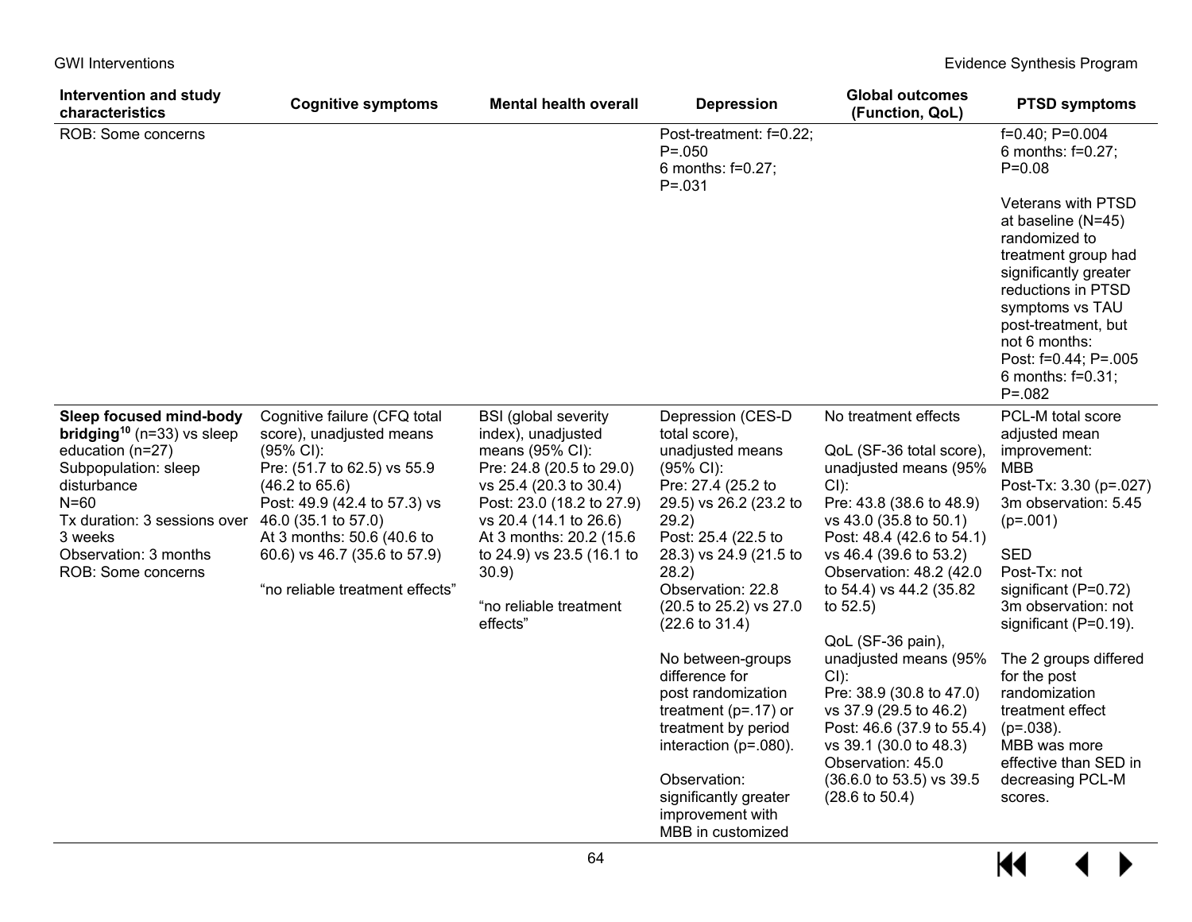| Intervention and study characteristics | Cognitive symptoms | Mental health overall | Depression | Global outcomes (Function, QoL) | PTSD symptoms |
|---|---|---|---|---|---|
| ROB: Some concerns | | | Post-treatment: f=0.22; P=.050<br>6 months: f=0.27; P=.031 | | f=0.40; P=0.004<br>6 months: f=0.27; P=0.08<br><br>Veterans with PTSD at baseline (N=45) randomized to treatment group had significantly greater reductions in PTSD symptoms vs TAU post-treatment, but not 6 months:<br>Post: f=0.44; P=.005<br>6 months: f=0.31; P=.082 |
| **Sleep focused mind-body bridging**[10] (n=33) vs sleep education (n=27)<br>Subpopulation: sleep disturbance<br>N=60<br>Tx duration: 3 sessions over 3 weeks<br>Observation: 3 months<br>ROB: Some concerns | Cognitive failure (CFQ total score), unadjusted means (95% CI):<br>Pre: (51.7 to 62.5) vs 55.9 (46.2 to 65.6)<br>Post: 49.9 (42.4 to 57.3) vs 46.0 (35.1 to 57.0)<br>At 3 months: 50.6 (40.6 to 60.6) vs 46.7 (35.6 to 57.9)<br><br>"no reliable treatment effects" | BSI (global severity index), unadjusted means (95% CI):<br>Pre: 24.8 (20.5 to 29.0) vs 25.4 (20.3 to 30.4)<br>Post: 23.0 (18.2 to 27.9) vs 20.4 (14.1 to 26.6)<br>At 3 months: 20.2 (15.6 to 24.9) vs 23.5 (16.1 to 30.9)<br><br>"no reliable treatment effects" | Depression (CES-D total score), unadjusted means (95% CI):<br>Pre: 27.4 (25.2 to 29.5) vs 26.2 (23.2 to 29.2)<br>Post: 25.4 (22.5 to 28.3) vs 24.9 (21.5 to 28.2)<br>Observation: 22.8 (20.5 to 25.2) vs 27.0 (22.6 to 31.4)<br><br>No between-groups difference for post randomization treatment (p=.17) or treatment by period interaction (p=.080).<br><br>Observation: significantly greater improvement with MBB in customized | No treatment effects<br><br>QoL (SF-36 total score), unadjusted means (95% CI):<br>Pre: 43.8 (38.6 to 48.9) vs 43.0 (35.8 to 50.1)<br>Post: 48.4 (42.6 to 54.1) vs 46.4 (39.6 to 53.2)<br>Observation: 48.2 (42.0 to 54.4) vs 44.2 (35.82 to 52.5)<br><br>QoL (SF-36 pain), unadjusted means (95% CI):<br>Pre: 38.9 (30.8 to 47.0) vs 37.9 (29.5 to 46.2)<br>Post: 46.6 (37.9 to 55.4) vs 39.1 (30.0 to 48.3)<br>Observation: 45.0 (36.6.0 to 53.5) vs 39.5 (28.6 to 50.4) | PCL-M total score adjusted mean improvement:<br>MBB<br>Post-Tx: 3.30 (p=.027)<br>3m observation: 5.45 (p=.001)<br><br>SED<br>Post-Tx: not significant (P=0.72)<br>3m observation: not significant (P=0.19).<br><br>The 2 groups differed for the post randomization treatment effect (p=.038).<br>MBB was more effective than SED in decreasing PCL-M scores. |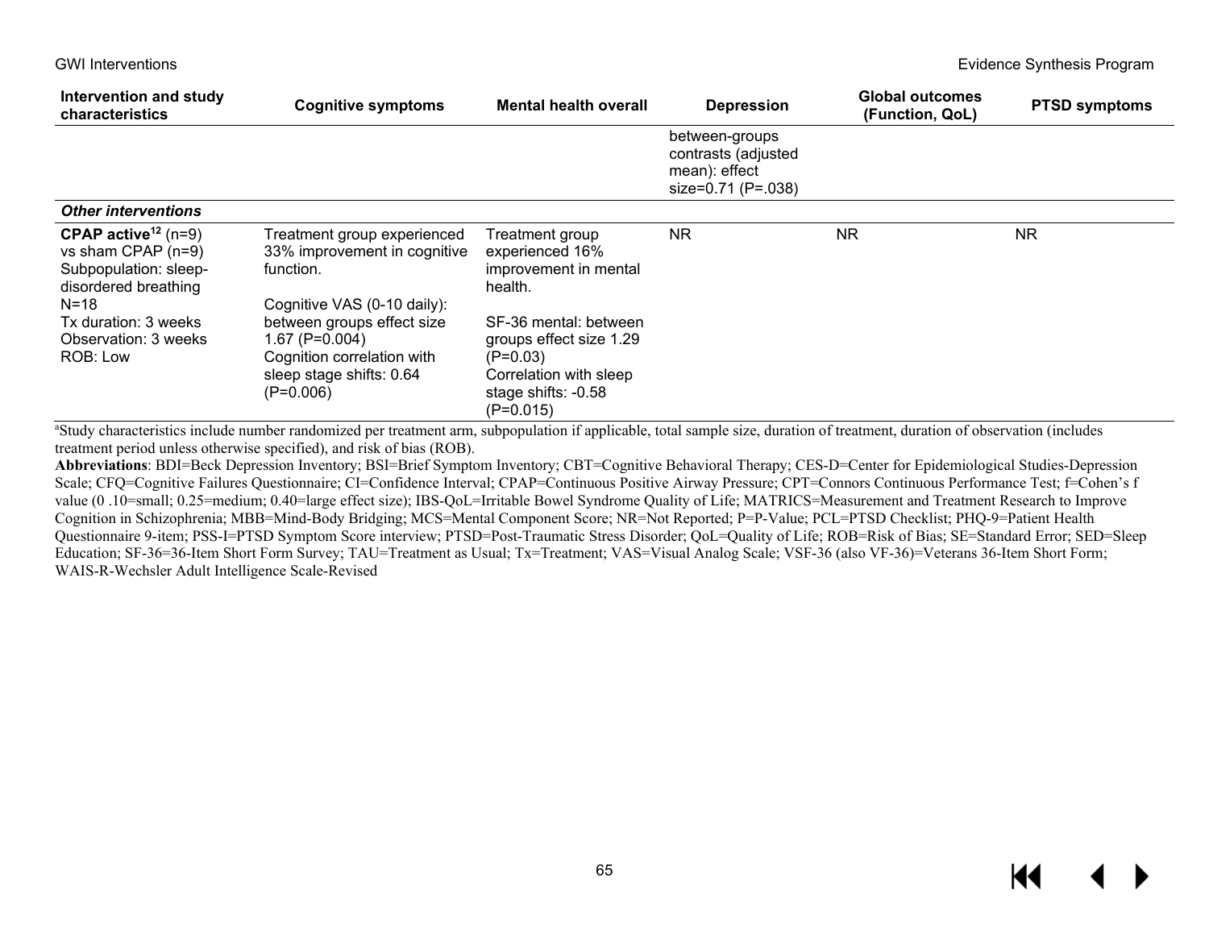| Intervention and study characteristics | Cognitive symptoms | Mental health overall | Depression | Global outcomes (Function, QoL) | PTSD symptoms |
|---|---|---|---|---|---|
| | | | between-groups contrasts (adjusted mean): effect size=0.71 (P=.038) | | |
| ***Other interventions*** | | | | | |
| **CPAP active**[12] (n=9) vs sham CPAP (n=9)<br>Subpopulation: sleep-disordered breathing<br>N=18<br>Tx duration: 3 weeks<br>Observation: 3 weeks<br>ROB: Low | Treatment group experienced 33% improvement in cognitive function.<br><br>Cognitive VAS (0-10 daily): between groups effect size 1.67 (P=0.004)<br>Cognition correlation with sleep stage shifts: 0.64 (P=0.006) | Treatment group experienced 16% improvement in mental health.<br><br>SF-36 mental: between groups effect size 1.29 (P=0.03)<br>Correlation with sleep stage shifts: -0.58 (P=0.015) | NR | NR | NR |

[a]Study characteristics include number randomized per treatment arm, subpopulation if applicable, total sample size, duration of treatment, duration of observation (includes treatment period unless otherwise specified), and risk of bias (ROB).

**Abbreviations**: BDI=Beck Depression Inventory; BSI=Brief Symptom Inventory; CBT=Cognitive Behavioral Therapy; CES-D=Center for Epidemiological Studies-Depression Scale; CFQ=Cognitive Failures Questionnaire; CI=Confidence Interval; CPAP=Continuous Positive Airway Pressure; CPT=Connors Continuous Performance Test; f=Cohen's f value (0 .10=small; 0.25=medium; 0.40=large effect size); IBS-QoL=Irritable Bowel Syndrome Quality of Life; MATRICS=Measurement and Treatment Research to Improve Cognition in Schizophrenia; MBB=Mind-Body Bridging; MCS=Mental Component Score; NR=Not Reported; P=P-Value; PCL=PTSD Checklist; PHQ-9=Patient Health Questionnaire 9-item; PSS-I=PTSD Symptom Score interview; PTSD=Post-Traumatic Stress Disorder; QoL=Quality of Life; ROB=Risk of Bias; SE=Standard Error; SED=Sleep Education; SF-36=36-Item Short Form Survey; TAU=Treatment as Usual; Tx=Treatment; VAS=Visual Analog Scale; VSF-36 (also VF-36)=Veterans 36-Item Short Form; WAIS-R-Wechsler Adult Intelligence Scale-Revised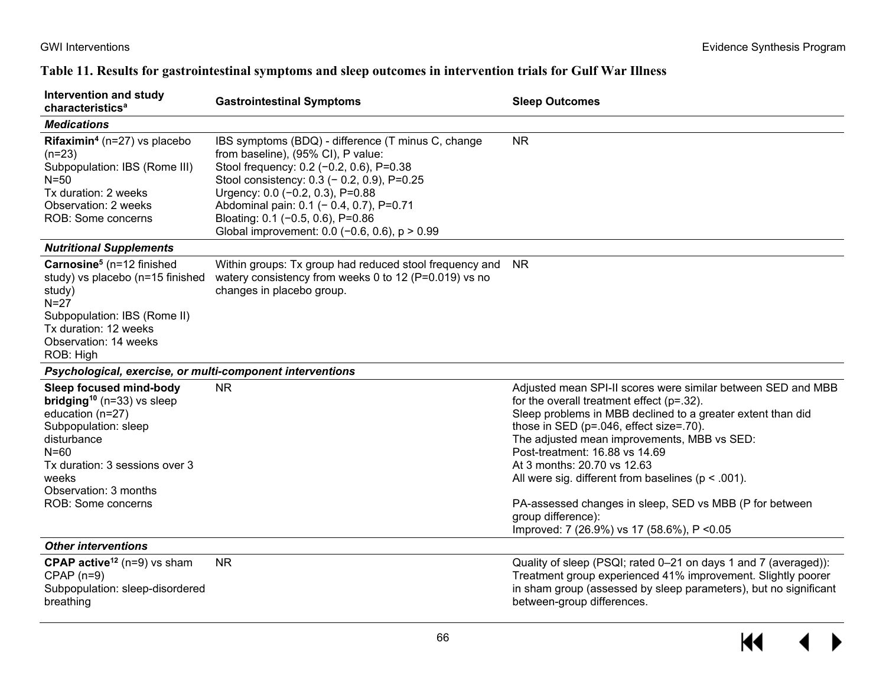**Table 11. Results for gastrointestinal symptoms and sleep outcomes in intervention trials for Gulf War Illness**

| Intervention and study characteristics[a] | Gastrointestinal Symptoms | Sleep Outcomes |
|---|---|---|
| ***Medications*** | | |
| **Rifaximin**[4] (n=27) vs placebo (n=23)<br>Subpopulation: IBS (Rome III)<br>N=50<br>Tx duration: 2 weeks<br>Observation: 2 weeks<br>ROB: Some concerns | IBS symptoms (BDQ) - difference (T minus C, change from baseline), (95% CI), P value:<br>Stool frequency: 0.2 (−0.2, 0.6), P=0.38<br>Stool consistency: 0.3 (− 0.2, 0.9), P=0.25<br>Urgency: 0.0 (−0.2, 0.3), P=0.88<br>Abdominal pain: 0.1 (− 0.4, 0.7), P=0.71<br>Bloating: 0.1 (−0.5, 0.6), P=0.86<br>Global improvement: 0.0 (−0.6, 0.6), p > 0.99 | NR |
| ***Nutritional Supplements*** | | |
| **Carnosine**[5] (n=12 finished study) vs placebo (n=15 finished study)<br>N=27<br>Subpopulation: IBS (Rome II)<br>Tx duration: 12 weeks<br>Observation: 14 weeks<br>ROB: High | Within groups: Tx group had reduced stool frequency and watery consistency from weeks 0 to 12 (P=0.019) vs no changes in placebo group. | NR |
| ***Psychological, exercise, or multi-component interventions*** | | |
| **Sleep focused mind-body bridging**[10] (n=33) vs sleep education (n=27)<br>Subpopulation: sleep disturbance<br>N=60<br>Tx duration: 3 sessions over 3 weeks<br>Observation: 3 months<br>ROB: Some concerns | NR | Adjusted mean SPI-II scores were similar between SED and MBB for the overall treatment effect (p=.32).<br>Sleep problems in MBB declined to a greater extent than did those in SED (p=.046, effect size=.70).<br>The adjusted mean improvements, MBB vs SED:<br>Post-treatment: 16.88 vs 14.69<br>At 3 months: 20.70 vs 12.63<br>All were sig. different from baselines (p < .001).<br><br>PA-assessed changes in sleep, SED vs MBB (P for between group difference):<br>Improved: 7 (26.9%) vs 17 (58.6%), P <0.05 |
| ***Other interventions*** | | |
| **CPAP active**[12] (n=9) vs sham CPAP (n=9)<br>Subpopulation: sleep-disordered breathing | NR | Quality of sleep (PSQI; rated 0–21 on days 1 and 7 (averaged)): Treatment group experienced 41% improvement. Slightly poorer in sham group (assessed by sleep parameters), but no significant between-group differences. |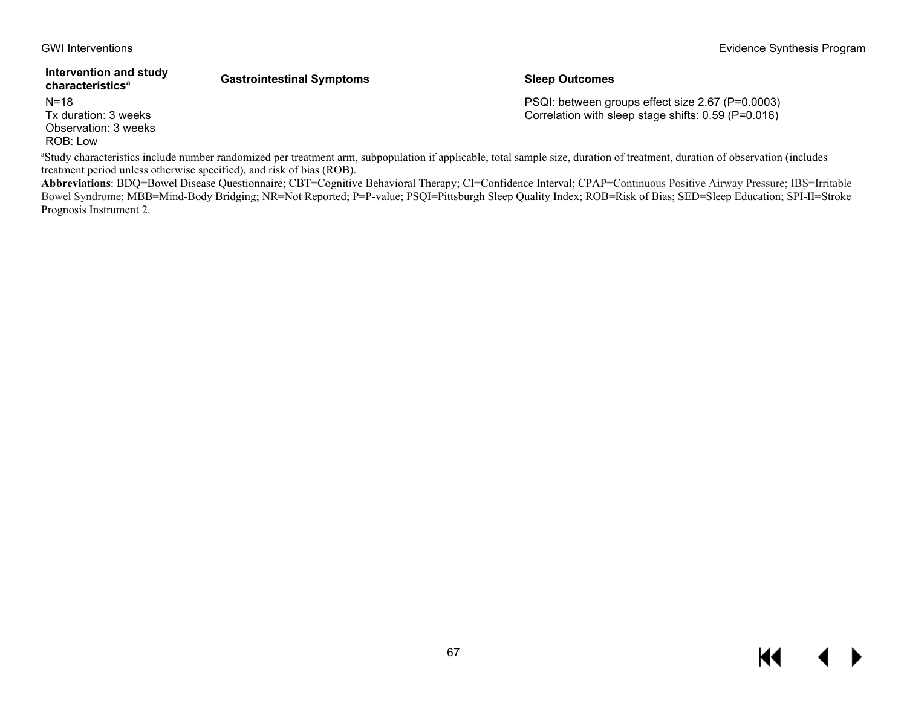| Intervention and study characteristics[a] | Gastrointestinal Symptoms | Sleep Outcomes |
| --- | --- | --- |
| N=18<br>Tx duration: 3 weeks<br>Observation: 3 weeks<br>ROB: Low | | PSQI: between groups effect size 2.67 (P=0.0003)<br>Correlation with sleep stage shifts: 0.59 (P=0.016) |

[a]Study characteristics include number randomized per treatment arm, subpopulation if applicable, total sample size, duration of treatment, duration of observation (includes treatment period unless otherwise specified), and risk of bias (ROB).

**Abbreviations**: BDQ=Bowel Disease Questionnaire; CBT=Cognitive Behavioral Therapy; CI=Confidence Interval; CPAP=Continuous Positive Airway Pressure; IBS=Irritable Bowel Syndrome; MBB=Mind-Body Bridging; NR=Not Reported; P=P-value; PSQI=Pittsburgh Sleep Quality Index; ROB=Risk of Bias; SED=Sleep Education; SPI-II=Stroke Prognosis Instrument 2.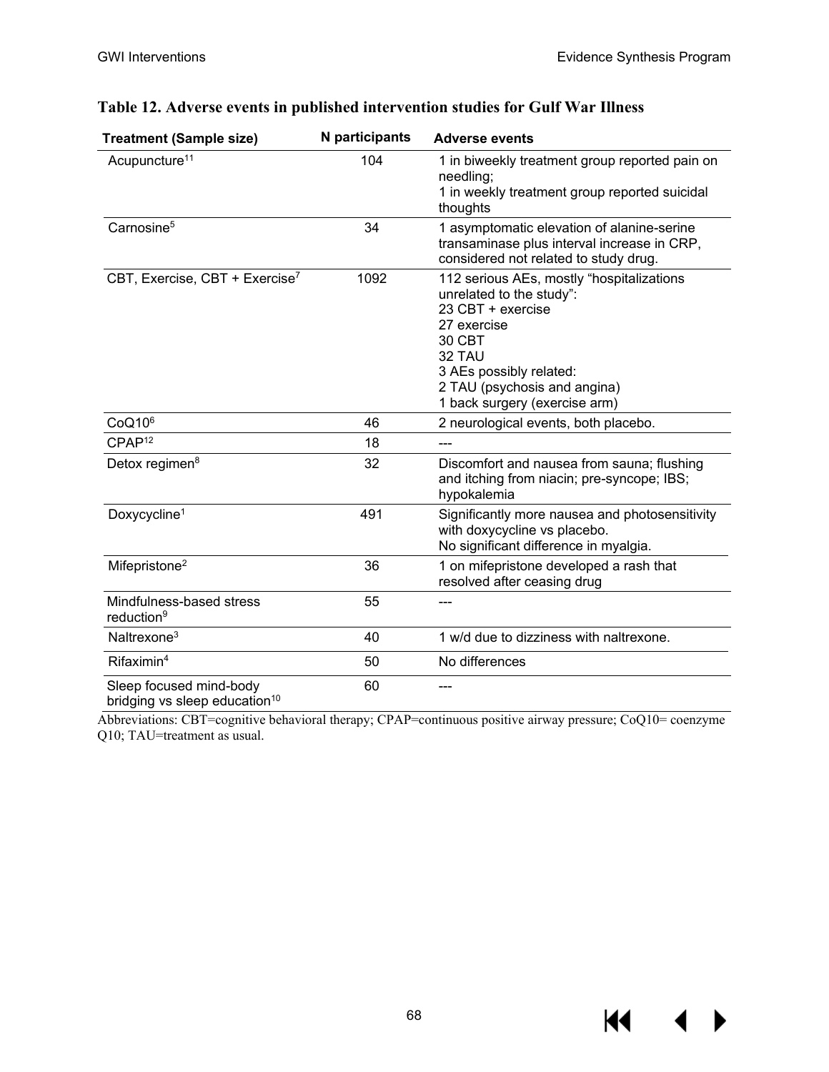## Table 12. Adverse events in published intervention studies for Gulf War Illness

| Treatment (Sample size) | N participants | Adverse events |
|---|---|---|
| Acupuncture[11] | 104 | 1 in biweekly treatment group reported pain on needling; 1 in weekly treatment group reported suicidal thoughts |
| Carnosine[5] | 34 | 1 asymptomatic elevation of alanine-serine transaminase plus interval increase in CRP, considered not related to study drug. |
| CBT, Exercise, CBT + Exercise[7] | 1092 | 112 serious AEs, mostly "hospitalizations unrelated to the study": 23 CBT + exercise 27 exercise 30 CBT 32 TAU 3 AEs possibly related: 2 TAU (psychosis and angina) 1 back surgery (exercise arm) |
| CoQ10[6] | 46 | 2 neurological events, both placebo. |
| CPAP[12] | 18 | --- |
| Detox regimen[8] | 32 | Discomfort and nausea from sauna; flushing and itching from niacin; pre-syncope; IBS; hypokalemia |
| Doxycycline[1] | 491 | Significantly more nausea and photosensitivity with doxycycline vs placebo. No significant difference in myalgia. |
| Mifepristone[2] | 36 | 1 on mifepristone developed a rash that resolved after ceasing drug |
| Mindfulness-based stress reduction[9] | 55 | --- |
| Naltrexone[3] | 40 | 1 w/d due to dizziness with naltrexone. |
| Rifaximin[4] | 50 | No differences |
| Sleep focused mind-body bridging vs sleep education[10] | 60 | --- |

Abbreviations: CBT=cognitive behavioral therapy; CPAP=continuous positive airway pressure; CoQ10= coenzyme Q10; TAU=treatment as usual.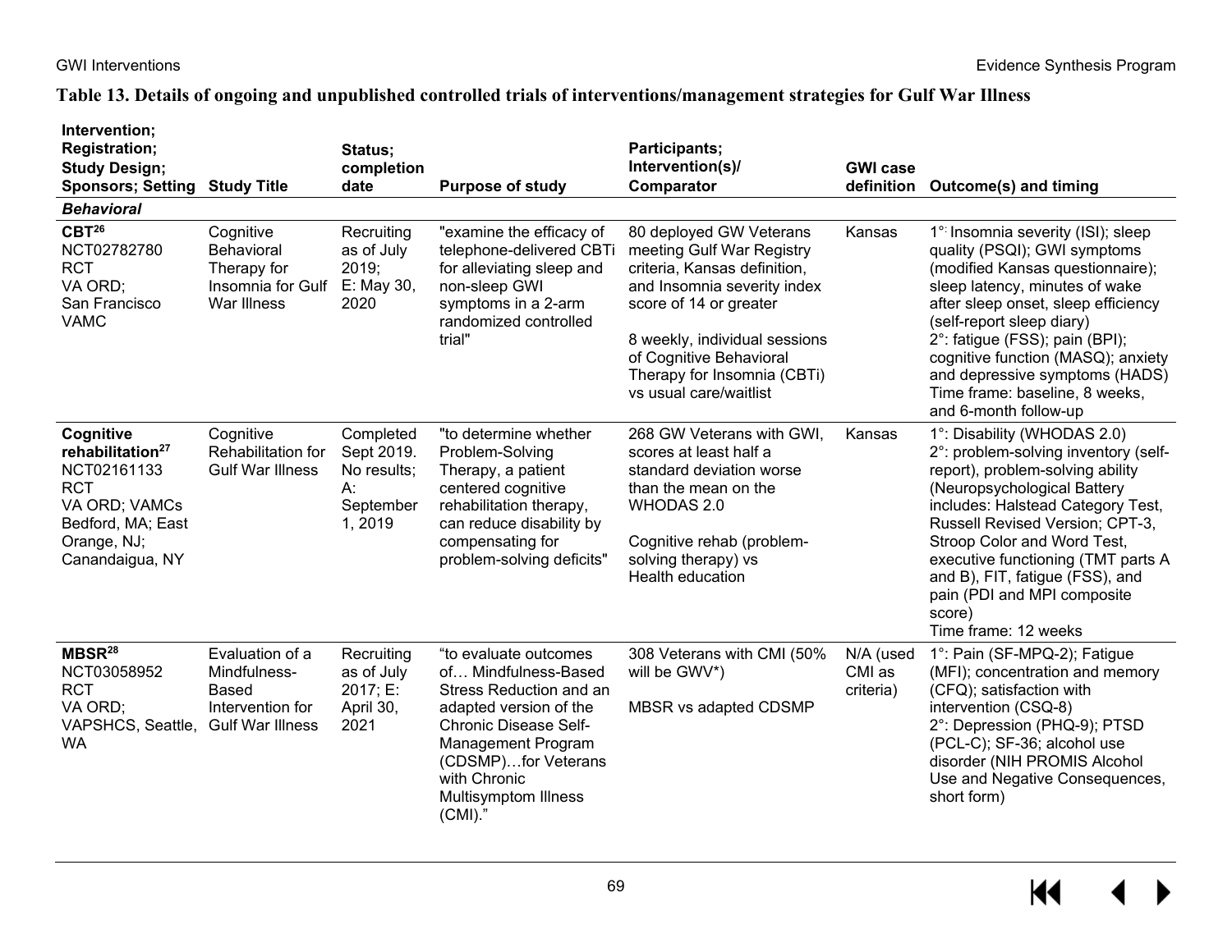## Table 13. Details of ongoing and unpublished controlled trials of interventions/management strategies for Gulf War Illness

| Intervention; Registration; Study Design; Sponsors; Setting | Study Title | Status; completion date | Purpose of study | Participants; Intervention(s)/ Comparator | GWI case definition | Outcome(s) and timing |
|---|---|---|---|---|---|---|
| ***Behavioral*** | | | | | | |
| **CBT**[26] NCT02782780 RCT VA ORD; San Francisco VAMC | Cognitive Behavioral Therapy for Insomnia for Gulf War Illness | Recruiting as of July 2019; E: May 30, 2020 | "examine the efficacy of telephone-delivered CBTi for alleviating sleep and non-sleep GWI symptoms in a 2-arm randomized controlled trial" | 80 deployed GW Veterans meeting Gulf War Registry criteria, Kansas definition, and Insomnia severity index score of 14 or greater<br><br>8 weekly, individual sessions of Cognitive Behavioral Therapy for Insomnia (CBTi) vs usual care/waitlist | Kansas | 1°: Insomnia severity (ISI); sleep quality (PSQI); GWI symptoms (modified Kansas questionnaire); sleep latency, minutes of wake after sleep onset, sleep efficiency (self-report sleep diary)<br>2°: fatigue (FSS); pain (BPI); cognitive function (MASQ); anxiety and depressive symptoms (HADS)<br>Time frame: baseline, 8 weeks, and 6-month follow-up |
| **Cognitive rehabilitation**[27] NCT02161133 RCT VA ORD; VAMCs Bedford, MA; East Orange, NJ; Canandaigua, NY | Cognitive Rehabilitation for Gulf War Illness | Completed Sept 2019. No results; A: September 1, 2019 | "to determine whether Problem-Solving Therapy, a patient centered cognitive rehabilitation therapy, can reduce disability by compensating for problem-solving deficits" | 268 GW Veterans with GWI, scores at least half a standard deviation worse than the mean on the WHODAS 2.0<br><br>Cognitive rehab (problem-solving therapy) vs Health education | Kansas | 1°: Disability (WHODAS 2.0)<br>2°: problem-solving inventory (self-report), problem-solving ability (Neuropsychological Battery includes: Halstead Category Test, Russell Revised Version; CPT-3, Stroop Color and Word Test, executive functioning (TMT parts A and B), FIT, fatigue (FSS), and pain (PDI and MPI composite score)<br>Time frame: 12 weeks |
| **MBSR**[28] NCT03058952 RCT VA ORD; VAPSHCS, Seattle, WA | Evaluation of a Mindfulness-Based Intervention for Gulf War Illness | Recruiting as of July 2017; E: April 30, 2021 | "to evaluate outcomes of… Mindfulness-Based Stress Reduction and an adapted version of the Chronic Disease Self-Management Program (CDSMP)…for Veterans with Chronic Multisymptom Illness (CMI)." | 308 Veterans with CMI (50% will be GWV*)<br><br>MBSR vs adapted CDSMP | N/A (used CMI as criteria) | 1°: Pain (SF-MPQ-2); Fatigue (MFI); concentration and memory (CFQ); satisfaction with intervention (CSQ-8)<br>2°: Depression (PHQ-9); PTSD (PCL-C); SF-36; alcohol use disorder (NIH PROMIS Alcohol Use and Negative Consequences, short form) |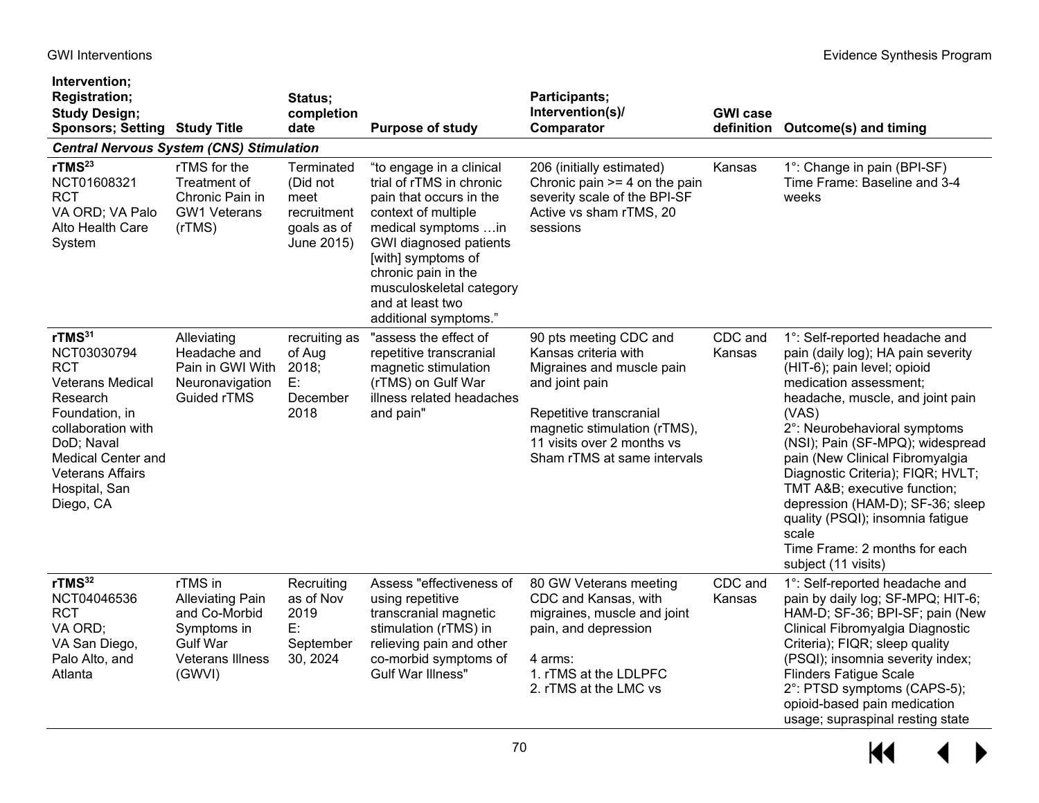| Intervention; Registration; Study Design; Sponsors; Setting | Study Title | Status; completion date | Purpose of study | Participants; Intervention(s)/ Comparator | GWI case definition | Outcome(s) and timing |
|---|---|---|---|---|---|---|
| ***Central Nervous System (CNS) Stimulation*** | | | | | | |
| **rTMS**[23]<br>NCT01608321<br>RCT<br>VA ORD; VA Palo Alto Health Care System | rTMS for the Treatment of Chronic Pain in GW1 Veterans (rTMS) | Terminated (Did not meet recruitment goals as of June 2015) | "to engage in a clinical trial of rTMS in chronic pain that occurs in the context of multiple medical symptoms …in GWI diagnosed patients [with] symptoms of chronic pain in the musculoskeletal category and at least two additional symptoms." | 206 (initially estimated)<br>Chronic pain >= 4 on the pain severity scale of the BPI-SF<br>Active vs sham rTMS, 20 sessions | Kansas | 1°: Change in pain (BPI-SF)<br>Time Frame: Baseline and 3-4 weeks |
| **rTMS**[31]<br>NCT03030794<br>RCT<br>Veterans Medical Research Foundation, in collaboration with DoD; Naval Medical Center and Veterans Affairs Hospital, San Diego, CA | Alleviating Headache and Pain in GWI With Neuronavigation Guided rTMS | recruiting as of Aug 2018;<br>E: December 2018 | "assess the effect of repetitive transcranial magnetic stimulation (rTMS) on Gulf War illness related headaches and pain" | 90 pts meeting CDC and Kansas criteria with Migraines and muscle pain and joint pain<br><br>Repetitive transcranial magnetic stimulation (rTMS), 11 visits over 2 months vs Sham rTMS at same intervals | CDC and Kansas | 1°: Self-reported headache and pain (daily log); HA pain severity (HIT-6); pain level; opioid medication assessment; headache, muscle, and joint pain (VAS)<br>2°: Neurobehavioral symptoms (NSI); Pain (SF-MPQ); widespread pain (New Clinical Fibromyalgia Diagnostic Criteria); FIQR; HVLT; TMT A&B; executive function; depression (HAM-D); SF-36; sleep quality (PSQI); insomnia fatigue scale<br>Time Frame: 2 months for each subject (11 visits) |
| **rTMS**[32]<br>NCT04046536<br>RCT<br>VA ORD;<br>VA San Diego, Palo Alto, and Atlanta | rTMS in Alleviating Pain and Co-Morbid Symptoms in Gulf War Veterans Illness (GWVI) | Recruiting as of Nov 2019<br>E: September 30, 2024 | Assess "effectiveness of using repetitive transcranial magnetic stimulation (rTMS) in relieving pain and other co-morbid symptoms of Gulf War Illness" | 80 GW Veterans meeting CDC and Kansas, with migraines, muscle and joint pain, and depression<br><br>4 arms:<br>1. rTMS at the LDLPFC<br>2. rTMS at the LMC vs | CDC and Kansas | 1°: Self-reported headache and pain by daily log; SF-MPQ; HIT-6; HAM-D; SF-36; BPI-SF; pain (New Clinical Fibromyalgia Diagnostic Criteria); FIQR; sleep quality (PSQI); insomnia severity index; Flinders Fatigue Scale<br>2°: PTSD symptoms (CAPS-5); opioid-based pain medication usage; supraspinal resting state |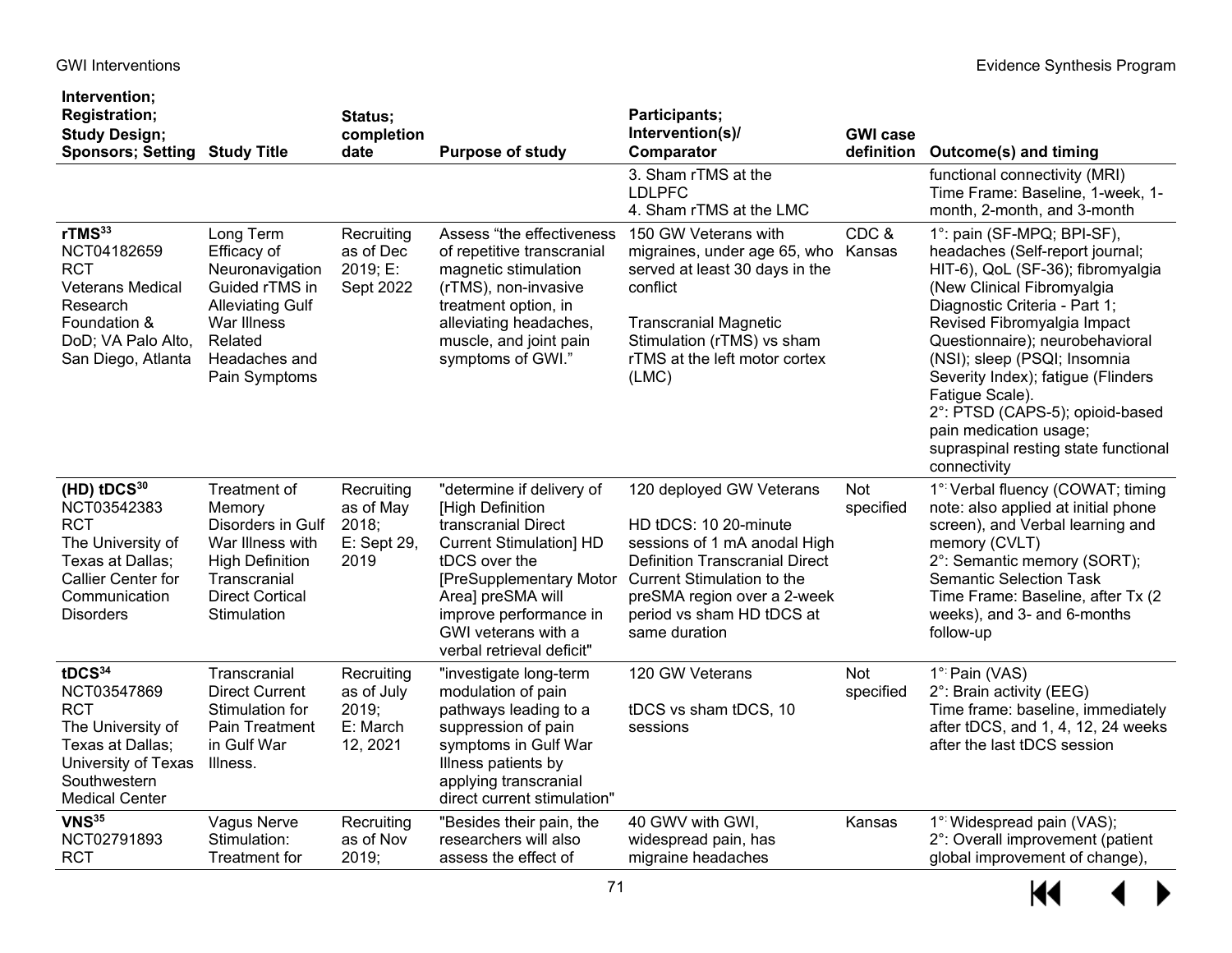| Intervention; Registration; Study Design; Sponsors; Setting | Study Title | Status; completion date | Purpose of study | Participants; Intervention(s)/ Comparator | GWI case definition | Outcome(s) and timing |
|---|---|---|---|---|---|---|
| | | | | 3. Sham rTMS at the LDLPFC<br>4. Sham rTMS at the LMC | | functional connectivity (MRI)<br>Time Frame: Baseline, 1-week, 1-month, 2-month, and 3-month |
| **rTMS**[33]<br>NCT04182659<br>RCT<br>Veterans Medical Research Foundation & DoD; VA Palo Alto, San Diego, Atlanta | Long Term Efficacy of Neuronavigation Guided rTMS in Alleviating Gulf War Illness Related Headaches and Pain Symptoms | Recruiting as of Dec 2019; E: Sept 2022 | Assess "the effectiveness of repetitive transcranial magnetic stimulation (rTMS), non-invasive treatment option, in alleviating headaches, muscle, and joint pain symptoms of GWI." | 150 GW Veterans with migraines, under age 65, who served at least 30 days in the conflict<br><br>Transcranial Magnetic Stimulation (rTMS) vs sham rTMS at the left motor cortex (LMC) | CDC & Kansas | 1°: pain (SF-MPQ; BPI-SF), headaches (Self-report journal; HIT-6), QoL (SF-36); fibromyalgia (New Clinical Fibromyalgia Diagnostic Criteria - Part 1; Revised Fibromyalgia Impact Questionnaire); neurobehavioral (NSI); sleep (PSQI; Insomnia Severity Index); fatigue (Flinders Fatigue Scale).<br>2°: PTSD (CAPS-5); opioid-based pain medication usage; supraspinal resting state functional connectivity |
| **(HD) tDCS**[30]<br>NCT03542383<br>RCT<br>The University of Texas at Dallas; Callier Center for Communication Disorders | Treatment of Memory Disorders in Gulf War Illness with High Definition Transcranial Direct Cortical Stimulation | Recruiting as of May 2018; E: Sept 29, 2019 | "determine if delivery of [High Definition transcranial Direct Current Stimulation] HD tDCS over the [PreSupplementary Motor Area] preSMA will improve performance in GWI veterans with a verbal retrieval deficit" | 120 deployed GW Veterans<br><br>HD tDCS: 10 20-minute sessions of 1 mA anodal High Definition Transcranial Direct Current Stimulation to the preSMA region over a 2-week period vs sham HD tDCS at same duration | Not specified | 1°: Verbal fluency (COWAT; timing note: also applied at initial phone screen), and Verbal learning and memory (CVLT)<br>2°: Semantic memory (SORT); Semantic Selection Task<br>Time Frame: Baseline, after Tx (2 weeks), and 3- and 6-months follow-up |
| **tDCS**[34]<br>NCT03547869<br>RCT<br>The University of Texas at Dallas; University of Texas Southwestern Medical Center | Transcranial Direct Current Stimulation for Pain Treatment in Gulf War Illness. | Recruiting as of July 2019; E: March 12, 2021 | "investigate long-term modulation of pain pathways leading to a suppression of pain symptoms in Gulf War Illness patients by applying transcranial direct current stimulation" | 120 GW Veterans<br><br>tDCS vs sham tDCS, 10 sessions | Not specified | 1°: Pain (VAS)<br>2°: Brain activity (EEG)<br>Time frame: baseline, immediately after tDCS, and 1, 4, 12, 24 weeks after the last tDCS session |
| **VNS**[35]<br>NCT02791893<br>RCT | Vagus Nerve Stimulation: Treatment for | Recruiting as of Nov 2019; | "Besides their pain, the researchers will also assess the effect of | 40 GWV with GWI, widespread pain, has migraine headaches | Kansas | 1°: Widespread pain (VAS);<br>2°: Overall improvement (patient global improvement of change), |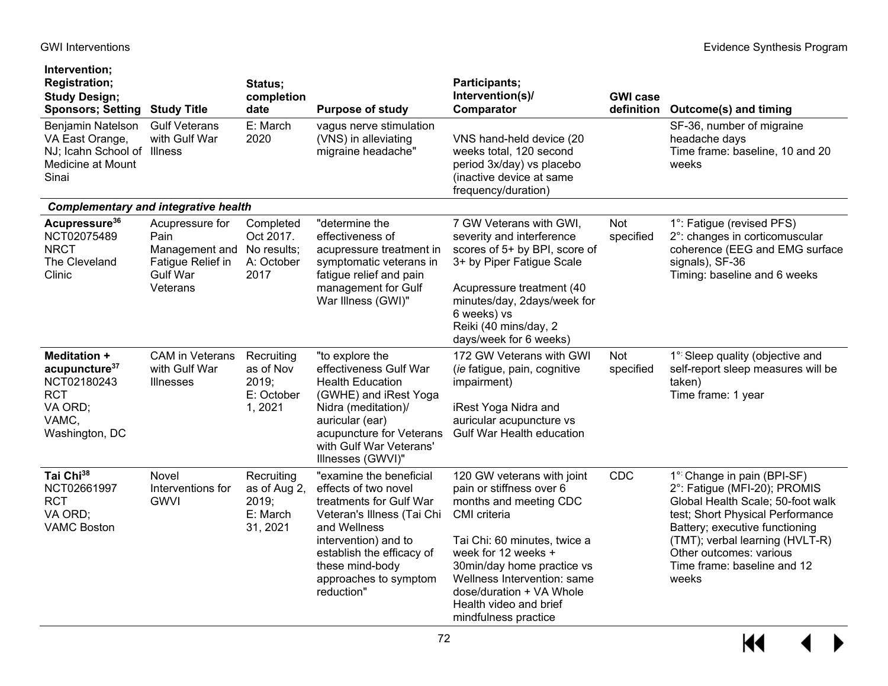| Intervention; Registration; Study Design; Sponsors; Setting | Study Title | Status; completion date | Purpose of study | Participants; Intervention(s)/ Comparator | GWI case definition | Outcome(s) and timing |
|---|---|---|---|---|---|---|
| Benjamin Natelson VA East Orange, NJ; Icahn School of Medicine at Mount Sinai | Gulf Veterans with Gulf War Illness | E: March 2020 | vagus nerve stimulation (VNS) in alleviating migraine headache" | VNS hand-held device (20 weeks total, 120 second period 3x/day) vs placebo (inactive device at same frequency/duration) | | SF-36, number of migraine headache days<br>Time frame: baseline, 10 and 20 weeks |
| ***Complementary and integrative health*** | | | | | | |
| **Acupressure**[36]<br>NCT02075489<br>NRCT<br>The Cleveland Clinic | Acupressure for Pain Management and Fatigue Relief in Gulf War Veterans | Completed Oct 2017. No results; A: October 2017 | "determine the effectiveness of acupressure treatment in symptomatic veterans in fatigue relief and pain management for Gulf War Illness (GWI)" | 7 GW Veterans with GWI, severity and interference scores of 5+ by BPI, score of 3+ by Piper Fatigue Scale<br><br>Acupressure treatment (40 minutes/day, 2days/week for 6 weeks) vs<br>Reiki (40 mins/day, 2 days/week for 6 weeks) | Not specified | 1°: Fatigue (revised PFS)<br>2°: changes in corticomuscular coherence (EEG and EMG surface signals), SF-36<br>Timing: baseline and 6 weeks |
| **Meditation + acupuncture**[37]<br>NCT02180243<br>RCT<br>VA ORD;<br>VAMC, Washington, DC | CAM in Veterans with Gulf War Illnesses | Recruiting as of Nov 2019;<br>E: October 1, 2021 | "to explore the effectiveness Gulf War Health Education (GWHE) and iRest Yoga Nidra (meditation)/ auricular (ear) acupuncture for Veterans with Gulf War Veterans' Illnesses (GWVI)" | 172 GW Veterans with GWI (*ie* fatigue, pain, cognitive impairment)<br><br>iRest Yoga Nidra and auricular acupuncture vs Gulf War Health education | Not specified | 1°: Sleep quality (objective and self-report sleep measures will be taken)<br>Time frame: 1 year |
| **Tai Chi**[38]<br>NCT02661997<br>RCT<br>VA ORD;<br>VAMC Boston | Novel Interventions for GWVI | Recruiting as of Aug 2, 2019;<br>E: March 31, 2021 | "examine the beneficial effects of two novel treatments for Gulf War Veteran's Illness (Tai Chi and Wellness intervention) and to establish the efficacy of these mind-body approaches to symptom reduction" | 120 GW veterans with joint pain or stiffness over 6 months and meeting CDC CMI criteria<br><br>Tai Chi: 60 minutes, twice a week for 12 weeks + 30min/day home practice vs Wellness Intervention: same dose/duration + VA Whole Health video and brief mindfulness practice | CDC | 1°: Change in pain (BPI-SF)<br>2°: Fatigue (MFI-20); PROMIS Global Health Scale; 50-foot walk test; Short Physical Performance Battery; executive functioning (TMT); verbal learning (HVLT-R)<br>Other outcomes: various<br>Time frame: baseline and 12 weeks |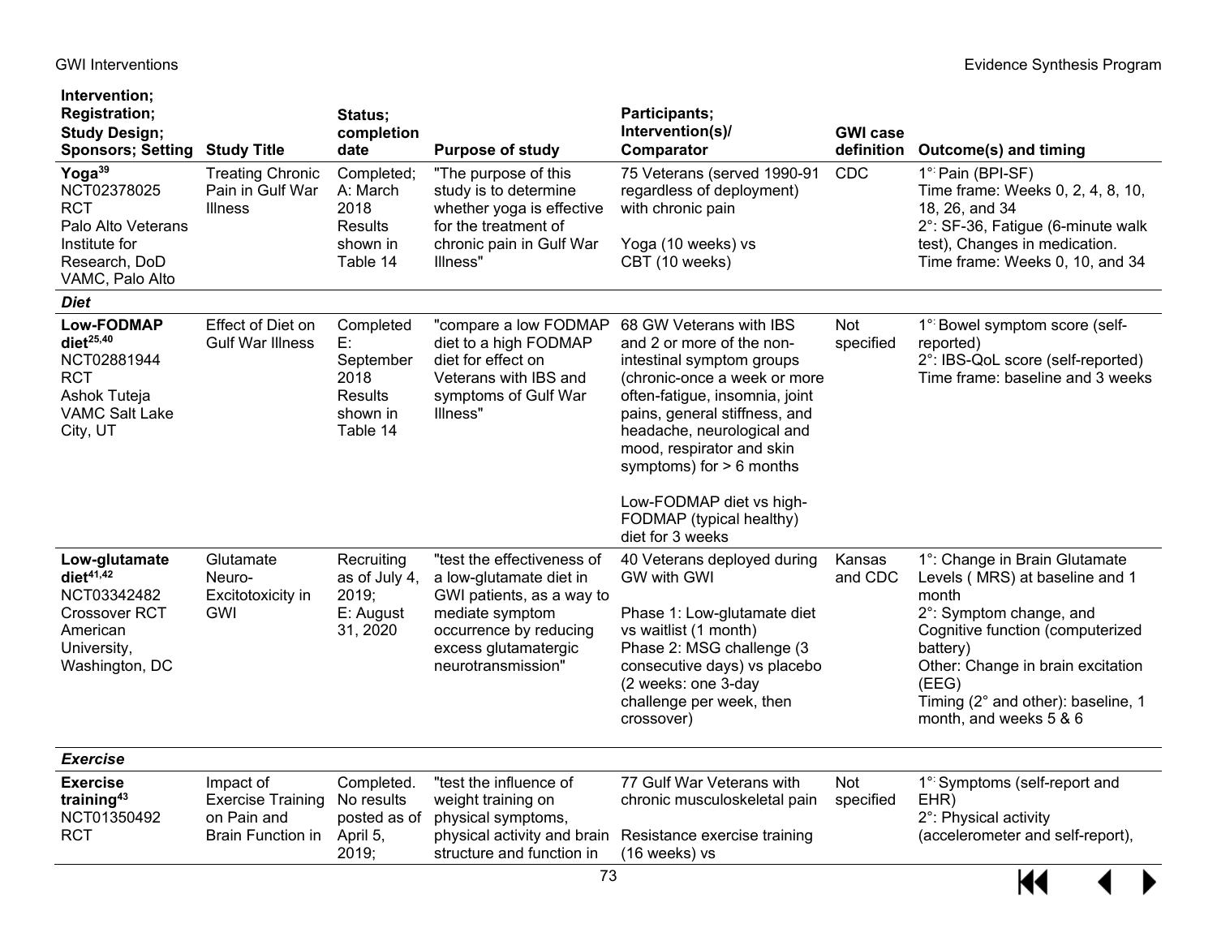| Intervention; Registration; Study Design; Sponsors; Setting | Study Title | Status; completion date | Purpose of study | Participants; Intervention(s)/ Comparator | GWI case definition | Outcome(s) and timing |
|---|---|---|---|---|---|---|
| **Yoga**[39] NCT02378025 RCT Palo Alto Veterans Institute for Research, DoD VAMC, Palo Alto | Treating Chronic Pain in Gulf War Illness | Completed; A: March 2018 Results shown in Table 14 | "The purpose of this study is to determine whether yoga is effective for the treatment of chronic pain in Gulf War Illness" | 75 Veterans (served 1990-91 regardless of deployment) with chronic pain<br><br>Yoga (10 weeks) vs CBT (10 weeks) | CDC | 1°: Pain (BPI-SF) Time frame: Weeks 0, 2, 4, 8, 10, 18, 26, and 34<br>2°: SF-36, Fatigue (6-minute walk test), Changes in medication. Time frame: Weeks 0, 10, and 34 |
| ***Diet*** | | | | | | |
| **Low-FODMAP diet**[25,40] NCT02881944 RCT Ashok Tuteja VAMC Salt Lake City, UT | Effect of Diet on Gulf War Illness | Completed E: September 2018 Results shown in Table 14 | "compare a low FODMAP diet to a high FODMAP diet for effect on Veterans with IBS and symptoms of Gulf War Illness" | 68 GW Veterans with IBS and 2 or more of the non-intestinal symptom groups (chronic-once a week or more often-fatigue, insomnia, joint pains, general stiffness, and headache, neurological and mood, respirator and skin symptoms) for > 6 months<br><br>Low-FODMAP diet vs high-FODMAP (typical healthy) diet for 3 weeks | Not specified | 1°: Bowel symptom score (self-reported)<br>2°: IBS-QoL score (self-reported)<br>Time frame: baseline and 3 weeks |
| **Low-glutamate diet**[41,42] NCT03342482 Crossover RCT American University, Washington, DC | Glutamate Neuro-Excitotoxicity in GWI | Recruiting as of July 4, 2019; E: August 31, 2020 | "test the effectiveness of a low-glutamate diet in GWI patients, as a way to mediate symptom occurrence by reducing excess glutamatergic neurotransmission" | 40 Veterans deployed during GW with GWI<br><br>Phase 1: Low-glutamate diet vs waitlist (1 month)<br>Phase 2: MSG challenge (3 consecutive days) vs placebo (2 weeks: one 3-day challenge per week, then crossover) | Kansas and CDC | 1°: Change in Brain Glutamate Levels ( MRS) at baseline and 1 month<br>2°: Symptom change, and Cognitive function (computerized battery)<br>Other: Change in brain excitation (EEG)<br>Timing (2° and other): baseline, 1 month, and weeks 5 & 6 |
| ***Exercise*** | | | | | | |
| **Exercise training**[43] NCT01350492 RCT | Impact of Exercise Training on Pain and Brain Function in | Completed. No results posted as of April 5, 2019; | "test the influence of weight training on physical symptoms, physical activity and brain structure and function in | 77 Gulf War Veterans with chronic musculoskeletal pain<br><br>Resistance exercise training (16 weeks) vs | Not specified | 1°: Symptoms (self-report and EHR)<br>2°: Physical activity (accelerometer and self-report), |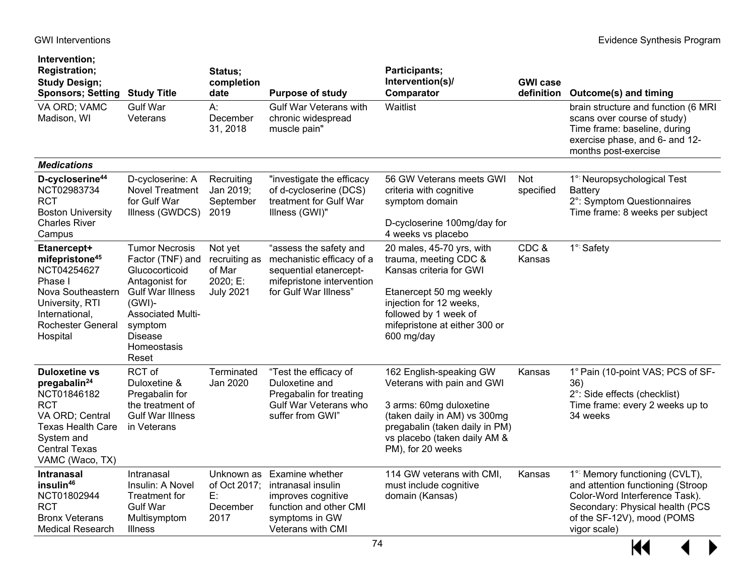| Intervention; Registration; Study Design; Sponsors; Setting | Study Title | Status; completion date | Purpose of study | Participants; Intervention(s)/ Comparator | GWI case definition | Outcome(s) and timing |
|---|---|---|---|---|---|---|
| VA ORD; VAMC Madison, WI | Gulf War Veterans | A: December 31, 2018 | Gulf War Veterans with chronic widespread muscle pain" | Waitlist | | brain structure and function (6 MRI scans over course of study) Time frame: baseline, during exercise phase, and 6- and 12-months post-exercise |
| ***Medications*** | | | | | | |
| **D-cycloserine**[44] NCT02983734 RCT Boston University Charles River Campus | D-cycloserine: A Novel Treatment for Gulf War Illness (GWDCS) | Recruiting Jan 2019; September 2019 | "investigate the efficacy of d-cycloserine (DCS) treatment for Gulf War Illness (GWI)" | 56 GW Veterans meets GWI criteria with cognitive symptom domain<br><br>D-cycloserine 100mg/day for 4 weeks vs placebo | Not specified | 1°: Neuropsychological Test Battery<br>2°: Symptom Questionnaires<br>Time frame: 8 weeks per subject |
| **Etanercept+ mifepristone**[45] NCT04254627 Phase I Nova Southeastern University, RTI International, Rochester General Hospital | Tumor Necrosis Factor (TNF) and Glucocorticoid Antagonist for Gulf War Illness (GWI)-Associated Multi-symptom Disease Homeostasis Reset | Not yet recruiting as of Mar 2020; E: July 2021 | "assess the safety and mechanistic efficacy of a sequential etanercept-mifepristone intervention for Gulf War Illness" | 20 males, 45-70 yrs, with trauma, meeting CDC & Kansas criteria for GWI<br><br>Etanercept 50 mg weekly injection for 12 weeks, followed by 1 week of mifepristone at either 300 or 600 mg/day | CDC & Kansas | 1°: Safety |
| **Duloxetine vs pregabalin**[24] NCT01846182 RCT VA ORD; Central Texas Health Care System and Central Texas VAMC (Waco, TX) | RCT of Duloxetine & Pregabalin for the treatment of Gulf War Illness in Veterans | Terminated Jan 2020 | "Test the efficacy of Duloxetine and Pregabalin for treating Gulf War Veterans who suffer from GWI" | 162 English-speaking GW Veterans with pain and GWI<br><br>3 arms: 60mg duloxetine (taken daily in AM) vs 300mg pregabalin (taken daily in PM) vs placebo (taken daily AM & PM), for 20 weeks | Kansas | 1° Pain (10-point VAS; PCS of SF-36)<br>2°: Side effects (checklist)<br>Time frame: every 2 weeks up to 34 weeks |
| **Intranasal insulin**[46] NCT01802944 RCT Bronx Veterans Medical Research | Intranasal Insulin: A Novel Treatment for Gulf War Multisymptom Illness | Unknown as of Oct 2017; E: December 2017 | Examine whether intranasal insulin improves cognitive function and other CMI symptoms in GW Veterans with CMI | 114 GW veterans with CMI, must include cognitive domain (Kansas) | Kansas | 1°: Memory functioning (CVLT), and attention functioning (Stroop Color-Word Interference Task). Secondary: Physical health (PCS of the SF-12V), mood (POMS vigor scale) |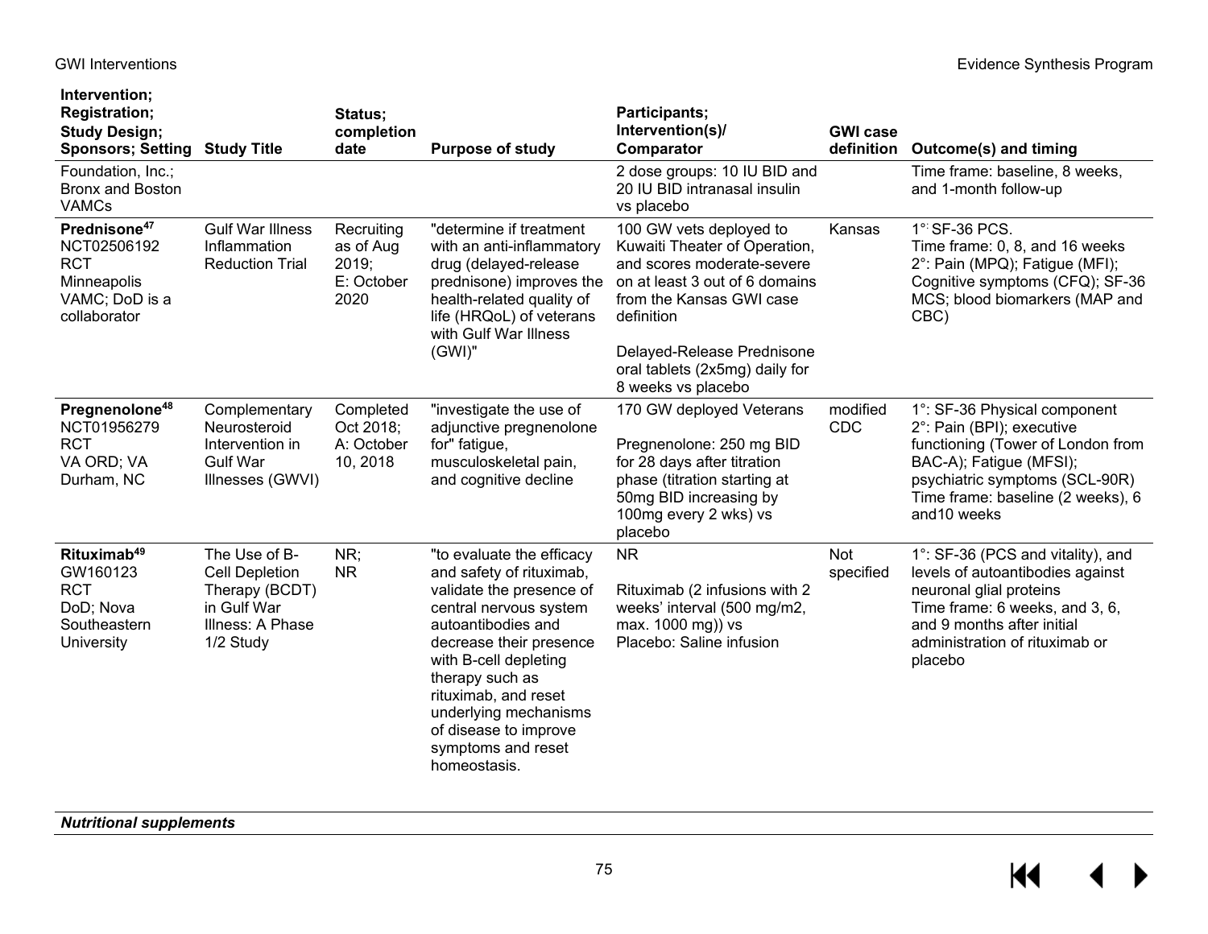| Intervention; Registration; Study Design; Sponsors; Setting | Study Title | Status; completion date | Purpose of study | Participants; Intervention(s)/ Comparator | GWI case definition | Outcome(s) and timing |
|---|---|---|---|---|---|---|
| Foundation, Inc.; Bronx and Boston VAMCs | | | | 2 dose groups: 10 IU BID and 20 IU BID intranasal insulin vs placebo | | Time frame: baseline, 8 weeks, and 1-month follow-up |
| **Prednisone**[47] NCT02506192 RCT Minneapolis VAMC; DoD is a collaborator | Gulf War Illness Inflammation Reduction Trial | Recruiting as of Aug 2019; E: October 2020 | "determine if treatment with an anti-inflammatory drug (delayed-release prednisone) improves the health-related quality of life (HRQoL) of veterans with Gulf War Illness (GWI)" | 100 GW vets deployed to Kuwaiti Theater of Operation, and scores moderate-severe on at least 3 out of 6 domains from the Kansas GWI case definition<br><br>Delayed-Release Prednisone oral tablets (2x5mg) daily for 8 weeks vs placebo | Kansas | 1°: SF-36 PCS.<br>Time frame: 0, 8, and 16 weeks<br>2°: Pain (MPQ); Fatigue (MFI); Cognitive symptoms (CFQ); SF-36 MCS; blood biomarkers (MAP and CBC) |
| **Pregnenolone**[48] NCT01956279 RCT VA ORD; VA Durham, NC | Complementary Neurosteroid Intervention in Gulf War Illnesses (GWVI) | Completed Oct 2018; A: October 10, 2018 | "investigate the use of adjunctive pregnenolone for" fatigue, musculoskeletal pain, and cognitive decline | 170 GW deployed Veterans<br><br>Pregnenolone: 250 mg BID for 28 days after titration phase (titration starting at 50mg BID increasing by 100mg every 2 wks) vs placebo | modified CDC | 1°: SF-36 Physical component<br>2°: Pain (BPI); executive functioning (Tower of London from BAC-A); Fatigue (MFSI); psychiatric symptoms (SCL-90R)<br>Time frame: baseline (2 weeks), 6 and10 weeks |
| **Rituximab**[49] GW160123 RCT DoD; Nova Southeastern University | The Use of B-Cell Depletion Therapy (BCDT) in Gulf War Illness: A Phase 1/2 Study | NR; NR | "to evaluate the efficacy and safety of rituximab, validate the presence of central nervous system autoantibodies and decrease their presence with B-cell depleting therapy such as rituximab, and reset underlying mechanisms of disease to improve symptoms and reset homeostasis. | NR<br><br>Rituximab (2 infusions with 2 weeks' interval (500 mg/m2, max. 1000 mg)) vs<br>Placebo: Saline infusion | Not specified | 1°: SF-36 (PCS and vitality), and levels of autoantibodies against neuronal glial proteins<br>Time frame: 6 weeks, and 3, 6, and 9 months after initial administration of rituximab or placebo |
| ***Nutritional supplements*** | | | | | | |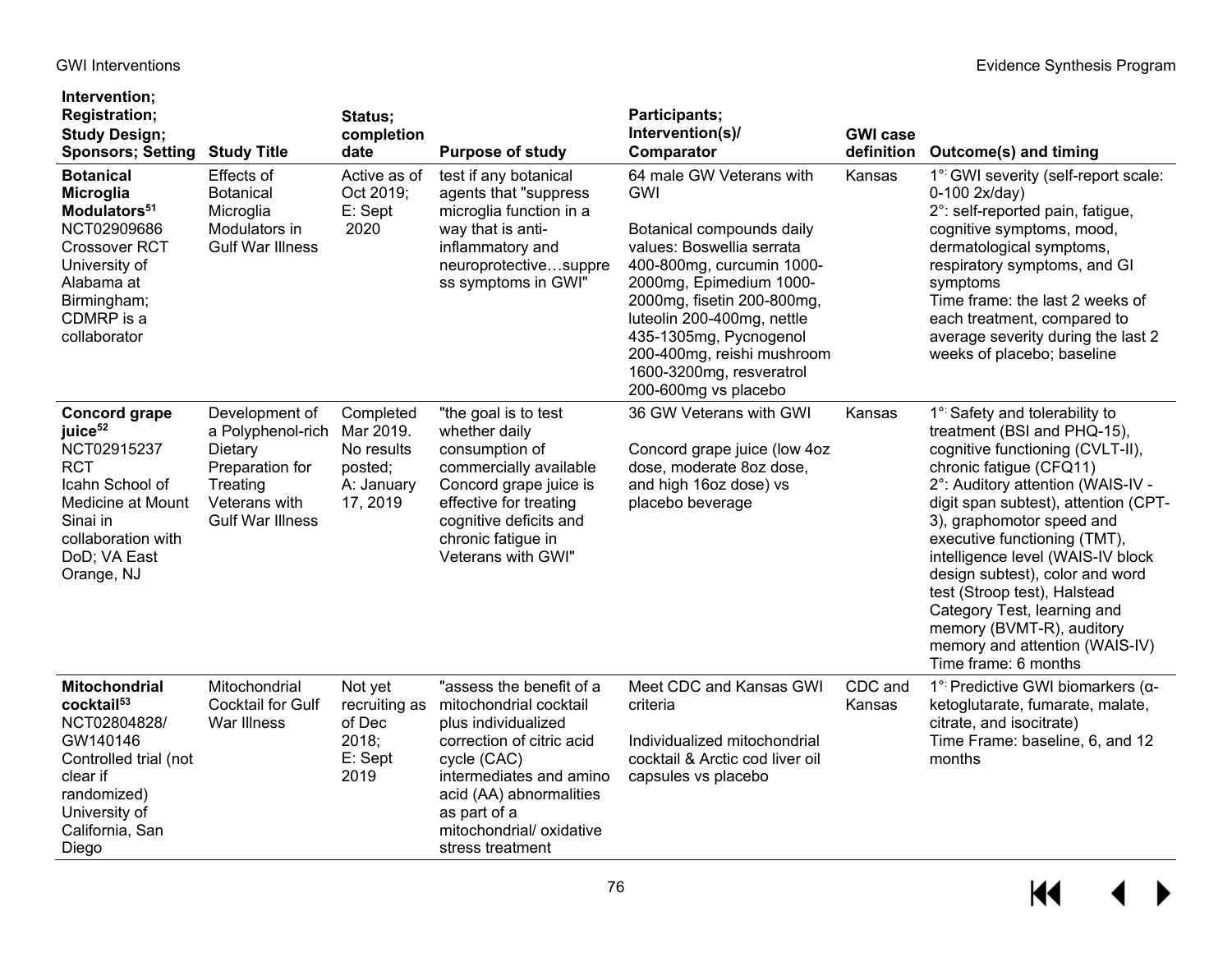| Intervention; Registration; Study Design; Sponsors; Setting | Study Title | Status; completion date | Purpose of study | Participants; Intervention(s)/ Comparator | GWI case definition | Outcome(s) and timing |
|---|---|---|---|---|---|---|
| **Botanical Microglia Modulators**[51] NCT02909686 Crossover RCT University of Alabama at Birmingham; CDMRP is a collaborator | Effects of Botanical Microglia Modulators in Gulf War Illness | Active as of Oct 2019; E: Sept 2020 | test if any botanical agents that "suppress microglia function in a way that is anti-inflammatory and neuroprotective…suppress symptoms in GWI" | 64 male GW Veterans with GWI<br><br>Botanical compounds daily values: Boswellia serrata 400-800mg, curcumin 1000-2000mg, Epimedium 1000-2000mg, fisetin 200-800mg, luteolin 200-400mg, nettle 435-1305mg, Pycnogenol 200-400mg, reishi mushroom 1600-3200mg, resveratrol 200-600mg vs placebo | Kansas | 1°: GWI severity (self-report scale: 0-100 2x/day)<br>2°: self-reported pain, fatigue, cognitive symptoms, mood, dermatological symptoms, respiratory symptoms, and GI symptoms<br>Time frame: the last 2 weeks of each treatment, compared to average severity during the last 2 weeks of placebo; baseline |
| **Concord grape juice**[52] NCT02915237 RCT Icahn School of Medicine at Mount Sinai in collaboration with DoD; VA East Orange, NJ | Development of a Polyphenol-rich Dietary Preparation for Treating Veterans with Gulf War Illness | Completed Mar 2019. No results posted; A: January 17, 2019 | "the goal is to test whether daily consumption of commercially available Concord grape juice is effective for treating cognitive deficits and chronic fatigue in Veterans with GWI" | 36 GW Veterans with GWI<br><br>Concord grape juice (low 4oz dose, moderate 8oz dose, and high 16oz dose) vs placebo beverage | Kansas | 1°: Safety and tolerability to treatment (BSI and PHQ-15), cognitive functioning (CVLT-II), chronic fatigue (CFQ11)<br>2°: Auditory attention (WAIS-IV - digit span subtest), attention (CPT-3), graphomotor speed and executive functioning (TMT), intelligence level (WAIS-IV block design subtest), color and word test (Stroop test), Halstead Category Test, learning and memory (BVMT-R), auditory memory and attention (WAIS-IV)<br>Time frame: 6 months |
| **Mitochondrial cocktail**[53] NCT02804828/ GW140146 Controlled trial (not clear if randomized) University of California, San Diego | Mitochondrial Cocktail for Gulf War Illness | Not yet recruiting as of Dec 2018; E: Sept 2019 | "assess the benefit of a mitochondrial cocktail plus individualized correction of citric acid cycle (CAC) intermediates and amino acid (AA) abnormalities as part of a mitochondrial/ oxidative stress treatment | Meet CDC and Kansas GWI criteria<br><br>Individualized mitochondrial cocktail & Arctic cod liver oil capsules vs placebo | CDC and Kansas | 1°: Predictive GWI biomarkers (α-ketoglutarate, fumarate, malate, citrate, and isocitrate)<br>Time Frame: baseline, 6, and 12 months |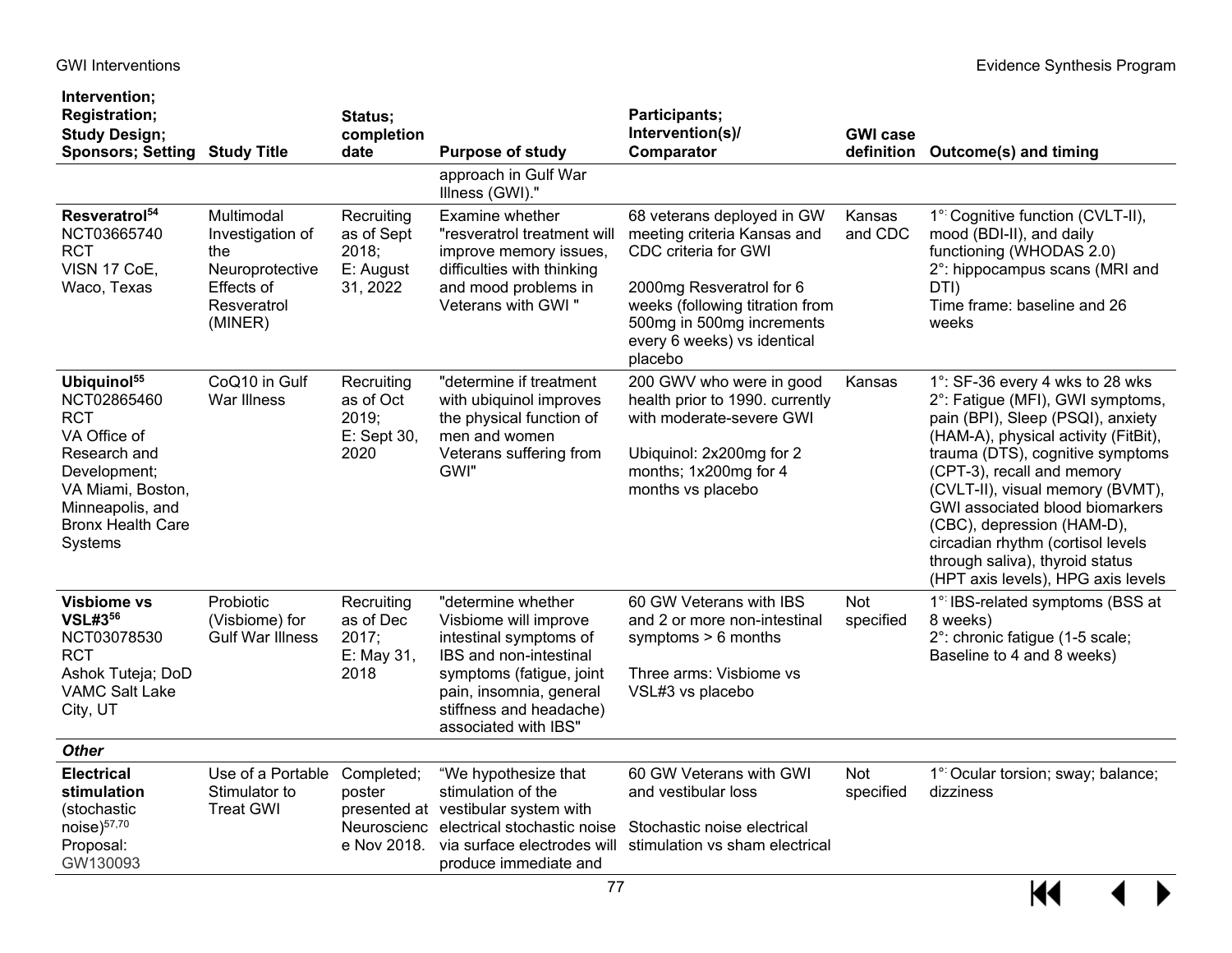| Intervention; Registration; Study Design; Sponsors; Setting | Study Title | Status; completion date | Purpose of study | Participants; Intervention(s)/ Comparator | GWI case definition | Outcome(s) and timing |
|---|---|---|---|---|---|---|
| | | | approach in Gulf War Illness (GWI)." | | | |
| **Resveratrol**[54] NCT03665740 RCT VISN 17 CoE, Waco, Texas | Multimodal Investigation of the Neuroprotective Effects of Resveratrol (MINER) | Recruiting as of Sept 2018; E: August 31, 2022 | Examine whether "resveratrol treatment will improve memory issues, difficulties with thinking and mood problems in Veterans with GWI " | 68 veterans deployed in GW meeting criteria Kansas and CDC criteria for GWI<br><br>2000mg Resveratrol for 6 weeks (following titration from 500mg in 500mg increments every 6 weeks) vs identical placebo | Kansas and CDC | 1°: Cognitive function (CVLT-II), mood (BDI-II), and daily functioning (WHODAS 2.0)<br>2°: hippocampus scans (MRI and DTI)<br>Time frame: baseline and 26 weeks |
| **Ubiquinol**[55] NCT02865460 RCT VA Office of Research and Development; VA Miami, Boston, Minneapolis, and Bronx Health Care Systems | CoQ10 in Gulf War Illness | Recruiting as of Oct 2019; E: Sept 30, 2020 | "determine if treatment with ubiquinol improves the physical function of men and women Veterans suffering from GWI" | 200 GWV who were in good health prior to 1990. currently with moderate-severe GWI<br><br>Ubiquinol: 2x200mg for 2 months; 1x200mg for 4 months vs placebo | Kansas | 1°: SF-36 every 4 wks to 28 wks<br>2°: Fatigue (MFI), GWI symptoms, pain (BPI), Sleep (PSQI), anxiety (HAM-A), physical activity (FitBit), trauma (DTS), cognitive symptoms (CPT-3), recall and memory (CVLT-II), visual memory (BVMT), GWI associated blood biomarkers (CBC), depression (HAM-D), circadian rhythm (cortisol levels through saliva), thyroid status (HPT axis levels), HPG axis levels |
| **Visbiome vs VSL#3**[56] NCT03078530 RCT Ashok Tuteja; DoD VAMC Salt Lake City, UT | Probiotic (Visbiome) for Gulf War Illness | Recruiting as of Dec 2017; E: May 31, 2018 | "determine whether Visbiome will improve intestinal symptoms of IBS and non-intestinal symptoms (fatigue, joint pain, insomnia, general stiffness and headache) associated with IBS" | 60 GW Veterans with IBS and 2 or more non-intestinal symptoms > 6 months<br><br>Three arms: Visbiome vs VSL#3 vs placebo | Not specified | 1°: IBS-related symptoms (BSS at 8 weeks)<br>2°: chronic fatigue (1-5 scale; Baseline to 4 and 8 weeks) |
| ***Other*** | | | | | | |
| **Electrical stimulation** (stochastic noise)[57,70] Proposal: GW130093 | Use of a Portable Stimulator to Treat GWI | Completed; poster presented at Neuroscience Nov 2018. | "We hypothesize that stimulation of the vestibular system with electrical stochastic noise via surface electrodes will produce immediate and | 60 GW Veterans with GWI and vestibular loss<br><br>Stochastic noise electrical stimulation vs sham electrical | Not specified | 1°: Ocular torsion; sway; balance; dizziness |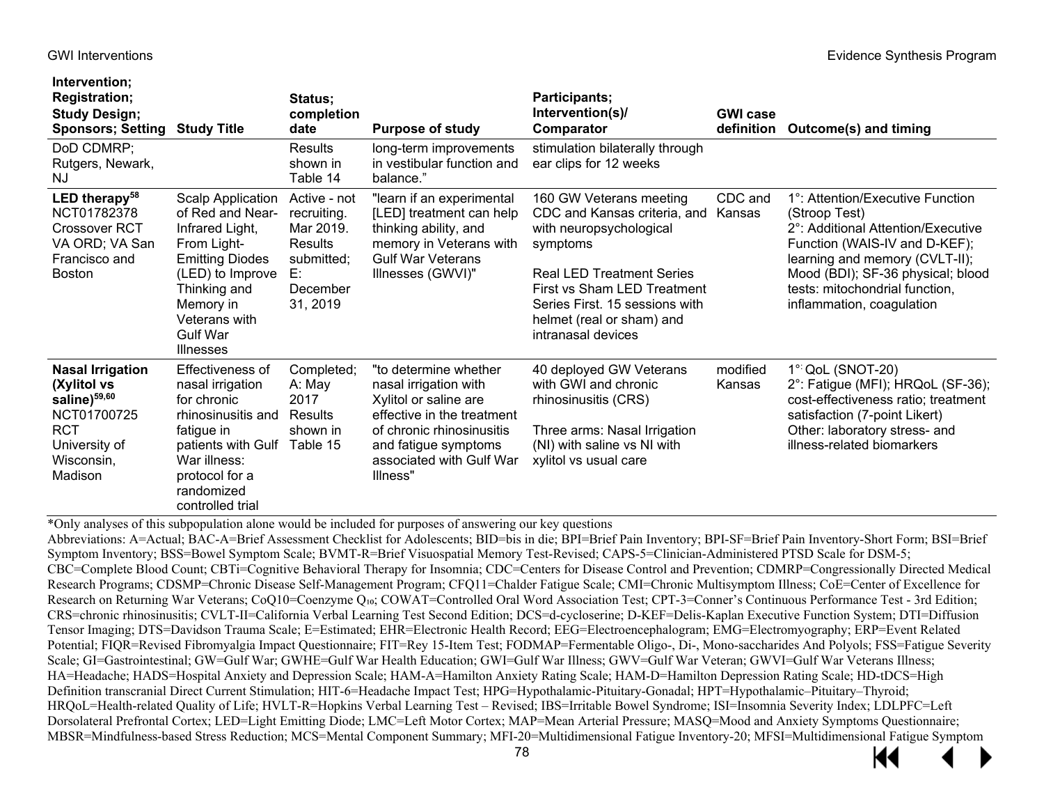| Intervention; Registration; Study Design; Sponsors; Setting | Study Title | Status; completion date | Purpose of study | Participants; Intervention(s)/ Comparator | GWI case definition | Outcome(s) and timing |
|---|---|---|---|---|---|---|
| DoD CDMRP; Rutgers, Newark, NJ | | Results shown in Table 14 | long-term improvements in vestibular function and balance." | stimulation bilaterally through ear clips for 12 weeks | | |
| **LED therapy**[58] NCT01782378 Crossover RCT VA ORD; VA San Francisco and Boston | Scalp Application of Red and Near-Infrared Light, From Light-Emitting Diodes (LED) to Improve Thinking and Memory in Veterans with Gulf War Illnesses | Active - not recruiting. Mar 2019. Results submitted; E: December 31, 2019 | "learn if an experimental [LED] treatment can help thinking ability, and memory in Veterans with Gulf War Veterans Illnesses (GWVI)" | 160 GW Veterans meeting CDC and Kansas criteria, and with neuropsychological symptoms<br><br>Real LED Treatment Series First vs Sham LED Treatment Series First. 15 sessions with helmet (real or sham) and intranasal devices | CDC and Kansas | 1°: Attention/Executive Function (Stroop Test)<br>2°: Additional Attention/Executive Function (WAIS-IV and D-KEF); learning and memory (CVLT-II); Mood (BDI); SF-36 physical; blood tests: mitochondrial function, inflammation, coagulation |
| **Nasal Irrigation (Xylitol vs saline)**[59,60] NCT01700725 RCT University of Wisconsin, Madison | Effectiveness of nasal irrigation for chronic rhinosinusitis and fatigue in patients with Gulf War illness: protocol for a randomized controlled trial | Completed; A: May 2017 Results shown in Table 15 | "to determine whether nasal irrigation with Xylitol or saline are effective in the treatment of chronic rhinosinusitis and fatigue symptoms associated with Gulf War Illness" | 40 deployed GW Veterans with GWI and chronic rhinosinusitis (CRS)<br><br>Three arms: Nasal Irrigation (NI) with saline vs NI with xylitol vs usual care | modified Kansas | 1°: QoL (SNOT-20)<br>2°: Fatigue (MFI); HRQoL (SF-36); cost-effectiveness ratio; treatment satisfaction (7-point Likert)<br>Other: laboratory stress- and illness-related biomarkers |

*Only analyses of this subpopulation alone would be included for purposes of answering our key questions

Abbreviations: A=Actual; BAC-A=Brief Assessment Checklist for Adolescents; BID=bis in die; BPI=Brief Pain Inventory; BPI-SF=Brief Pain Inventory-Short Form; BSI=Brief Symptom Inventory; BSS=Bowel Symptom Scale; BVMT-R=Brief Visuospatial Memory Test-Revised; CAPS-5=Clinician-Administered PTSD Scale for DSM-5; CBC=Complete Blood Count; CBTi=Cognitive Behavioral Therapy for Insomnia; CDC=Centers for Disease Control and Prevention; CDMRP=Congressionally Directed Medical Research Programs; CDSMP=Chronic Disease Self-Management Program; CFQ11=Chalder Fatigue Scale; CMI=Chronic Multisymptom Illness; CoE=Center of Excellence for Research on Returning War Veterans; CoQ10=Coenzyme $Q_{10}$; COWAT=Controlled Oral Word Association Test; CPT-3=Conner's Continuous Performance Test - 3rd Edition; CRS=chronic rhinosinusitis; CVLT-II=California Verbal Learning Test Second Edition; DCS=d-cycloserine; D-KEF=Delis-Kaplan Executive Function System; DTI=Diffusion Tensor Imaging; DTS=Davidson Trauma Scale; E=Estimated; EHR=Electronic Health Record; EEG=Electroencephalogram; EMG=Electromyography; ERP=Event Related Potential; FIQR=Revised Fibromyalgia Impact Questionnaire; FIT=Rey 15-Item Test; FODMAP=Fermentable Oligo-, Di-, Mono-saccharides And Polyols; FSS=Fatigue Severity Scale; GI=Gastrointestinal; GW=Gulf War; GWHE=Gulf War Health Education; GWI=Gulf War Illness; GWV=Gulf War Veteran; GWVI=Gulf War Veterans Illness; HA=Headache; HADS=Hospital Anxiety and Depression Scale; HAM-A=Hamilton Anxiety Rating Scale; HAM-D=Hamilton Depression Rating Scale; HD-tDCS=High Definition transcranial Direct Current Stimulation; HIT-6=Headache Impact Test; HPG=Hypothalamic-Pituitary-Gonadal; HPT=Hypothalamic–Pituitary–Thyroid; HRQoL=Health-related Quality of Life; HVLT-R=Hopkins Verbal Learning Test – Revised; IBS=Irritable Bowel Syndrome; ISI=Insomnia Severity Index; LDLPFC=Left Dorsolateral Prefrontal Cortex; LED=Light Emitting Diode; LMC=Left Motor Cortex; MAP=Mean Arterial Pressure; MASQ=Mood and Anxiety Symptoms Questionnaire; MBSR=Mindfulness-based Stress Reduction; MCS=Mental Component Summary; MFI-20=Multidimensional Fatigue Inventory-20; MFSI=Multidimensional Fatigue Symptom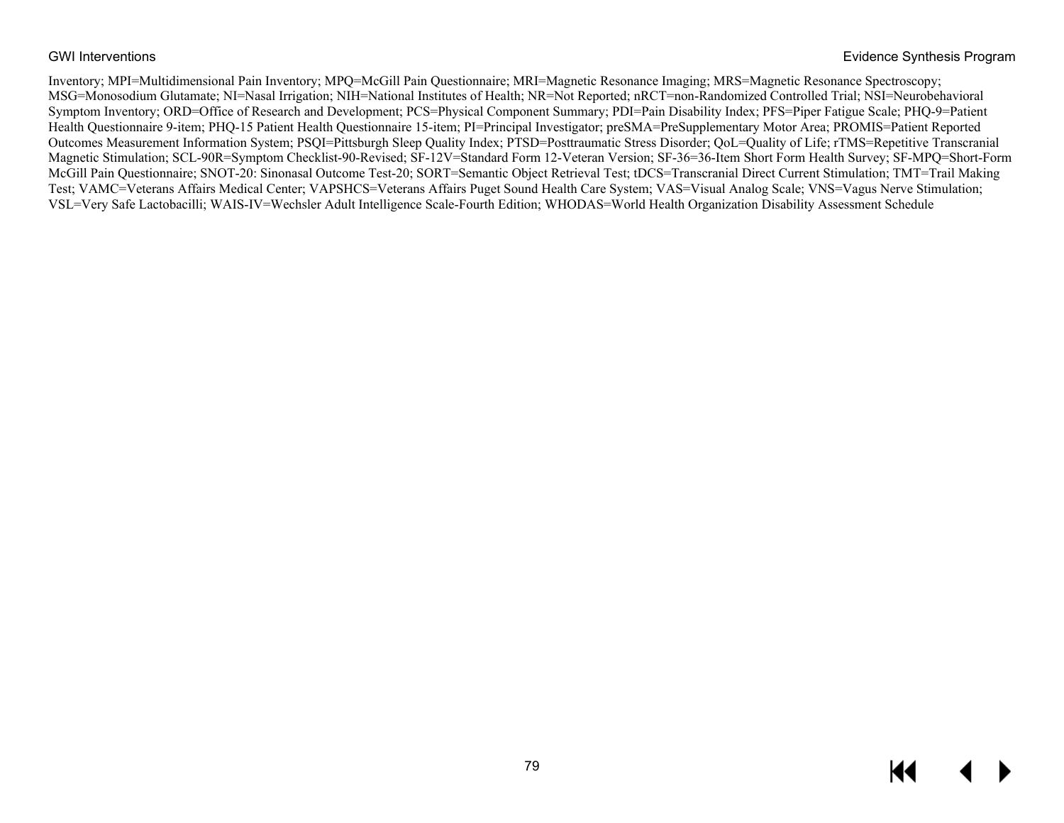Inventory; MPI=Multidimensional Pain Inventory; MPQ=McGill Pain Questionnaire; MRI=Magnetic Resonance Imaging; MRS=Magnetic Resonance Spectroscopy; MSG=Monosodium Glutamate; NI=Nasal Irrigation; NIH=National Institutes of Health; NR=Not Reported; nRCT=non-Randomized Controlled Trial; NSI=Neurobehavioral Symptom Inventory; ORD=Office of Research and Development; PCS=Physical Component Summary; PDI=Pain Disability Index; PFS=Piper Fatigue Scale; PHQ-9=Patient Health Questionnaire 9-item; PHQ-15 Patient Health Questionnaire 15-item; PI=Principal Investigator; preSMA=PreSupplementary Motor Area; PROMIS=Patient Reported Outcomes Measurement Information System; PSQI=Pittsburgh Sleep Quality Index; PTSD=Posttraumatic Stress Disorder; QoL=Quality of Life; rTMS=Repetitive Transcranial Magnetic Stimulation; SCL-90R=Symptom Checklist-90-Revised; SF-12V=Standard Form 12-Veteran Version; SF-36=36-Item Short Form Health Survey; SF-MPQ=Short-Form McGill Pain Questionnaire; SNOT-20: Sinonasal Outcome Test-20; SORT=Semantic Object Retrieval Test; tDCS=Transcranial Direct Current Stimulation; TMT=Trail Making Test; VAMC=Veterans Affairs Medical Center; VAPSHCS=Veterans Affairs Puget Sound Health Care System; VAS=Visual Analog Scale; VNS=Vagus Nerve Stimulation; VSL=Very Safe Lactobacilli; WAIS-IV=Wechsler Adult Intelligence Scale-Fourth Edition; WHODAS=World Health Organization Disability Assessment Schedule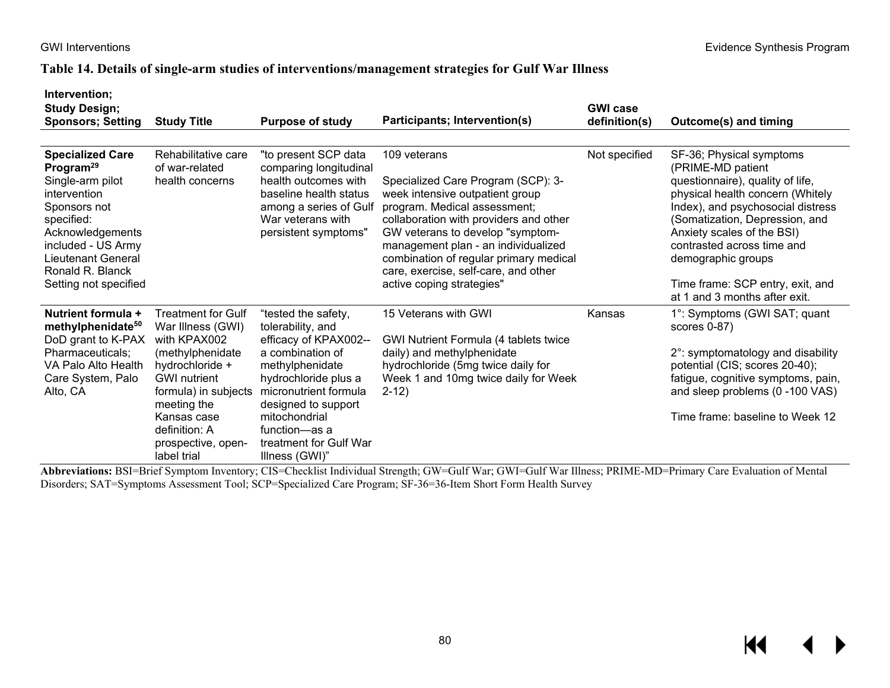**Table 14. Details of single-arm studies of interventions/management strategies for Gulf War Illness**

| Intervention; Study Design; Sponsors; Setting | Study Title | Purpose of study | Participants; Intervention(s) | GWI case definition(s) | Outcome(s) and timing |
|---|---|---|---|---|---|
| **Specialized Care Program[29]**<br>Single-arm pilot intervention<br>Sponsors not specified: Acknowledgements included - US Army Lieutenant General Ronald R. Blanck<br>Setting not specified | Rehabilitative care of war-related health concerns | "to present SCP data comparing longitudinal health outcomes with baseline health status among a series of Gulf War veterans with persistent symptoms" | 109 veterans<br><br>Specialized Care Program (SCP): 3-week intensive outpatient group program. Medical assessment; collaboration with providers and other GW veterans to develop "symptom-management plan - an individualized combination of regular primary medical care, exercise, self-care, and other active coping strategies" | Not specified | SF-36; Physical symptoms (PRIME-MD patient questionnaire), quality of life, physical health concern (Whitely Index), and psychosocial distress (Somatization, Depression, and Anxiety scales of the BSI) contrasted across time and demographic groups<br><br>Time frame: SCP entry, exit, and at 1 and 3 months after exit. |
| **Nutrient formula + methylphenidate[50]**<br>DoD grant to K-PAX Pharmaceuticals; VA Palo Alto Health Care System, Palo Alto, CA | Treatment for Gulf War Illness (GWI) with KPAX002 (methylphenidate hydrochloride + GWI nutrient formula) in subjects meeting the Kansas case definition: A prospective, open-label trial | "tested the safety, tolerability, and efficacy of KPAX002--a combination of methylphenidate hydrochloride plus a micronutrient formula designed to support mitochondrial function—as a treatment for Gulf War Illness (GWI)" | 15 Veterans with GWI<br><br>GWI Nutrient Formula (4 tablets twice daily) and methylphenidate hydrochloride (5mg twice daily for Week 1 and 10mg twice daily for Week 2-12) | Kansas | 1°: Symptoms (GWI SAT; quant scores 0-87)<br><br>2°: symptomatology and disability potential (CIS; scores 20-40); fatigue, cognitive symptoms, pain, and sleep problems (0 -100 VAS)<br><br>Time frame: baseline to Week 12 |

**Abbreviations:** BSI=Brief Symptom Inventory; CIS=Checklist Individual Strength; GW=Gulf War; GWI=Gulf War Illness; PRIME-MD=Primary Care Evaluation of Mental Disorders; SAT=Symptoms Assessment Tool; SCP=Specialized Care Program; SF-36=36-Item Short Form Health Survey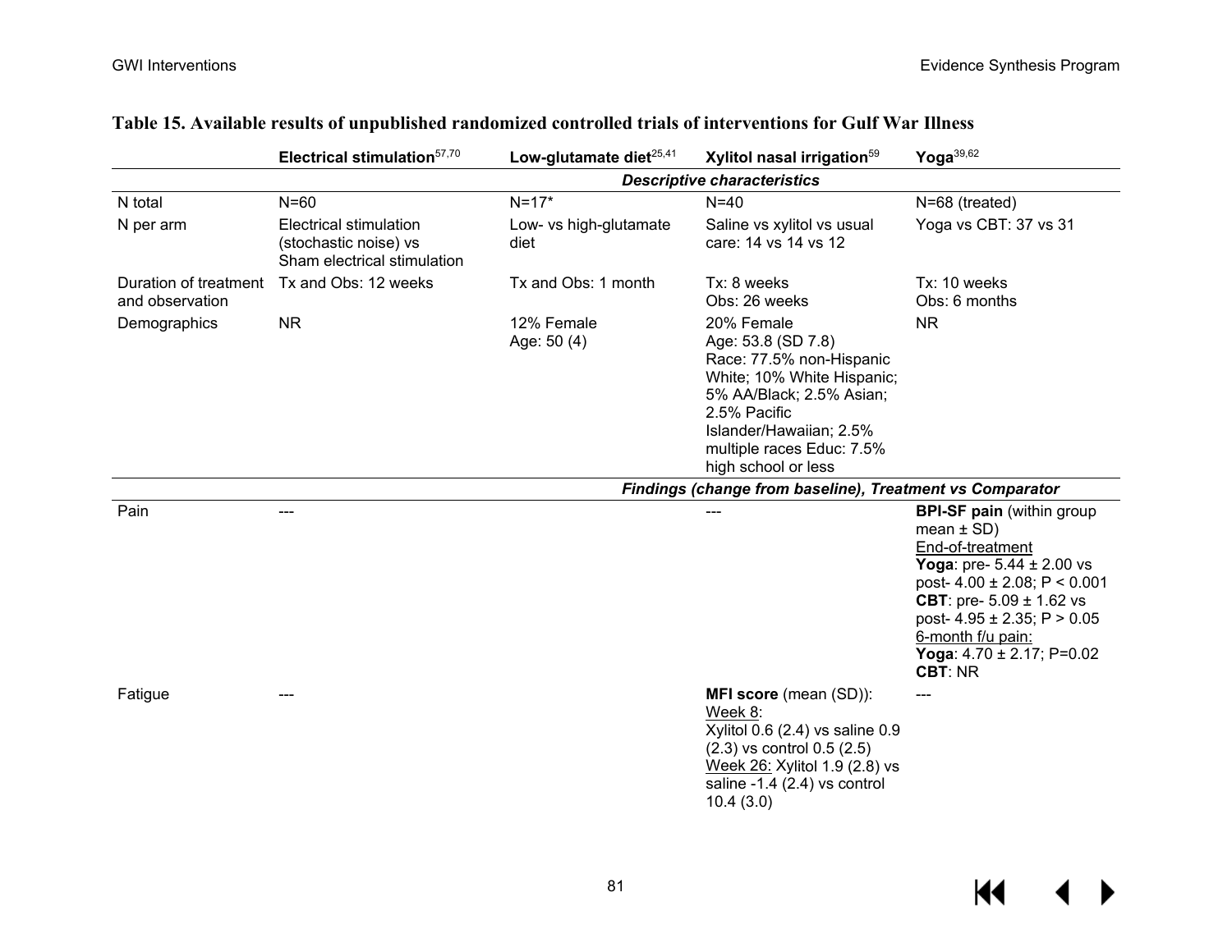**Table 15. Available results of unpublished randomized controlled trials of interventions for Gulf War Illness**

| | Electrical stimulation[57,70] | Low-glutamate diet[25,41] | Xylitol nasal irrigation[59] | Yoga[39,62] |
|---|---|---|---|---|
| | | | ***Descriptive characteristics*** | |
| N total | N=60 | N=17* | N=40 | N=68 (treated) |
| N per arm | Electrical stimulation (stochastic noise) vs Sham electrical stimulation | Low- vs high-glutamate diet | Saline vs xylitol vs usual care: 14 vs 14 vs 12 | Yoga vs CBT: 37 vs 31 |
| Duration of treatment and observation | Tx and Obs: 12 weeks | Tx and Obs: 1 month | Tx: 8 weeks<br>Obs: 26 weeks | Tx: 10 weeks<br>Obs: 6 months |
| Demographics | NR | 12% Female<br>Age: 50 (4) | 20% Female<br>Age: 53.8 (SD 7.8)<br>Race: 77.5% non-Hispanic White; 10% White Hispanic; 5% AA/Black; 2.5% Asian; 2.5% Pacific Islander/Hawaiian; 2.5% multiple races Educ: 7.5% high school or less | NR |
| | | | ***Findings (change from baseline), Treatment vs Comparator*** | |
| Pain | --- | | --- | **BPI-SF pain** (within group mean ± SD)<br>End-of-treatment<br>**Yoga**: pre- 5.44 ± 2.00 vs post- 4.00 ± 2.08; P < 0.001<br>**CBT**: pre- 5.09 ± 1.62 vs post- 4.95 ± 2.35; P > 0.05<br>6-month f/u pain:<br>**Yoga**: 4.70 ± 2.17; P=0.02<br>**CBT**: NR |
| Fatigue | --- | | **MFI score** (mean (SD)):<br>Week 8:<br>Xylitol 0.6 (2.4) vs saline 0.9 (2.3) vs control 0.5 (2.5)<br>Week 26: Xylitol 1.9 (2.8) vs saline -1.4 (2.4) vs control 10.4 (3.0) | --- |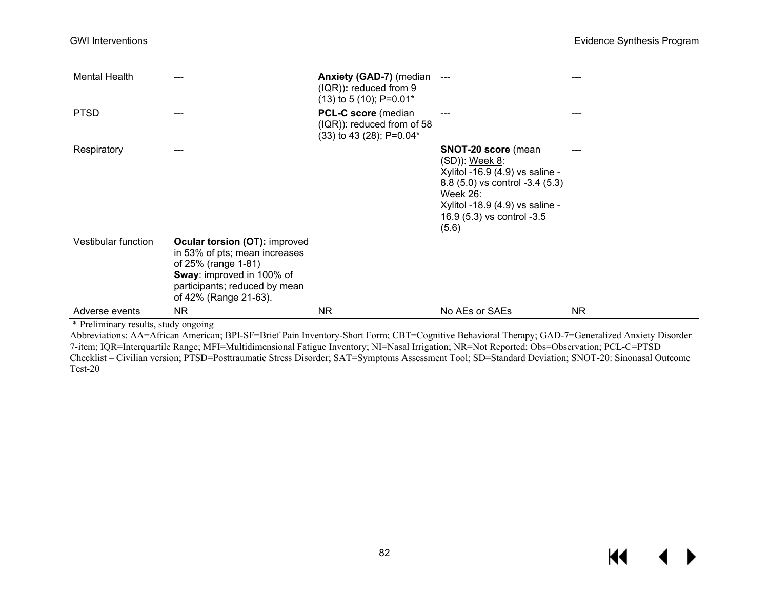| | | | | |
|---|---|---|---|---|
| Mental Health | --- | **Anxiety (GAD-7)** (median (IQR))**:** reduced from 9 (13) to 5 (10); P=0.01* | --- | --- |
| PTSD | --- | **PCL-C score** (median (IQR)): reduced from of 58 (33) to 43 (28); P=0.04* | --- | --- |
| Respiratory | --- | | **SNOT-20 score** (mean (SD)): Week 8: Xylitol -16.9 (4.9) vs saline -8.8 (5.0) vs control -3.4 (5.3) Week 26: Xylitol -18.9 (4.9) vs saline -16.9 (5.3) vs control -3.5 (5.6) | --- |
| Vestibular function | **Ocular torsion (OT):** improved in 53% of pts; mean increases of 25% (range 1-81) **Sway**: improved in 100% of participants; reduced by mean of 42% (Range 21-63). | | | |
| Adverse events | NR | NR | No AEs or SAEs | NR |

\* Preliminary results, study ongoing

Abbreviations: AA=African American; BPI-SF=Brief Pain Inventory-Short Form; CBT=Cognitive Behavioral Therapy; GAD-7=Generalized Anxiety Disorder 7-item; IQR=Interquartile Range; MFI=Multidimensional Fatigue Inventory; NI=Nasal Irrigation; NR=Not Reported; Obs=Observation; PCL-C=PTSD Checklist – Civilian version; PTSD=Posttraumatic Stress Disorder; SAT=Symptoms Assessment Tool; SD=Standard Deviation; SNOT-20: Sinonasal Outcome Test-20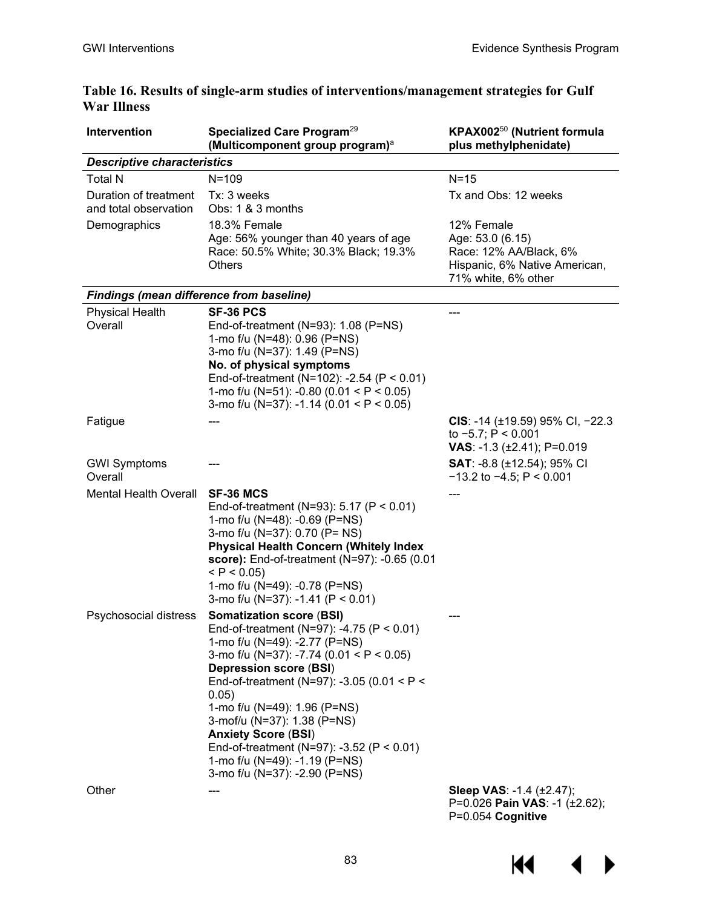**Table 16. Results of single-arm studies of interventions/management strategies for Gulf War Illness**

| Intervention | Specialized Care Program[29] (Multicomponent group program)[a] | KPAX002[50] (Nutrient formula plus methylphenidate) |
|---|---|---|
| ***Descriptive characteristics*** | | |
| Total N | N=109 | N=15 |
| Duration of treatment and total observation | Tx: 3 weeks<br>Obs: 1 & 3 months | Tx and Obs: 12 weeks |
| Demographics | 18.3% Female<br>Age: 56% younger than 40 years of age<br>Race: 50.5% White; 30.3% Black; 19.3% Others | 12% Female<br>Age: 53.0 (6.15)<br>Race: 12% AA/Black, 6% Hispanic, 6% Native American, 71% white, 6% other |
| ***Findings (mean difference from baseline)*** | | |
| Physical Health Overall | **SF-36 PCS**<br>End-of-treatment (N=93): 1.08 (P=NS)<br>1-mo f/u (N=48): 0.96 (P=NS)<br>3-mo f/u (N=37): 1.49 (P=NS)<br>**No. of physical symptoms**<br>End-of-treatment (N=102): -2.54 ($P < 0.01$)<br>1-mo f/u (N=51): -0.80 ($0.01 < P < 0.05$)<br>3-mo f/u (N=37): -1.14 ($0.01 < P < 0.05$) | --- |
| Fatigue | --- | **CIS**: -14 (±19.59) 95% CI, −22.3 to −5.7; $P < 0.001$<br>**VAS**: -1.3 (±2.41); P=0.019 |
| GWI Symptoms Overall | --- | **SAT**: -8.8 (±12.54); 95% CI −13.2 to −4.5; $P < 0.001$ |
| Mental Health Overall | **SF-36 MCS**<br>End-of-treatment (N=93): 5.17 ($P < 0.01$)<br>1-mo f/u (N=48): -0.69 (P=NS)<br>3-mo f/u (N=37): 0.70 (P= NS)<br>**Physical Health Concern (Whitely Index score):** End-of-treatment (N=97): -0.65 ($0.01 < P < 0.05$)<br>1-mo f/u (N=49): -0.78 (P=NS)<br>3-mo f/u (N=37): -1.41 ($P < 0.01$) | --- |
| Psychosocial distress | **Somatization score** (**BSI**)<br>End-of-treatment (N=97): -4.75 ($P < 0.01$)<br>1-mo f/u (N=49): -2.77 (P=NS)<br>3-mo f/u (N=37): -7.74 ($0.01 < P < 0.05$)<br>**Depression score** (**BSI**)<br>End-of-treatment (N=97): -3.05 ($0.01 < P < 0.05$)<br>1-mo f/u (N=49): 1.96 (P=NS)<br>3-mof/u (N=37): 1.38 (P=NS)<br>**Anxiety Score** (**BSI**)<br>End-of-treatment (N=97): -3.52 ($P < 0.01$)<br>1-mo f/u (N=49): -1.19 (P=NS)<br>3-mo f/u (N=37): -2.90 (P=NS) | --- |
| Other | --- | **Sleep VAS**: -1.4 (±2.47); P=0.026 **Pain VAS**: -1 (±2.62); P=0.054 **Cognitive** |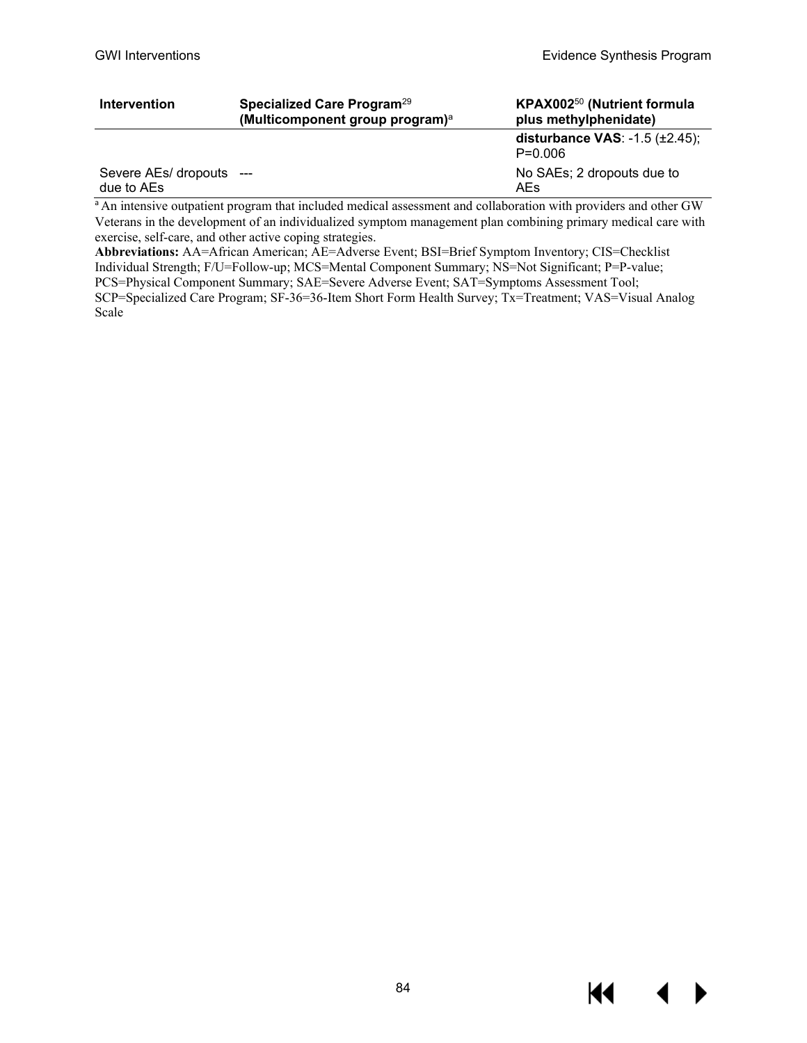| Intervention | Specialized Care Program[29] (Multicomponent group program)[a] | KPAX002[50] (Nutrient formula plus methylphenidate) |
|---|---|---|
| | | **disturbance VAS**: -1.5 (±2.45); P=0.006 |
| Severe AEs/ dropouts due to AEs | --- | No SAEs; 2 dropouts due to AEs |

[a] An intensive outpatient program that included medical assessment and collaboration with providers and other GW Veterans in the development of an individualized symptom management plan combining primary medical care with exercise, self-care, and other active coping strategies.

**Abbreviations:** AA=African American; AE=Adverse Event; BSI=Brief Symptom Inventory; CIS=Checklist Individual Strength; F/U=Follow-up; MCS=Mental Component Summary; NS=Not Significant; P=P-value; PCS=Physical Component Summary; SAE=Severe Adverse Event; SAT=Symptoms Assessment Tool; SCP=Specialized Care Program; SF-36=36-Item Short Form Health Survey; Tx=Treatment; VAS=Visual Analog Scale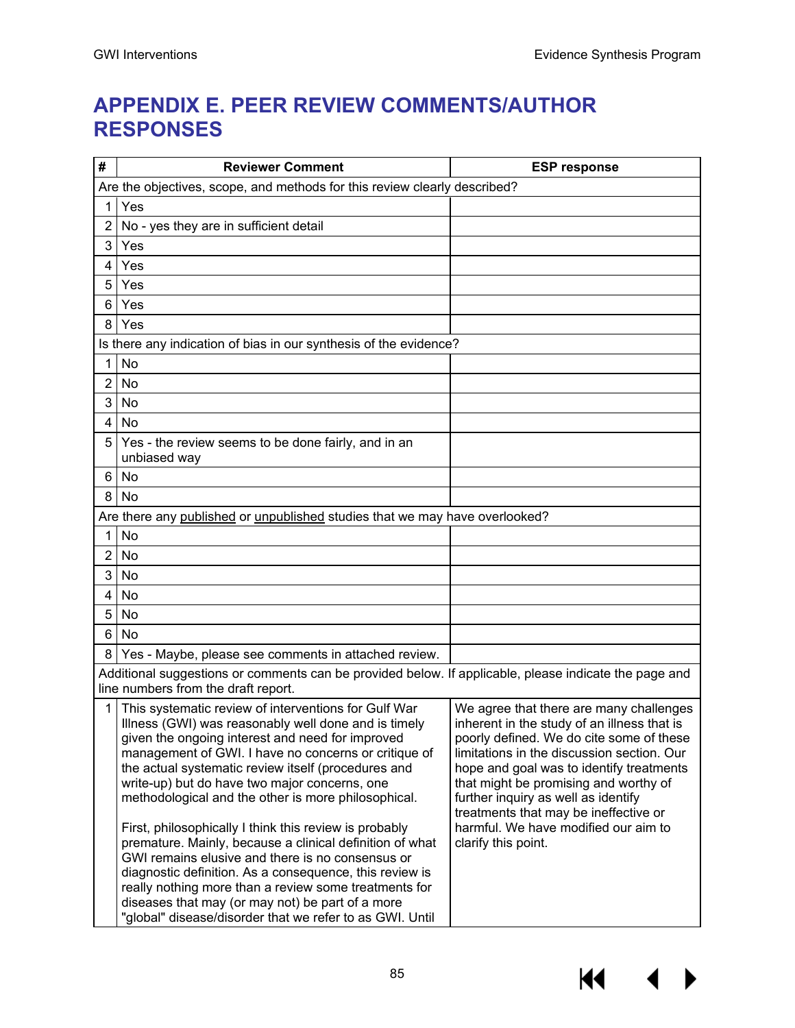# APPENDIX E. PEER REVIEW COMMENTS/AUTHOR RESPONSES

| # | Reviewer Comment | ESP response |
|---|---|---|
| Are the objectives, scope, and methods for this review clearly described? | | |
| 1 | Yes | |
| 2 | No - yes they are in sufficient detail | |
| 3 | Yes | |
| 4 | Yes | |
| 5 | Yes | |
| 6 | Yes | |
| 8 | Yes | |
| Is there any indication of bias in our synthesis of the evidence? | | |
| 1 | No | |
| 2 | No | |
| 3 | No | |
| 4 | No | |
| 5 | Yes - the review seems to be done fairly, and in an unbiased way | |
| 6 | No | |
| 8 | No | |
| Are there any <u>published</u> or <u>unpublished</u> studies that we may have overlooked? | | |
| 1 | No | |
| 2 | No | |
| 3 | No | |
| 4 | No | |
| 5 | No | |
| 6 | No | |
| 8 | Yes - Maybe, please see comments in attached review. | |
| Additional suggestions or comments can be provided below. If applicable, please indicate the page and line numbers from the draft report. | | |
| 1 | This systematic review of interventions for Gulf War Illness (GWI) was reasonably well done and is timely given the ongoing interest and need for improved management of GWI. I have no concerns or critique of the actual systematic review itself (procedures and write-up) but do have two major concerns, one methodological and the other is more philosophical.<br><br>First, philosophically I think this review is probably premature. Mainly, because a clinical definition of what GWI remains elusive and there is no consensus or diagnostic definition. As a consequence, this review is really nothing more than a review some treatments for diseases that may (or may not) be part of a more "global" disease/disorder that we refer to as GWI. Until | We agree that there are many challenges inherent in the study of an illness that is poorly defined. We do cite some of these limitations in the discussion section. Our hope and goal was to identify treatments that might be promising and worthy of further inquiry as well as identify treatments that may be ineffective or harmful. We have modified our aim to clarify this point. |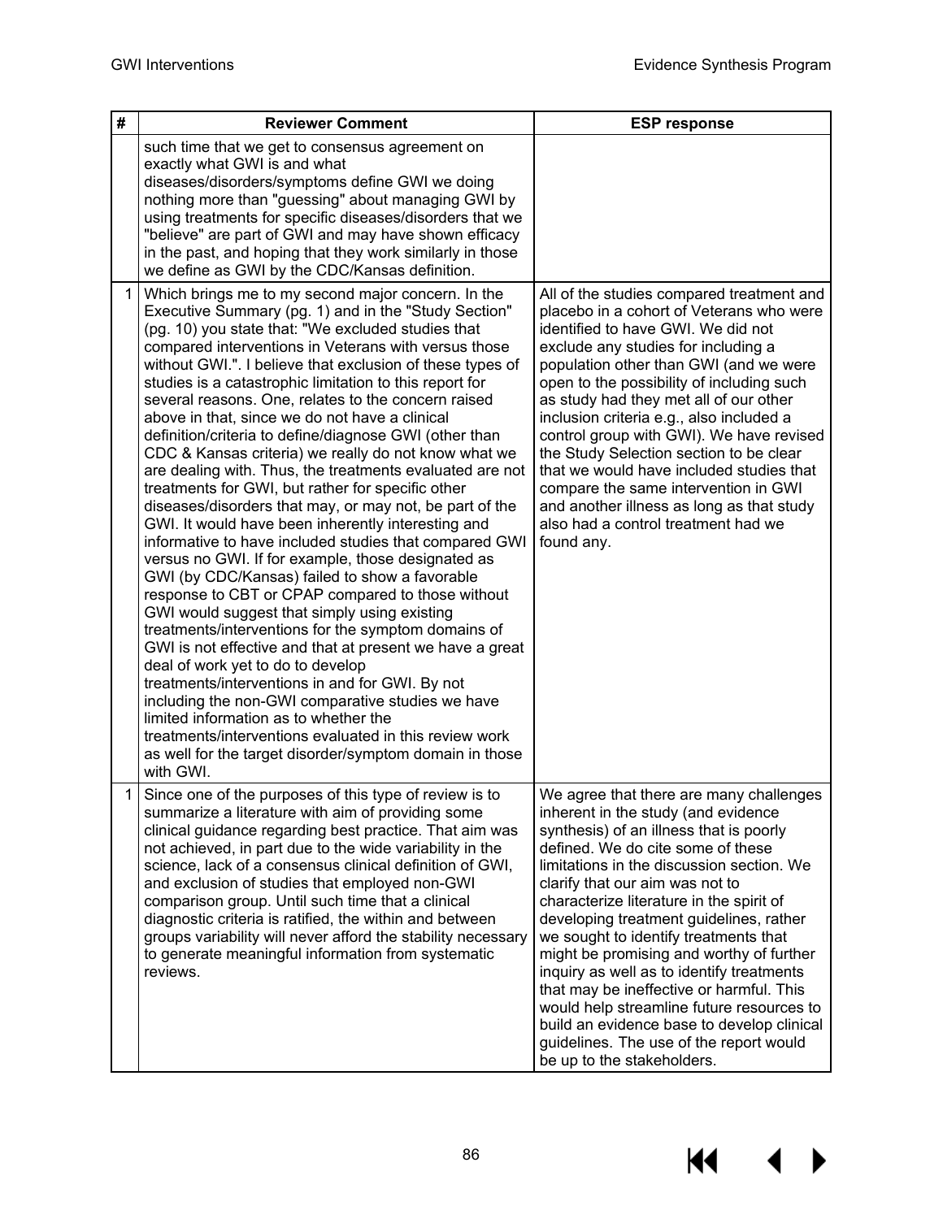| # | Reviewer Comment | ESP response |
|---|---|---|
| | such time that we get to consensus agreement on exactly what GWI is and what diseases/disorders/symptoms define GWI we doing nothing more than "guessing" about managing GWI by using treatments for specific diseases/disorders that we "believe" are part of GWI and may have shown efficacy in the past, and hoping that they work similarly in those we define as GWI by the CDC/Kansas definition. | |
| 1 | Which brings me to my second major concern. In the Executive Summary (pg. 1) and in the "Study Section" (pg. 10) you state that: "We excluded studies that compared interventions in Veterans with versus those without GWI.". I believe that exclusion of these types of studies is a catastrophic limitation to this report for several reasons. One, relates to the concern raised above in that, since we do not have a clinical definition/criteria to define/diagnose GWI (other than CDC & Kansas criteria) we really do not know what we are dealing with. Thus, the treatments evaluated are not treatments for GWI, but rather for specific other diseases/disorders that may, or may not, be part of the GWI. It would have been inherently interesting and informative to have included studies that compared GWI versus no GWI. If for example, those designated as GWI (by CDC/Kansas) failed to show a favorable response to CBT or CPAP compared to those without GWI would suggest that simply using existing treatments/interventions for the symptom domains of GWI is not effective and that at present we have a great deal of work yet to do to develop treatments/interventions in and for GWI. By not including the non-GWI comparative studies we have limited information as to whether the treatments/interventions evaluated in this review work as well for the target disorder/symptom domain in those with GWI. | All of the studies compared treatment and placebo in a cohort of Veterans who were identified to have GWI. We did not exclude any studies for including a population other than GWI (and we were open to the possibility of including such as study had they met all of our other inclusion criteria e.g., also included a control group with GWI). We have revised the Study Selection section to be clear that we would have included studies that compare the same intervention in GWI and another illness as long as that study also had a control treatment had we found any. |
| 1 | Since one of the purposes of this type of review is to summarize a literature with aim of providing some clinical guidance regarding best practice. That aim was not achieved, in part due to the wide variability in the science, lack of a consensus clinical definition of GWI, and exclusion of studies that employed non-GWI comparison group. Until such time that a clinical diagnostic criteria is ratified, the within and between groups variability will never afford the stability necessary to generate meaningful information from systematic reviews. | We agree that there are many challenges inherent in the study (and evidence synthesis) of an illness that is poorly defined. We do cite some of these limitations in the discussion section. We clarify that our aim was not to characterize literature in the spirit of developing treatment guidelines, rather we sought to identify treatments that might be promising and worthy of further inquiry as well as to identify treatments that may be ineffective or harmful. This would help streamline future resources to build an evidence base to develop clinical guidelines. The use of the report would be up to the stakeholders. |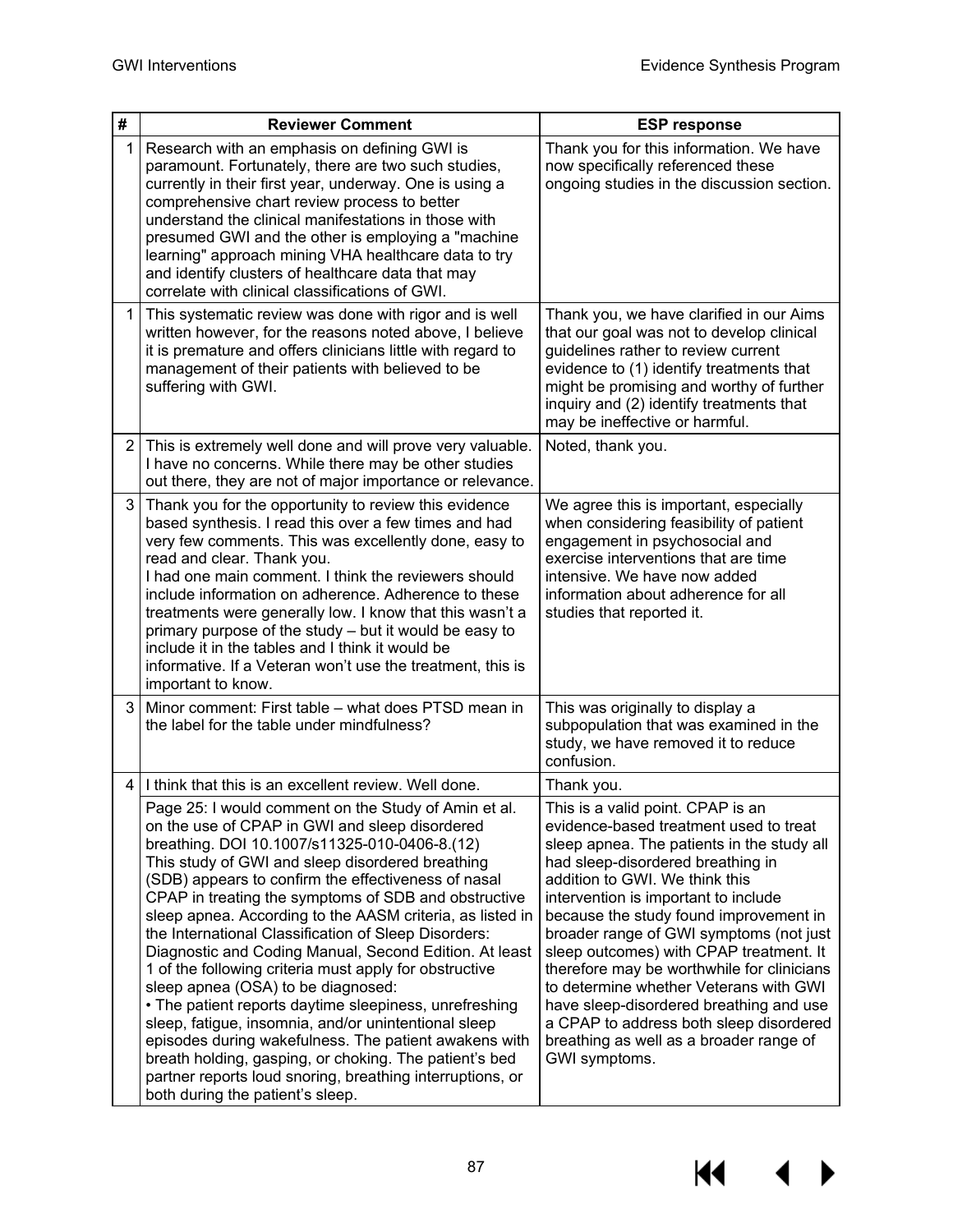| # | Reviewer Comment | ESP response |
|---|---|---|
| 1 | Research with an emphasis on defining GWI is paramount. Fortunately, there are two such studies, currently in their first year, underway. One is using a comprehensive chart review process to better understand the clinical manifestations in those with presumed GWI and the other is employing a "machine learning" approach mining VHA healthcare data to try and identify clusters of healthcare data that may correlate with clinical classifications of GWI. | Thank you for this information. We have now specifically referenced these ongoing studies in the discussion section. |
| 1 | This systematic review was done with rigor and is well written however, for the reasons noted above, I believe it is premature and offers clinicians little with regard to management of their patients with believed to be suffering with GWI. | Thank you, we have clarified in our Aims that our goal was not to develop clinical guidelines rather to review current evidence to (1) identify treatments that might be promising and worthy of further inquiry and (2) identify treatments that may be ineffective or harmful. |
| 2 | This is extremely well done and will prove very valuable. I have no concerns. While there may be other studies out there, they are not of major importance or relevance. | Noted, thank you. |
| 3 | Thank you for the opportunity to review this evidence based synthesis. I read this over a few times and had very few comments. This was excellently done, easy to read and clear. Thank you.<br>I had one main comment. I think the reviewers should include information on adherence. Adherence to these treatments were generally low. I know that this wasn't a primary purpose of the study – but it would be easy to include it in the tables and I think it would be informative. If a Veteran won't use the treatment, this is important to know. | We agree this is important, especially when considering feasibility of patient engagement in psychosocial and exercise interventions that are time intensive. We have now added information about adherence for all studies that reported it. |
| 3 | Minor comment: First table – what does PTSD mean in the label for the table under mindfulness? | This was originally to display a subpopulation that was examined in the study, we have removed it to reduce confusion. |
| 4 | I think that this is an excellent review. Well done. | Thank you. |
| | Page 25: I would comment on the Study of Amin et al. on the use of CPAP in GWI and sleep disordered breathing. DOI 10.1007/s11325-010-0406-8.(12)<br>This study of GWI and sleep disordered breathing (SDB) appears to confirm the effectiveness of nasal CPAP in treating the symptoms of SDB and obstructive sleep apnea. According to the AASM criteria, as listed in the International Classification of Sleep Disorders: Diagnostic and Coding Manual, Second Edition. At least 1 of the following criteria must apply for obstructive sleep apnea (OSA) to be diagnosed:<br>• The patient reports daytime sleepiness, unrefreshing sleep, fatigue, insomnia, and/or unintentional sleep episodes during wakefulness. The patient awakens with breath holding, gasping, or choking. The patient's bed partner reports loud snoring, breathing interruptions, or both during the patient's sleep. | This is a valid point. CPAP is an evidence-based treatment used to treat sleep apnea. The patients in the study all had sleep-disordered breathing in addition to GWI. We think this intervention is important to include because the study found improvement in broader range of GWI symptoms (not just sleep outcomes) with CPAP treatment. It therefore may be worthwhile for clinicians to determine whether Veterans with GWI have sleep-disordered breathing and use a CPAP to address both sleep disordered breathing as well as a broader range of GWI symptoms. |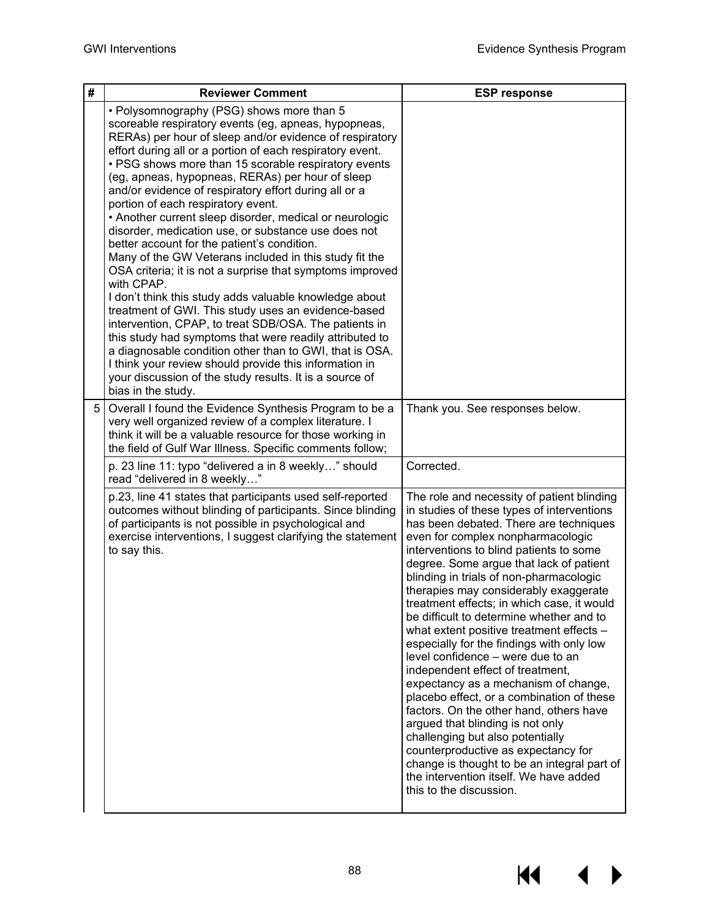| # | Reviewer Comment | ESP response |
|---|---|---|
| | • Polysomnography (PSG) shows more than 5 scoreable respiratory events (eg, apneas, hypopneas, RERAs) per hour of sleep and/or evidence of respiratory effort during all or a portion of each respiratory event.<br>• PSG shows more than 15 scorable respiratory events (eg, apneas, hypopneas, RERAs) per hour of sleep and/or evidence of respiratory effort during all or a portion of each respiratory event.<br>• Another current sleep disorder, medical or neurologic disorder, medication use, or substance use does not better account for the patient's condition.<br>Many of the GW Veterans included in this study fit the OSA criteria; it is not a surprise that symptoms improved with CPAP.<br>I don't think this study adds valuable knowledge about treatment of GWI. This study uses an evidence-based intervention, CPAP, to treat SDB/OSA. The patients in this study had symptoms that were readily attributed to a diagnosable condition other than to GWI, that is OSA. I think your review should provide this information in your discussion of the study results. It is a source of bias in the study. | |
| 5 | Overall I found the Evidence Synthesis Program to be a very well organized review of a complex literature. I think it will be a valuable resource for those working in the field of Gulf War Illness. Specific comments follow; | Thank you. See responses below. |
| | p. 23 line 11: typo "delivered a in 8 weekly…" should read "delivered in 8 weekly…" | Corrected. |
| | p.23, line 41 states that participants used self-reported outcomes without blinding of participants. Since blinding of participants is not possible in psychological and exercise interventions, I suggest clarifying the statement to say this. | The role and necessity of patient blinding in studies of these types of interventions has been debated. There are techniques even for complex nonpharmacologic interventions to blind patients to some degree. Some argue that lack of patient blinding in trials of non-pharmacologic therapies may considerably exaggerate treatment effects; in which case, it would be difficult to determine whether and to what extent positive treatment effects – especially for the findings with only low level confidence – were due to an independent effect of treatment, expectancy as a mechanism of change, placebo effect, or a combination of these factors. On the other hand, others have argued that blinding is not only challenging but also potentially counterproductive as expectancy for change is thought to be an integral part of the intervention itself. We have added this to the discussion. |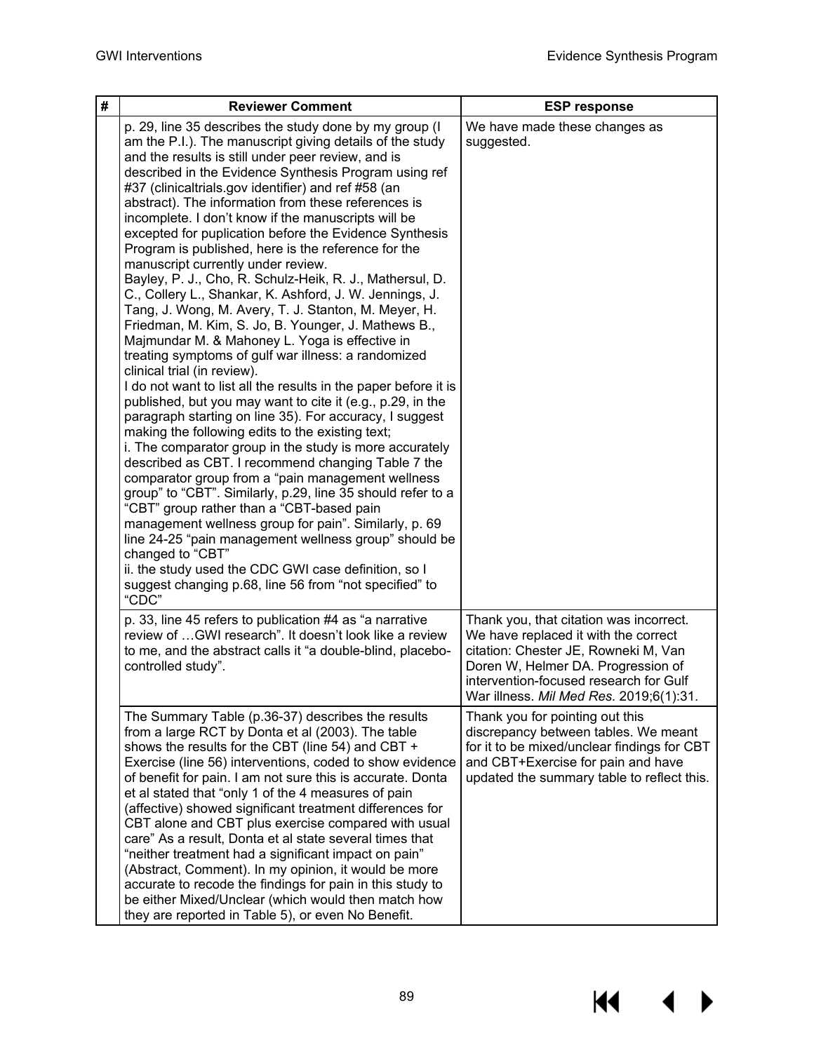| # | Reviewer Comment | ESP response |
|---|---|---|
| | p. 29, line 35 describes the study done by my group (I am the P.I.). The manuscript giving details of the study and the results is still under peer review, and is described in the Evidence Synthesis Program using ref #37 (clinicaltrials.gov identifier) and ref #58 (an abstract). The information from these references is incomplete. I don't know if the manuscripts will be excepted for puplication before the Evidence Synthesis Program is published, here is the reference for the manuscript currently under review.<br>Bayley, P. J., Cho, R. Schulz-Heik, R. J., Mathersul, D. C., Collery L., Shankar, K. Ashford, J. W. Jennings, J. Tang, J. Wong, M. Avery, T. J. Stanton, M. Meyer, H. Friedman, M. Kim, S. Jo, B. Younger, J. Mathews B., Majmundar M. & Mahoney L. Yoga is effective in treating symptoms of gulf war illness: a randomized clinical trial (in review).<br>I do not want to list all the results in the paper before it is published, but you may want to cite it (e.g., p.29, in the paragraph starting on line 35). For accuracy, I suggest making the following edits to the existing text;<br>i. The comparator group in the study is more accurately described as CBT. I recommend changing Table 7 the comparator group from a "pain management wellness group" to "CBT". Similarly, p.29, line 35 should refer to a "CBT" group rather than a "CBT-based pain management wellness group for pain". Similarly, p. 69 line 24-25 "pain management wellness group" should be changed to "CBT"<br>ii. the study used the CDC GWI case definition, so I suggest changing p.68, line 56 from "not specified" to "CDC" | We have made these changes as suggested. |
| | p. 33, line 45 refers to publication #4 as "a narrative review of …GWI research". It doesn't look like a review to me, and the abstract calls it "a double-blind, placebo-controlled study". | Thank you, that citation was incorrect. We have replaced it with the correct citation: Chester JE, Rowneki M, Van Doren W, Helmer DA. Progression of intervention-focused research for Gulf War illness. *Mil Med Res*. 2019;6(1):31. |
| | The Summary Table (p.36-37) describes the results from a large RCT by Donta et al (2003). The table shows the results for the CBT (line 54) and CBT + Exercise (line 56) interventions, coded to show evidence of benefit for pain. I am not sure this is accurate. Donta et al stated that "only 1 of the 4 measures of pain (affective) showed significant treatment differences for CBT alone and CBT plus exercise compared with usual care" As a result, Donta et al state several times that "neither treatment had a significant impact on pain" (Abstract, Comment). In my opinion, it would be more accurate to recode the findings for pain in this study to be either Mixed/Unclear (which would then match how they are reported in Table 5), or even No Benefit. | Thank you for pointing out this discrepancy between tables. We meant for it to be mixed/unclear findings for CBT and CBT+Exercise for pain and have updated the summary table to reflect this. |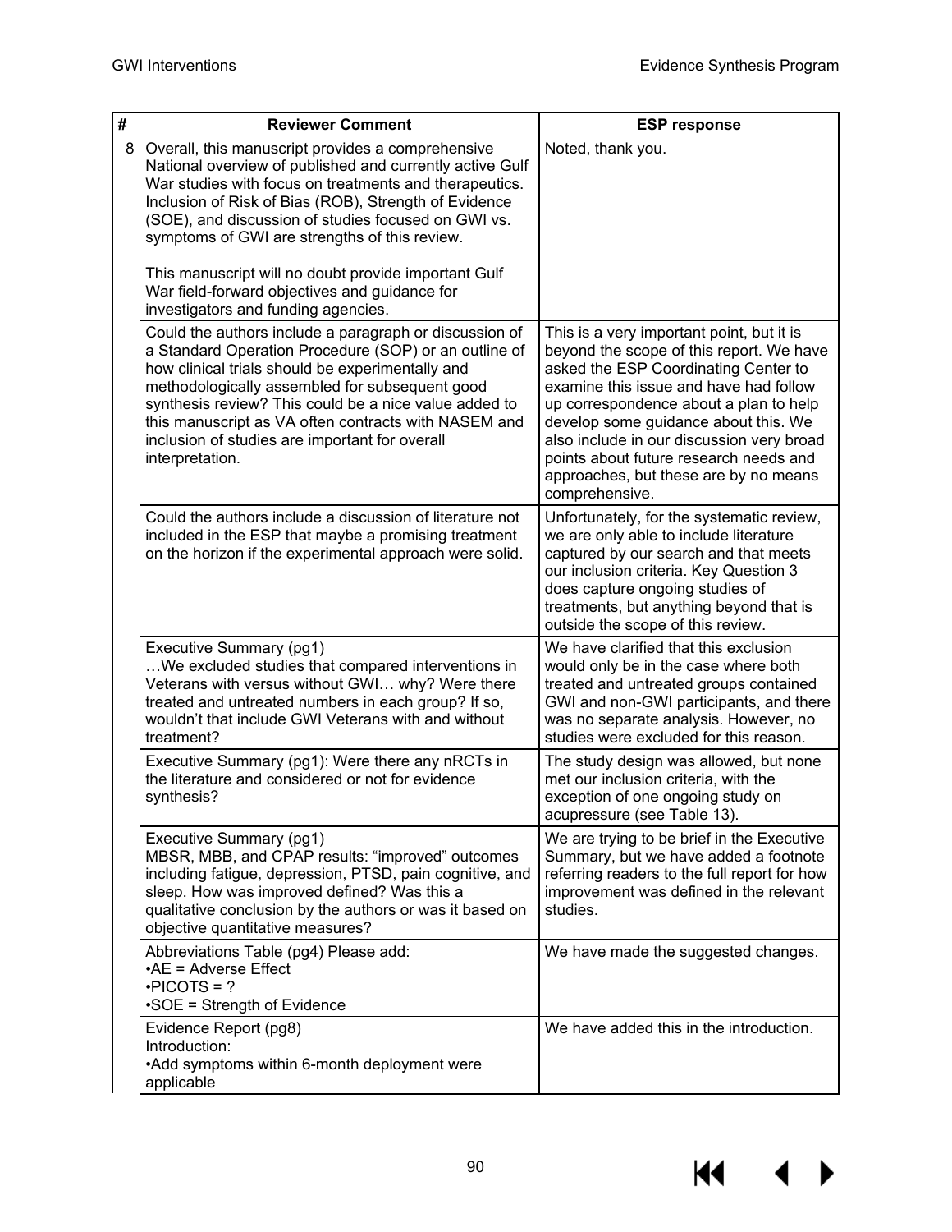| # | Reviewer Comment | ESP response |
|---|---|---|
| 8 | Overall, this manuscript provides a comprehensive National overview of published and currently active Gulf War studies with focus on treatments and therapeutics. Inclusion of Risk of Bias (ROB), Strength of Evidence (SOE), and discussion of studies focused on GWI vs. symptoms of GWI are strengths of this review.<br><br>This manuscript will no doubt provide important Gulf War field-forward objectives and guidance for investigators and funding agencies. | Noted, thank you. |
| | Could the authors include a paragraph or discussion of a Standard Operation Procedure (SOP) or an outline of how clinical trials should be experimentally and methodologically assembled for subsequent good synthesis review? This could be a nice value added to this manuscript as VA often contracts with NASEM and inclusion of studies are important for overall interpretation. | This is a very important point, but it is beyond the scope of this report. We have asked the ESP Coordinating Center to examine this issue and have had follow up correspondence about a plan to help develop some guidance about this. We also include in our discussion very broad points about future research needs and approaches, but these are by no means comprehensive. |
| | Could the authors include a discussion of literature not included in the ESP that maybe a promising treatment on the horizon if the experimental approach were solid. | Unfortunately, for the systematic review, we are only able to include literature captured by our search and that meets our inclusion criteria. Key Question 3 does capture ongoing studies of treatments, but anything beyond that is outside the scope of this review. |
| | Executive Summary (pg1)<br>…We excluded studies that compared interventions in Veterans with versus without GWI… why? Were there treated and untreated numbers in each group? If so, wouldn't that include GWI Veterans with and without treatment? | We have clarified that this exclusion would only be in the case where both treated and untreated groups contained GWI and non-GWI participants, and there was no separate analysis. However, no studies were excluded for this reason. |
| | Executive Summary (pg1): Were there any nRCTs in the literature and considered or not for evidence synthesis? | The study design was allowed, but none met our inclusion criteria, with the exception of one ongoing study on acupressure (see Table 13). |
| | Executive Summary (pg1)<br>MBSR, MBB, and CPAP results: "improved" outcomes including fatigue, depression, PTSD, pain cognitive, and sleep. How was improved defined? Was this a qualitative conclusion by the authors or was it based on objective quantitative measures? | We are trying to be brief in the Executive Summary, but we have added a footnote referring readers to the full report for how improvement was defined in the relevant studies. |
| | Abbreviations Table (pg4) Please add:<br>•AE = Adverse Effect<br>•PICOTS = ?<br>•SOE = Strength of Evidence | We have made the suggested changes. |
| | Evidence Report (pg8)<br>Introduction:<br>•Add symptoms within 6-month deployment were applicable | We have added this in the introduction. |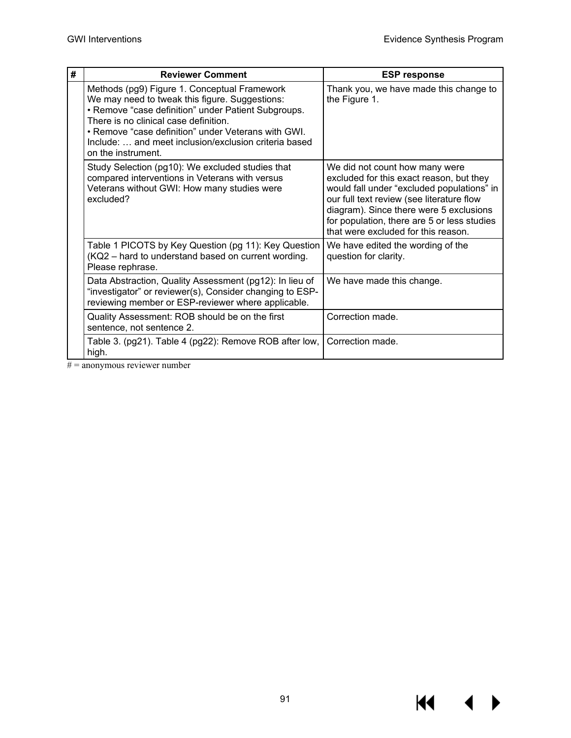| # | Reviewer Comment | ESP response |
|---|---|---|
| | Methods (pg9) Figure 1. Conceptual Framework<br>We may need to tweak this figure. Suggestions:<br>• Remove "case definition" under Patient Subgroups. There is no clinical case definition.<br>• Remove "case definition" under Veterans with GWI. Include: … and meet inclusion/exclusion criteria based on the instrument. | Thank you, we have made this change to the Figure 1. |
| | Study Selection (pg10): We excluded studies that compared interventions in Veterans with versus Veterans without GWI: How many studies were excluded? | We did not count how many were excluded for this exact reason, but they would fall under "excluded populations" in our full text review (see literature flow diagram). Since there were 5 exclusions for population, there are 5 or less studies that were excluded for this reason. |
| | Table 1 PICOTS by Key Question (pg 11): Key Question (KQ2 – hard to understand based on current wording. Please rephrase. | We have edited the wording of the question for clarity. |
| | Data Abstraction, Quality Assessment (pg12): In lieu of "investigator" or reviewer(s), Consider changing to ESP-reviewing member or ESP-reviewer where applicable. | We have made this change. |
| | Quality Assessment: ROB should be on the first sentence, not sentence 2. | Correction made. |
| | Table 3. (pg21). Table 4 (pg22): Remove ROB after low, high. | Correction made. |

# = anonymous reviewer number